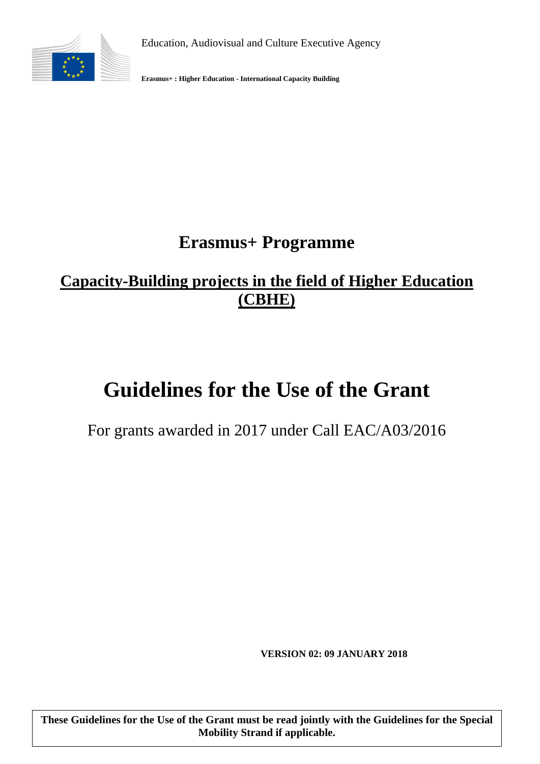Education, Audiovisual and Culture Executive Agency

**Erasmus+ : Higher Education - International Capacity Building**

# Erasmus+ Programme

## Capacity-Building projects in the field of Higher Education (CBHE)

# Guidelines for the Use of the Grant

For grants awarded in 2017 under Call EAC/A03/2016

**VERSION 02: 09 JANUARY 2018**

**These Guidelines for the Use of the Grant must be read jointly with the Guidelines for the Special Mobility Strand if applicable.**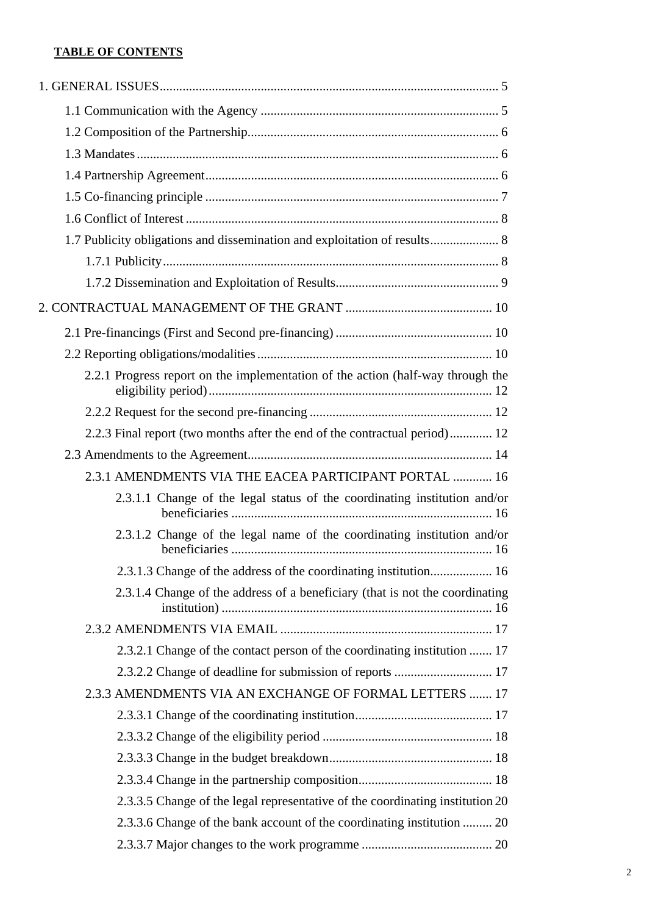**TABLE OF CONTENTS**

1. GENERAL ISSUES ........ 5
    - 1.1 Communication with the Agency ........ 5
    - 1.2 Composition of the Partnership ........ 6
    - 1.3 Mandates ........ 6
    - 1.4 Partnership Agreement ........ 6
    - 1.5 Co-financing principle ........ 7
    - 1.6 Conflict of Interest ........ 8
    - 1.7 Publicity obligations and dissemination and exploitation of results ........ 8
        - 1.7.1 Publicity ........ 8
        - 1.7.2 Dissemination and Exploitation of Results ........ 9
2. CONTRACTUAL MANAGEMENT OF THE GRANT ........ 10
    - 2.1 Pre-financings (First and Second pre-financing) ........ 10
    - 2.2 Reporting obligations/modalities ........ 10
        - 2.2.1 Progress report on the implementation of the action (half-way through the eligibility period) ........ 12
        - 2.2.2 Request for the second pre-financing ........ 12
        - 2.2.3 Final report (two months after the end of the contractual period) ........ 12
    - 2.3 Amendments to the Agreement ........ 14
        - 2.3.1 AMENDMENTS VIA THE EACEA PARTICIPANT PORTAL ........ 16
            - 2.3.1.1 Change of the legal status of the coordinating institution and/or beneficiaries ........ 16
            - 2.3.1.2 Change of the legal name of the coordinating institution and/or beneficiaries ........ 16
            - 2.3.1.3 Change of the address of the coordinating institution ........ 16
            - 2.3.1.4 Change of the address of a beneficiary (that is not the coordinating institution) ........ 16
        - 2.3.2 AMENDMENTS VIA EMAIL ........ 17
            - 2.3.2.1 Change of the contact person of the coordinating institution ........ 17
            - 2.3.2.2 Change of deadline for submission of reports ........ 17
        - 2.3.3 AMENDMENTS VIA AN EXCHANGE OF FORMAL LETTERS ........ 17
            - 2.3.3.1 Change of the coordinating institution ........ 17
            - 2.3.3.2 Change of the eligibility period ........ 18
            - 2.3.3.3 Change in the budget breakdown ........ 18
            - 2.3.3.4 Change in the partnership composition ........ 18
            - 2.3.3.5 Change of the legal representative of the coordinating institution ........ 20
            - 2.3.3.6 Change of the bank account of the coordinating institution ........ 20
            - 2.3.3.7 Major changes to the work programme ........ 20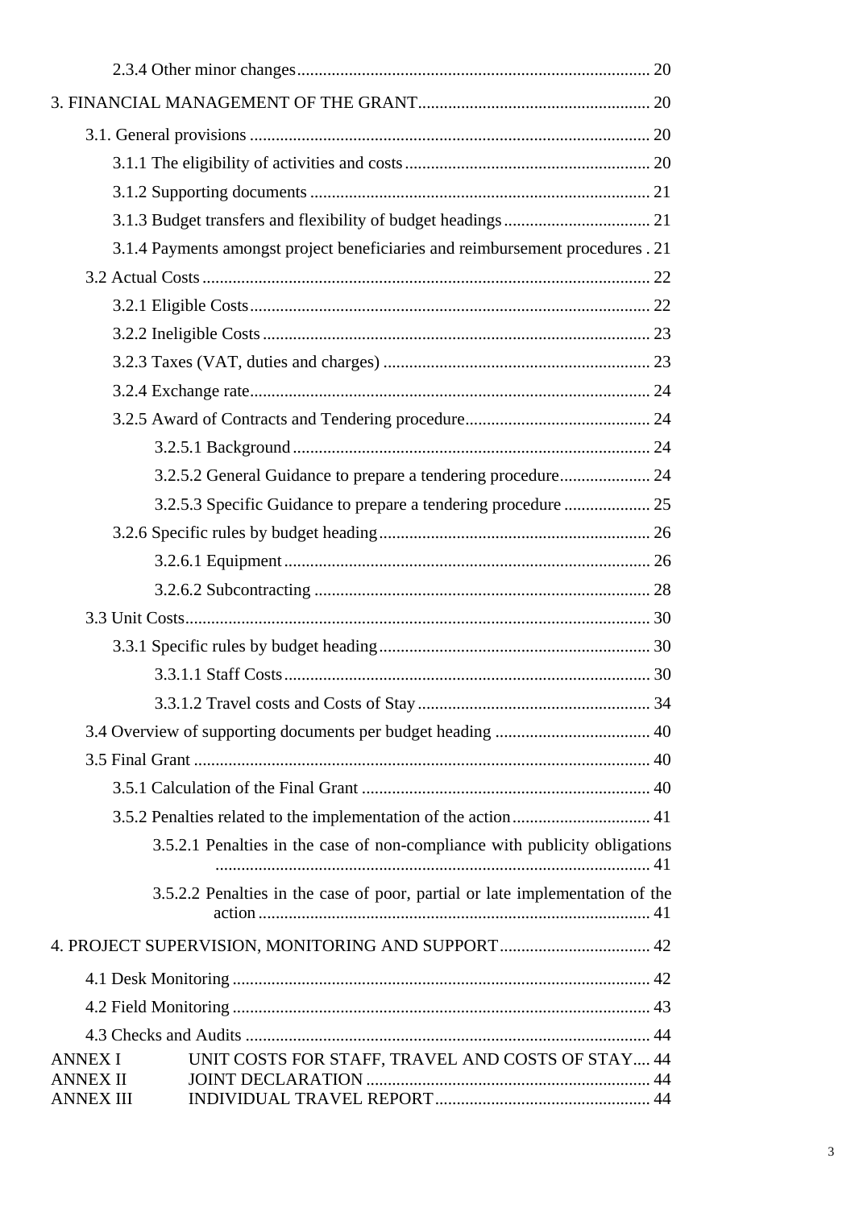2.3.4 Other minor changes ..... 20

3. FINANCIAL MANAGEMENT OF THE GRANT ..... 20

3.1. General provisions ..... 20

3.1.1 The eligibility of activities and costs ..... 20

3.1.2 Supporting documents ..... 21

3.1.3 Budget transfers and flexibility of budget headings ..... 21

3.1.4 Payments amongst project beneficiaries and reimbursement procedures . 21

3.2 Actual Costs ..... 22

3.2.1 Eligible Costs ..... 22

3.2.2 Ineligible Costs ..... 23

3.2.3 Taxes (VAT, duties and charges) ..... 23

3.2.4 Exchange rate ..... 24

3.2.5 Award of Contracts and Tendering procedure ..... 24

3.2.5.1 Background ..... 24

3.2.5.2 General Guidance to prepare a tendering procedure ..... 24

3.2.5.3 Specific Guidance to prepare a tendering procedure ..... 25

3.2.6 Specific rules by budget heading ..... 26

3.2.6.1 Equipment ..... 26

3.2.6.2 Subcontracting ..... 28

3.3 Unit Costs ..... 30

3.3.1 Specific rules by budget heading ..... 30

3.3.1.1 Staff Costs ..... 30

3.3.1.2 Travel costs and Costs of Stay ..... 34

3.4 Overview of supporting documents per budget heading ..... 40

3.5 Final Grant ..... 40

3.5.1 Calculation of the Final Grant ..... 40

3.5.2 Penalties related to the implementation of the action ..... 41

3.5.2.1 Penalties in the case of non-compliance with publicity obligations ..... 41

3.5.2.2 Penalties in the case of poor, partial or late implementation of the action ..... 41

4. PROJECT SUPERVISION, MONITORING AND SUPPORT ..... 42

4.1 Desk Monitoring ..... 42

4.2 Field Monitoring ..... 43

4.3 Checks and Audits ..... 44

ANNEX I UNIT COSTS FOR STAFF, TRAVEL AND COSTS OF STAY ..... 44

ANNEX II JOINT DECLARATION ..... 44

ANNEX III INDIVIDUAL TRAVEL REPORT ..... 44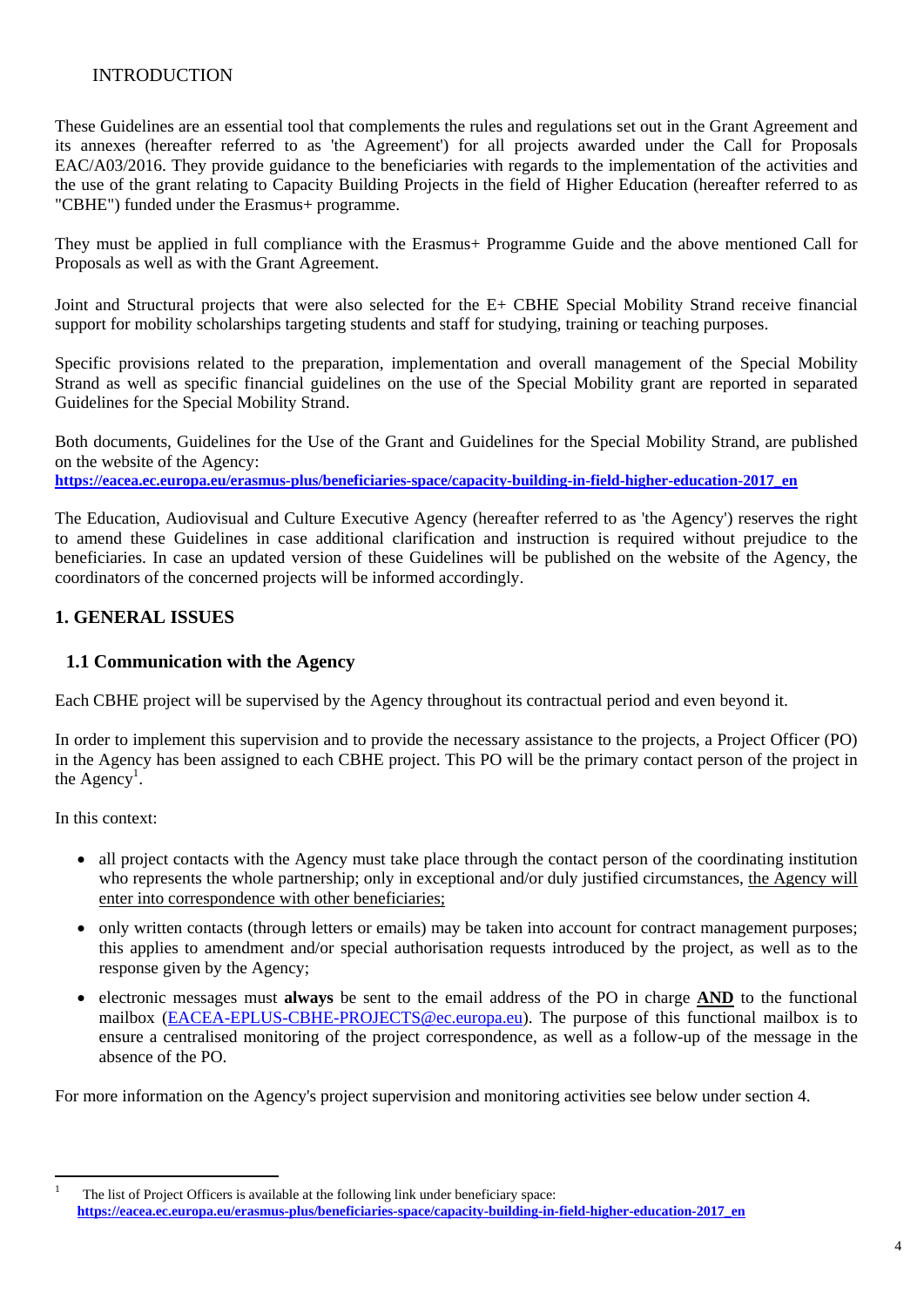## INTRODUCTION

These Guidelines are an essential tool that complements the rules and regulations set out in the Grant Agreement and its annexes (hereafter referred to as 'the Agreement') for all projects awarded under the Call for Proposals EAC/A03/2016. They provide guidance to the beneficiaries with regards to the implementation of the activities and the use of the grant relating to Capacity Building Projects in the field of Higher Education (hereafter referred to as "CBHE") funded under the Erasmus+ programme.

They must be applied in full compliance with the Erasmus+ Programme Guide and the above mentioned Call for Proposals as well as with the Grant Agreement.

Joint and Structural projects that were also selected for the E+ CBHE Special Mobility Strand receive financial support for mobility scholarships targeting students and staff for studying, training or teaching purposes.

Specific provisions related to the preparation, implementation and overall management of the Special Mobility Strand as well as specific financial guidelines on the use of the Special Mobility grant are reported in separated Guidelines for the Special Mobility Strand.

Both documents, Guidelines for the Use of the Grant and Guidelines for the Special Mobility Strand, are published on the website of the Agency:
**https://eacea.ec.europa.eu/erasmus-plus/beneficiaries-space/capacity-building-in-field-higher-education-2017_en**

The Education, Audiovisual and Culture Executive Agency (hereafter referred to as 'the Agency') reserves the right to amend these Guidelines in case additional clarification and instruction is required without prejudice to the beneficiaries. In case an updated version of these Guidelines will be published on the website of the Agency, the coordinators of the concerned projects will be informed accordingly.

# 1. GENERAL ISSUES

## 1.1 Communication with the Agency

Each CBHE project will be supervised by the Agency throughout its contractual period and even beyond it.

In order to implement this supervision and to provide the necessary assistance to the projects, a Project Officer (PO) in the Agency has been assigned to each CBHE project. This PO will be the primary contact person of the project in the Agency[1].

In this context:

- all project contacts with the Agency must take place through the contact person of the coordinating institution who represents the whole partnership; only in exceptional and/or duly justified circumstances, the Agency will enter into correspondence with other beneficiaries;
- only written contacts (through letters or emails) may be taken into account for contract management purposes; this applies to amendment and/or special authorisation requests introduced by the project, as well as to the response given by the Agency;
- electronic messages must **always** be sent to the email address of the PO in charge **AND** to the functional mailbox (EACEA-EPLUS-CBHE-PROJECTS@ec.europa.eu). The purpose of this functional mailbox is to ensure a centralised monitoring of the project correspondence, as well as a follow-up of the message in the absence of the PO.

For more information on the Agency's project supervision and monitoring activities see below under section 4.

[1] The list of Project Officers is available at the following link under beneficiary space: **https://eacea.ec.europa.eu/erasmus-plus/beneficiaries-space/capacity-building-in-field-higher-education-2017_en**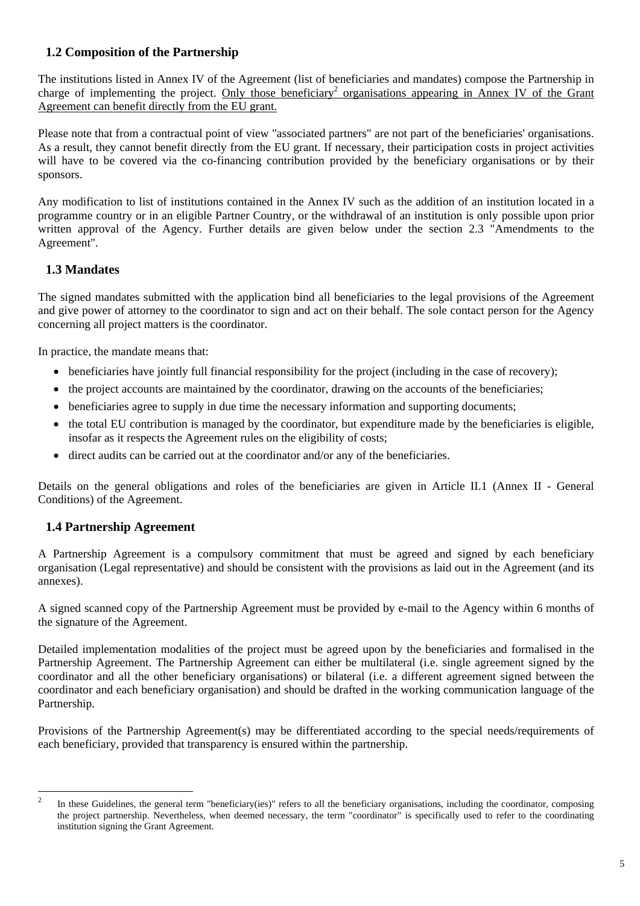## 1.2 Composition of the Partnership

The institutions listed in Annex IV of the Agreement (list of beneficiaries and mandates) compose the Partnership in charge of implementing the project. Only those beneficiary[2] organisations appearing in Annex IV of the Grant Agreement can benefit directly from the EU grant.

Please note that from a contractual point of view "associated partners" are not part of the beneficiaries' organisations. As a result, they cannot benefit directly from the EU grant. If necessary, their participation costs in project activities will have to be covered via the co-financing contribution provided by the beneficiary organisations or by their sponsors.

Any modification to list of institutions contained in the Annex IV such as the addition of an institution located in a programme country or in an eligible Partner Country, or the withdrawal of an institution is only possible upon prior written approval of the Agency. Further details are given below under the section 2.3 "Amendments to the Agreement".

## 1.3 Mandates

The signed mandates submitted with the application bind all beneficiaries to the legal provisions of the Agreement and give power of attorney to the coordinator to sign and act on their behalf. The sole contact person for the Agency concerning all project matters is the coordinator.

In practice, the mandate means that:

- beneficiaries have jointly full financial responsibility for the project (including in the case of recovery);
- the project accounts are maintained by the coordinator, drawing on the accounts of the beneficiaries;
- beneficiaries agree to supply in due time the necessary information and supporting documents;
- the total EU contribution is managed by the coordinator, but expenditure made by the beneficiaries is eligible, insofar as it respects the Agreement rules on the eligibility of costs;
- direct audits can be carried out at the coordinator and/or any of the beneficiaries.

Details on the general obligations and roles of the beneficiaries are given in Article II.1 (Annex II - General Conditions) of the Agreement.

## 1.4 Partnership Agreement

A Partnership Agreement is a compulsory commitment that must be agreed and signed by each beneficiary organisation (Legal representative) and should be consistent with the provisions as laid out in the Agreement (and its annexes).

A signed scanned copy of the Partnership Agreement must be provided by e-mail to the Agency within 6 months of the signature of the Agreement.

Detailed implementation modalities of the project must be agreed upon by the beneficiaries and formalised in the Partnership Agreement. The Partnership Agreement can either be multilateral (i.e. single agreement signed by the coordinator and all the other beneficiary organisations) or bilateral (i.e. a different agreement signed between the coordinator and each beneficiary organisation) and should be drafted in the working communication language of the Partnership.

Provisions of the Partnership Agreement(s) may be differentiated according to the special needs/requirements of each beneficiary, provided that transparency is ensured within the partnership.

---

[2] In these Guidelines, the general term "beneficiary(ies)" refers to all the beneficiary organisations, including the coordinator, composing the project partnership. Nevertheless, when deemed necessary, the term "coordinator" is specifically used to refer to the coordinating institution signing the Grant Agreement.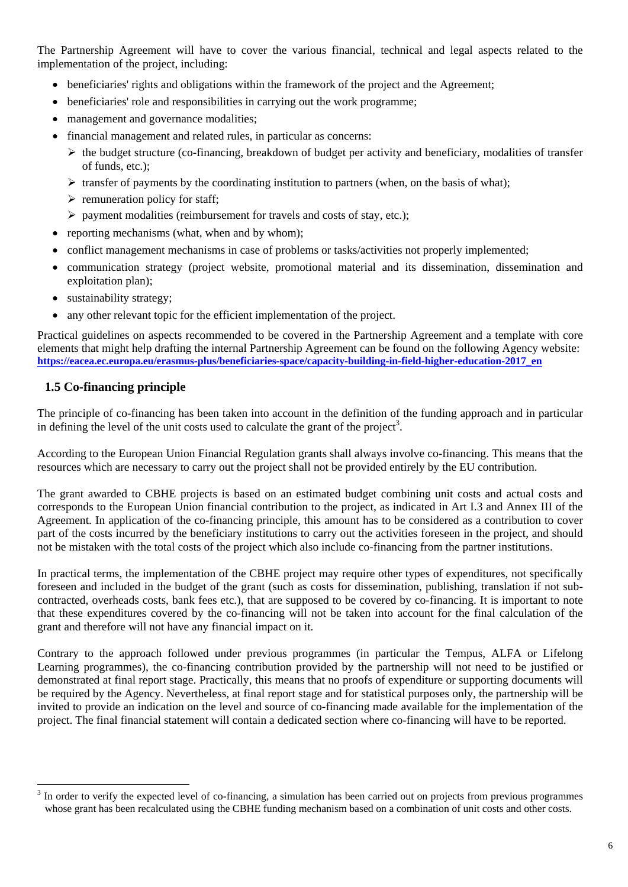The Partnership Agreement will have to cover the various financial, technical and legal aspects related to the implementation of the project, including:

- beneficiaries' rights and obligations within the framework of the project and the Agreement;
- beneficiaries' role and responsibilities in carrying out the work programme;
- management and governance modalities;
- financial management and related rules, in particular as concerns:
  - the budget structure (co-financing, breakdown of budget per activity and beneficiary, modalities of transfer of funds, etc.);
  - transfer of payments by the coordinating institution to partners (when, on the basis of what);
  - remuneration policy for staff;
  - payment modalities (reimbursement for travels and costs of stay, etc.);
- reporting mechanisms (what, when and by whom);
- conflict management mechanisms in case of problems or tasks/activities not properly implemented;
- communication strategy (project website, promotional material and its dissemination, dissemination and exploitation plan);
- sustainability strategy;
- any other relevant topic for the efficient implementation of the project.

Practical guidelines on aspects recommended to be covered in the Partnership Agreement and a template with core elements that might help drafting the internal Partnership Agreement can be found on the following Agency website: **https://eacea.ec.europa.eu/erasmus-plus/beneficiaries-space/capacity-building-in-field-higher-education-2017_en**

## 1.5 Co-financing principle

The principle of co-financing has been taken into account in the definition of the funding approach and in particular in defining the level of the unit costs used to calculate the grant of the project[3].

According to the European Union Financial Regulation grants shall always involve co-financing. This means that the resources which are necessary to carry out the project shall not be provided entirely by the EU contribution.

The grant awarded to CBHE projects is based on an estimated budget combining unit costs and actual costs and corresponds to the European Union financial contribution to the project, as indicated in Art I.3 and Annex III of the Agreement. In application of the co-financing principle, this amount has to be considered as a contribution to cover part of the costs incurred by the beneficiary institutions to carry out the activities foreseen in the project, and should not be mistaken with the total costs of the project which also include co-financing from the partner institutions.

In practical terms, the implementation of the CBHE project may require other types of expenditures, not specifically foreseen and included in the budget of the grant (such as costs for dissemination, publishing, translation if not sub-contracted, overheads costs, bank fees etc.), that are supposed to be covered by co-financing. It is important to note that these expenditures covered by the co-financing will not be taken into account for the final calculation of the grant and therefore will not have any financial impact on it.

Contrary to the approach followed under previous programmes (in particular the Tempus, ALFA or Lifelong Learning programmes), the co-financing contribution provided by the partnership will not need to be justified or demonstrated at final report stage. Practically, this means that no proofs of expenditure or supporting documents will be required by the Agency. Nevertheless, at final report stage and for statistical purposes only, the partnership will be invited to provide an indication on the level and source of co-financing made available for the implementation of the project. The final financial statement will contain a dedicated section where co-financing will have to be reported.

[3] In order to verify the expected level of co-financing, a simulation has been carried out on projects from previous programmes whose grant has been recalculated using the CBHE funding mechanism based on a combination of unit costs and other costs.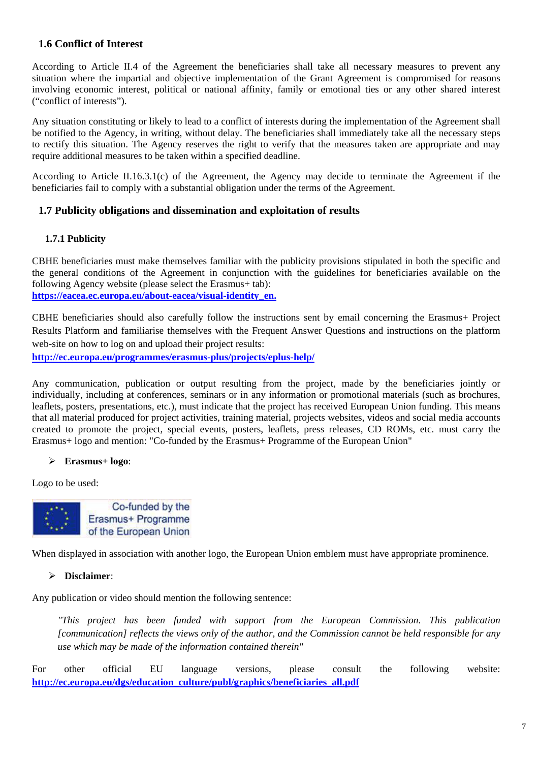## 1.6 Conflict of Interest

According to Article II.4 of the Agreement the beneficiaries shall take all necessary measures to prevent any situation where the impartial and objective implementation of the Grant Agreement is compromised for reasons involving economic interest, political or national affinity, family or emotional ties or any other shared interest ("conflict of interests").

Any situation constituting or likely to lead to a conflict of interests during the implementation of the Agreement shall be notified to the Agency, in writing, without delay. The beneficiaries shall immediately take all the necessary steps to rectify this situation. The Agency reserves the right to verify that the measures taken are appropriate and may require additional measures to be taken within a specified deadline.

According to Article II.16.3.1(c) of the Agreement, the Agency may decide to terminate the Agreement if the beneficiaries fail to comply with a substantial obligation under the terms of the Agreement.

## 1.7 Publicity obligations and dissemination and exploitation of results

### 1.7.1 Publicity

CBHE beneficiaries must make themselves familiar with the publicity provisions stipulated in both the specific and the general conditions of the Agreement in conjunction with the guidelines for beneficiaries available on the following Agency website (please select the Erasmus+ tab):
**https://eacea.ec.europa.eu/about-eacea/visual-identity_en.**

CBHE beneficiaries should also carefully follow the instructions sent by email concerning the Erasmus+ Project Results Platform and familiarise themselves with the Frequent Answer Questions and instructions on the platform web-site on how to log on and upload their project results:
**http://ec.europa.eu/programmes/erasmus-plus/projects/eplus-help/**

Any communication, publication or output resulting from the project, made by the beneficiaries jointly or individually, including at conferences, seminars or in any information or promotional materials (such as brochures, leaflets, posters, presentations, etc.), must indicate that the project has received European Union funding. This means that all material produced for project activities, training material, projects websites, videos and social media accounts created to promote the project, special events, posters, leaflets, press releases, CD ROMs, etc. must carry the Erasmus+ logo and mention: "Co-funded by the Erasmus+ Programme of the European Union"

- **Erasmus+ logo**:

Logo to be used:

Co-funded by the Erasmus+ Programme of the European Union

When displayed in association with another logo, the European Union emblem must have appropriate prominence.

- **Disclaimer**:

Any publication or video should mention the following sentence:

> *"This project has been funded with support from the European Commission. This publication [communication] reflects the views only of the author, and the Commission cannot be held responsible for any use which may be made of the information contained therein"*

For other official EU language versions, please consult the following website: **http://ec.europa.eu/dgs/education_culture/publ/graphics/beneficiaries_all.pdf**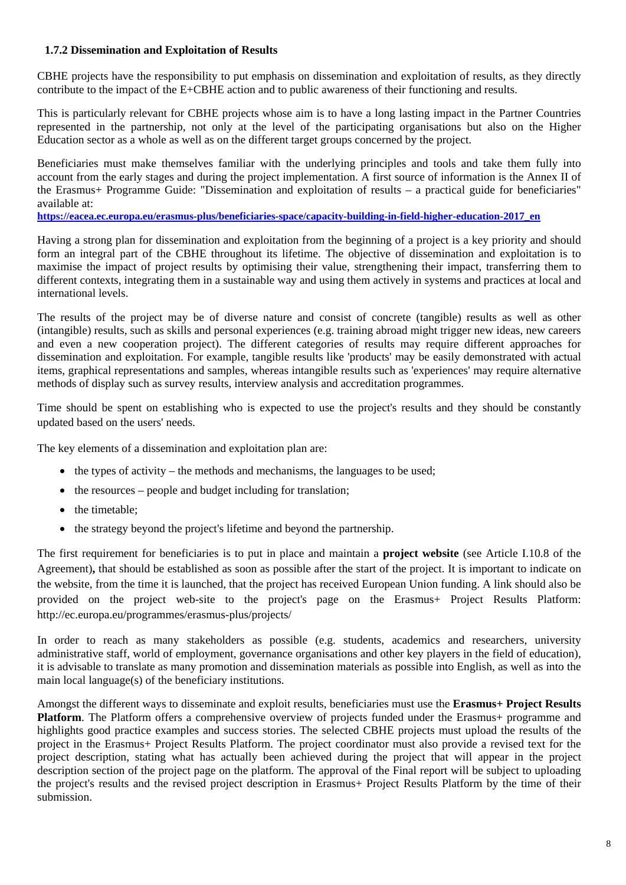### 1.7.2 Dissemination and Exploitation of Results

CBHE projects have the responsibility to put emphasis on dissemination and exploitation of results, as they directly contribute to the impact of the E+CBHE action and to public awareness of their functioning and results.

This is particularly relevant for CBHE projects whose aim is to have a long lasting impact in the Partner Countries represented in the partnership, not only at the level of the participating organisations but also on the Higher Education sector as a whole as well as on the different target groups concerned by the project.

Beneficiaries must make themselves familiar with the underlying principles and tools and take them fully into account from the early stages and during the project implementation. A first source of information is the Annex II of the Erasmus+ Programme Guide: "Dissemination and exploitation of results – a practical guide for beneficiaries" available at:
**https://eacea.ec.europa.eu/erasmus-plus/beneficiaries-space/capacity-building-in-field-higher-education-2017_en**

Having a strong plan for dissemination and exploitation from the beginning of a project is a key priority and should form an integral part of the CBHE throughout its lifetime. The objective of dissemination and exploitation is to maximise the impact of project results by optimising their value, strengthening their impact, transferring them to different contexts, integrating them in a sustainable way and using them actively in systems and practices at local and international levels.

The results of the project may be of diverse nature and consist of concrete (tangible) results as well as other (intangible) results, such as skills and personal experiences (e.g. training abroad might trigger new ideas, new careers and even a new cooperation project). The different categories of results may require different approaches for dissemination and exploitation. For example, tangible results like 'products' may be easily demonstrated with actual items, graphical representations and samples, whereas intangible results such as 'experiences' may require alternative methods of display such as survey results, interview analysis and accreditation programmes.

Time should be spent on establishing who is expected to use the project's results and they should be constantly updated based on the users' needs.

The key elements of a dissemination and exploitation plan are:

- the types of activity – the methods and mechanisms, the languages to be used;
- the resources – people and budget including for translation;
- the timetable;
- the strategy beyond the project's lifetime and beyond the partnership.

The first requirement for beneficiaries is to put in place and maintain a **project website** (see Article I.10.8 of the Agreement)**,** that should be established as soon as possible after the start of the project. It is important to indicate on the website, from the time it is launched, that the project has received European Union funding. A link should also be provided on the project web-site to the project's page on the Erasmus+ Project Results Platform: http://ec.europa.eu/programmes/erasmus-plus/projects/

In order to reach as many stakeholders as possible (e.g. students, academics and researchers, university administrative staff, world of employment, governance organisations and other key players in the field of education), it is advisable to translate as many promotion and dissemination materials as possible into English, as well as into the main local language(s) of the beneficiary institutions.

Amongst the different ways to disseminate and exploit results, beneficiaries must use the **Erasmus+ Project Results Platform**. The Platform offers a comprehensive overview of projects funded under the Erasmus+ programme and highlights good practice examples and success stories. The selected CBHE projects must upload the results of the project in the Erasmus+ Project Results Platform. The project coordinator must also provide a revised text for the project description, stating what has actually been achieved during the project that will appear in the project description section of the project page on the platform. The approval of the Final report will be subject to uploading the project's results and the revised project description in Erasmus+ Project Results Platform by the time of their submission.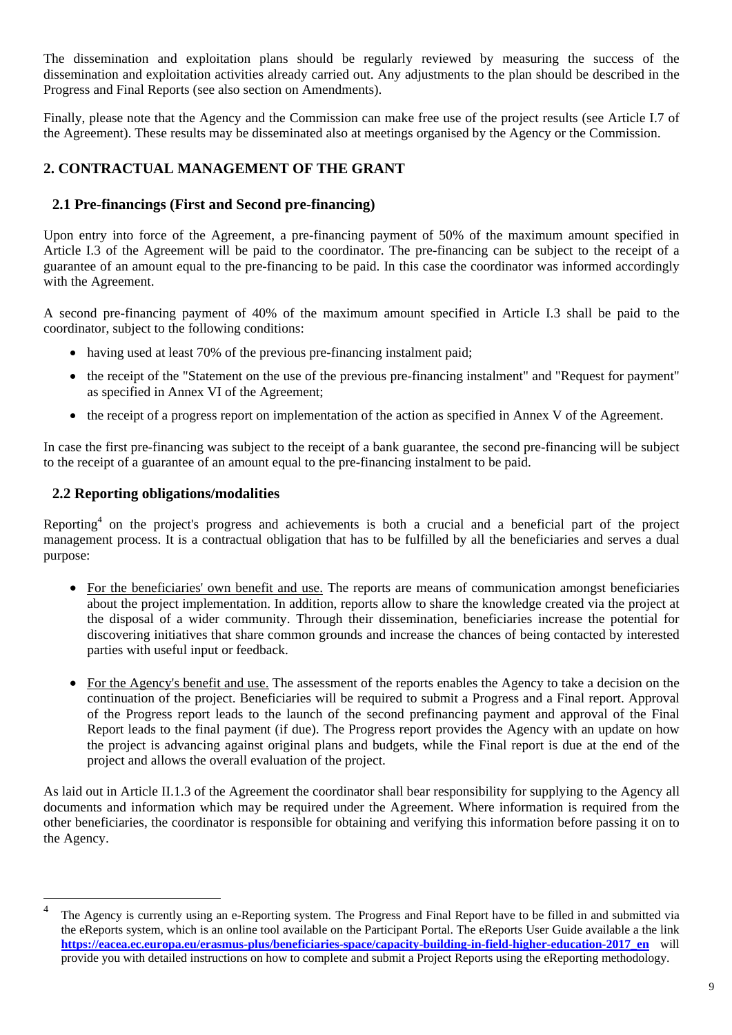The dissemination and exploitation plans should be regularly reviewed by measuring the success of the dissemination and exploitation activities already carried out. Any adjustments to the plan should be described in the Progress and Final Reports (see also section on Amendments).

Finally, please note that the Agency and the Commission can make free use of the project results (see Article I.7 of the Agreement). These results may be disseminated also at meetings organised by the Agency or the Commission.

## 2. CONTRACTUAL MANAGEMENT OF THE GRANT

### 2.1 Pre-financings (First and Second pre-financing)

Upon entry into force of the Agreement, a pre-financing payment of 50% of the maximum amount specified in Article I.3 of the Agreement will be paid to the coordinator. The pre-financing can be subject to the receipt of a guarantee of an amount equal to the pre-financing to be paid. In this case the coordinator was informed accordingly with the Agreement.

A second pre-financing payment of 40% of the maximum amount specified in Article I.3 shall be paid to the coordinator, subject to the following conditions:

- having used at least 70% of the previous pre-financing instalment paid;
- the receipt of the "Statement on the use of the previous pre-financing instalment" and "Request for payment" as specified in Annex VI of the Agreement;
- the receipt of a progress report on implementation of the action as specified in Annex V of the Agreement.

In case the first pre-financing was subject to the receipt of a bank guarantee, the second pre-financing will be subject to the receipt of a guarantee of an amount equal to the pre-financing instalment to be paid.

### 2.2 Reporting obligations/modalities

Reporting[4] on the project's progress and achievements is both a crucial and a beneficial part of the project management process. It is a contractual obligation that has to be fulfilled by all the beneficiaries and serves a dual purpose:

- For the beneficiaries' own benefit and use. The reports are means of communication amongst beneficiaries about the project implementation. In addition, reports allow to share the knowledge created via the project at the disposal of a wider community. Through their dissemination, beneficiaries increase the potential for discovering initiatives that share common grounds and increase the chances of being contacted by interested parties with useful input or feedback.

- For the Agency's benefit and use. The assessment of the reports enables the Agency to take a decision on the continuation of the project. Beneficiaries will be required to submit a Progress and a Final report. Approval of the Progress report leads to the launch of the second prefinancing payment and approval of the Final Report leads to the final payment (if due). The Progress report provides the Agency with an update on how the project is advancing against original plans and budgets, while the Final report is due at the end of the project and allows the overall evaluation of the project.

As laid out in Article II.1.3 of the Agreement the coordinator shall bear responsibility for supplying to the Agency all documents and information which may be required under the Agreement. Where information is required from the other beneficiaries, the coordinator is responsible for obtaining and verifying this information before passing it on to the Agency.

---

[4] The Agency is currently using an e-Reporting system. The Progress and Final Report have to be filled in and submitted via the eReports system, which is an online tool available on the Participant Portal. The eReports User Guide available a the link **https://eacea.ec.europa.eu/erasmus-plus/beneficiaries-space/capacity-building-in-field-higher-education-2017_en** will provide you with detailed instructions on how to complete and submit a Project Reports using the eReporting methodology.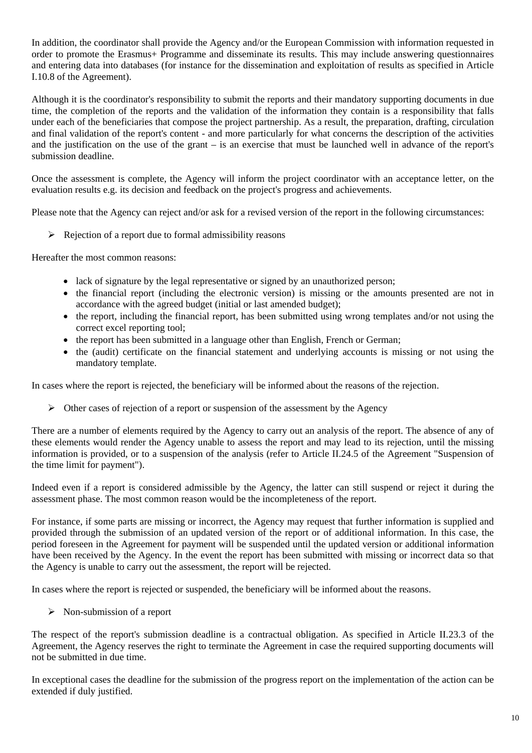In addition, the coordinator shall provide the Agency and/or the European Commission with information requested in order to promote the Erasmus+ Programme and disseminate its results. This may include answering questionnaires and entering data into databases (for instance for the dissemination and exploitation of results as specified in Article I.10.8 of the Agreement).

Although it is the coordinator's responsibility to submit the reports and their mandatory supporting documents in due time, the completion of the reports and the validation of the information they contain is a responsibility that falls under each of the beneficiaries that compose the project partnership. As a result, the preparation, drafting, circulation and final validation of the report's content - and more particularly for what concerns the description of the activities and the justification on the use of the grant – is an exercise that must be launched well in advance of the report's submission deadline.

Once the assessment is complete, the Agency will inform the project coordinator with an acceptance letter, on the evaluation results e.g. its decision and feedback on the project's progress and achievements.

Please note that the Agency can reject and/or ask for a revised version of the report in the following circumstances:

- Rejection of a report due to formal admissibility reasons

Hereafter the most common reasons:

- lack of signature by the legal representative or signed by an unauthorized person;
- the financial report (including the electronic version) is missing or the amounts presented are not in accordance with the agreed budget (initial or last amended budget);
- the report, including the financial report, has been submitted using wrong templates and/or not using the correct excel reporting tool;
- the report has been submitted in a language other than English, French or German;
- the (audit) certificate on the financial statement and underlying accounts is missing or not using the mandatory template.

In cases where the report is rejected, the beneficiary will be informed about the reasons of the rejection.

- Other cases of rejection of a report or suspension of the assessment by the Agency

There are a number of elements required by the Agency to carry out an analysis of the report. The absence of any of these elements would render the Agency unable to assess the report and may lead to its rejection, until the missing information is provided, or to a suspension of the analysis (refer to Article II.24.5 of the Agreement "Suspension of the time limit for payment").

Indeed even if a report is considered admissible by the Agency, the latter can still suspend or reject it during the assessment phase. The most common reason would be the incompleteness of the report.

For instance, if some parts are missing or incorrect, the Agency may request that further information is supplied and provided through the submission of an updated version of the report or of additional information. In this case, the period foreseen in the Agreement for payment will be suspended until the updated version or additional information have been received by the Agency. In the event the report has been submitted with missing or incorrect data so that the Agency is unable to carry out the assessment, the report will be rejected.

In cases where the report is rejected or suspended, the beneficiary will be informed about the reasons.

- Non-submission of a report

The respect of the report's submission deadline is a contractual obligation. As specified in Article II.23.3 of the Agreement, the Agency reserves the right to terminate the Agreement in case the required supporting documents will not be submitted in due time.

In exceptional cases the deadline for the submission of the progress report on the implementation of the action can be extended if duly justified.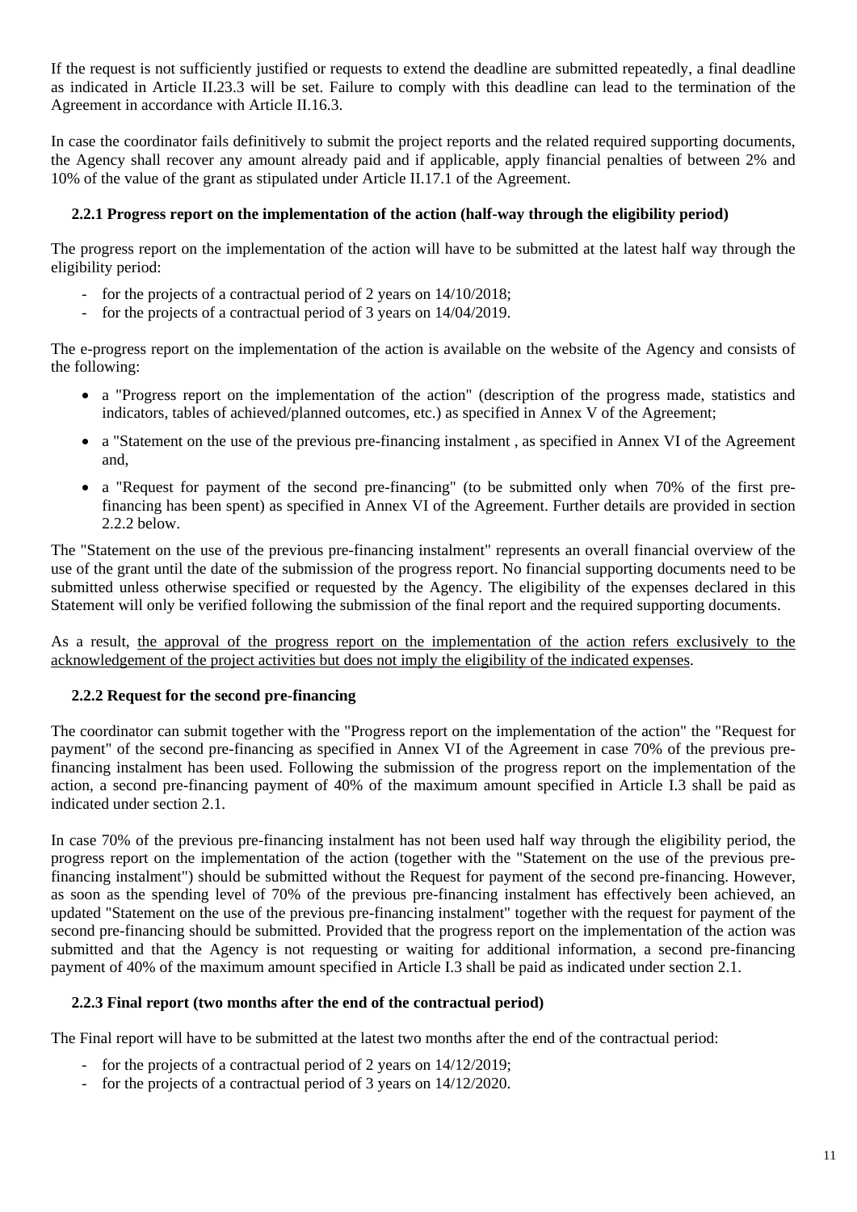If the request is not sufficiently justified or requests to extend the deadline are submitted repeatedly, a final deadline as indicated in Article II.23.3 will be set. Failure to comply with this deadline can lead to the termination of the Agreement in accordance with Article II.16.3.

In case the coordinator fails definitively to submit the project reports and the related required supporting documents, the Agency shall recover any amount already paid and if applicable, apply financial penalties of between 2% and 10% of the value of the grant as stipulated under Article II.17.1 of the Agreement.

### 2.2.1 Progress report on the implementation of the action (half-way through the eligibility period)

The progress report on the implementation of the action will have to be submitted at the latest half way through the eligibility period:

- for the projects of a contractual period of 2 years on 14/10/2018;
- for the projects of a contractual period of 3 years on 14/04/2019.

The e-progress report on the implementation of the action is available on the website of the Agency and consists of the following:

- a "Progress report on the implementation of the action" (description of the progress made, statistics and indicators, tables of achieved/planned outcomes, etc.) as specified in Annex V of the Agreement;
- a "Statement on the use of the previous pre-financing instalment , as specified in Annex VI of the Agreement and,
- a "Request for payment of the second pre-financing" (to be submitted only when 70% of the first pre-financing has been spent) as specified in Annex VI of the Agreement. Further details are provided in section 2.2.2 below.

The "Statement on the use of the previous pre-financing instalment" represents an overall financial overview of the use of the grant until the date of the submission of the progress report. No financial supporting documents need to be submitted unless otherwise specified or requested by the Agency. The eligibility of the expenses declared in this Statement will only be verified following the submission of the final report and the required supporting documents.

As a result, the approval of the progress report on the implementation of the action refers exclusively to the acknowledgement of the project activities but does not imply the eligibility of the indicated expenses.

### 2.2.2 Request for the second pre-financing

The coordinator can submit together with the "Progress report on the implementation of the action" the "Request for payment" of the second pre-financing as specified in Annex VI of the Agreement in case 70% of the previous pre-financing instalment has been used. Following the submission of the progress report on the implementation of the action, a second pre-financing payment of 40% of the maximum amount specified in Article I.3 shall be paid as indicated under section 2.1.

In case 70% of the previous pre-financing instalment has not been used half way through the eligibility period, the progress report on the implementation of the action (together with the "Statement on the use of the previous pre-financing instalment") should be submitted without the Request for payment of the second pre-financing. However, as soon as the spending level of 70% of the previous pre-financing instalment has effectively been achieved, an updated "Statement on the use of the previous pre-financing instalment" together with the request for payment of the second pre-financing should be submitted. Provided that the progress report on the implementation of the action was submitted and that the Agency is not requesting or waiting for additional information, a second pre-financing payment of 40% of the maximum amount specified in Article I.3 shall be paid as indicated under section 2.1.

### 2.2.3 Final report (two months after the end of the contractual period)

The Final report will have to be submitted at the latest two months after the end of the contractual period:

- for the projects of a contractual period of 2 years on 14/12/2019;
- for the projects of a contractual period of 3 years on 14/12/2020.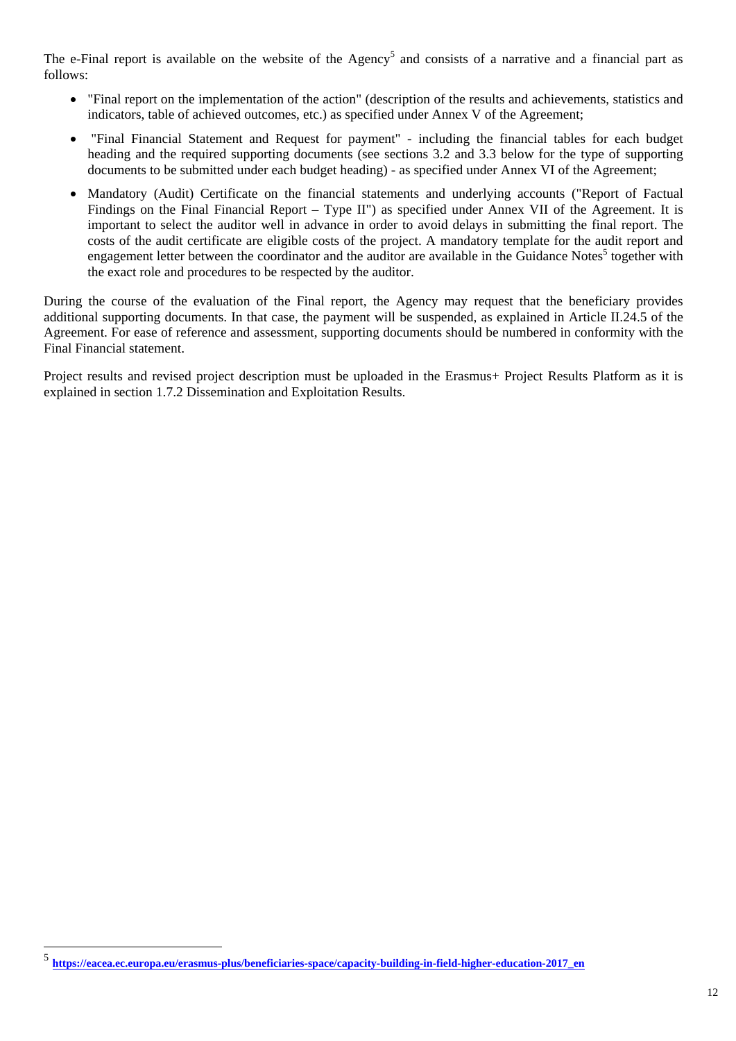The e-Final report is available on the website of the Agency[5] and consists of a narrative and a financial part as follows:

- "Final report on the implementation of the action" (description of the results and achievements, statistics and indicators, table of achieved outcomes, etc.) as specified under Annex V of the Agreement;
- "Final Financial Statement and Request for payment" - including the financial tables for each budget heading and the required supporting documents (see sections 3.2 and 3.3 below for the type of supporting documents to be submitted under each budget heading) - as specified under Annex VI of the Agreement;
- Mandatory (Audit) Certificate on the financial statements and underlying accounts ("Report of Factual Findings on the Final Financial Report – Type II") as specified under Annex VII of the Agreement. It is important to select the auditor well in advance in order to avoid delays in submitting the final report. The costs of the audit certificate are eligible costs of the project. A mandatory template for the audit report and engagement letter between the coordinator and the auditor are available in the Guidance Notes[5] together with the exact role and procedures to be respected by the auditor.

During the course of the evaluation of the Final report, the Agency may request that the beneficiary provides additional supporting documents. In that case, the payment will be suspended, as explained in Article II.24.5 of the Agreement. For ease of reference and assessment, supporting documents should be numbered in conformity with the Final Financial statement.

Project results and revised project description must be uploaded in the Erasmus+ Project Results Platform as it is explained in section 1.7.2 Dissemination and Exploitation Results.

---

[5] **https://eacea.ec.europa.eu/erasmus-plus/beneficiaries-space/capacity-building-in-field-higher-education-2017_en**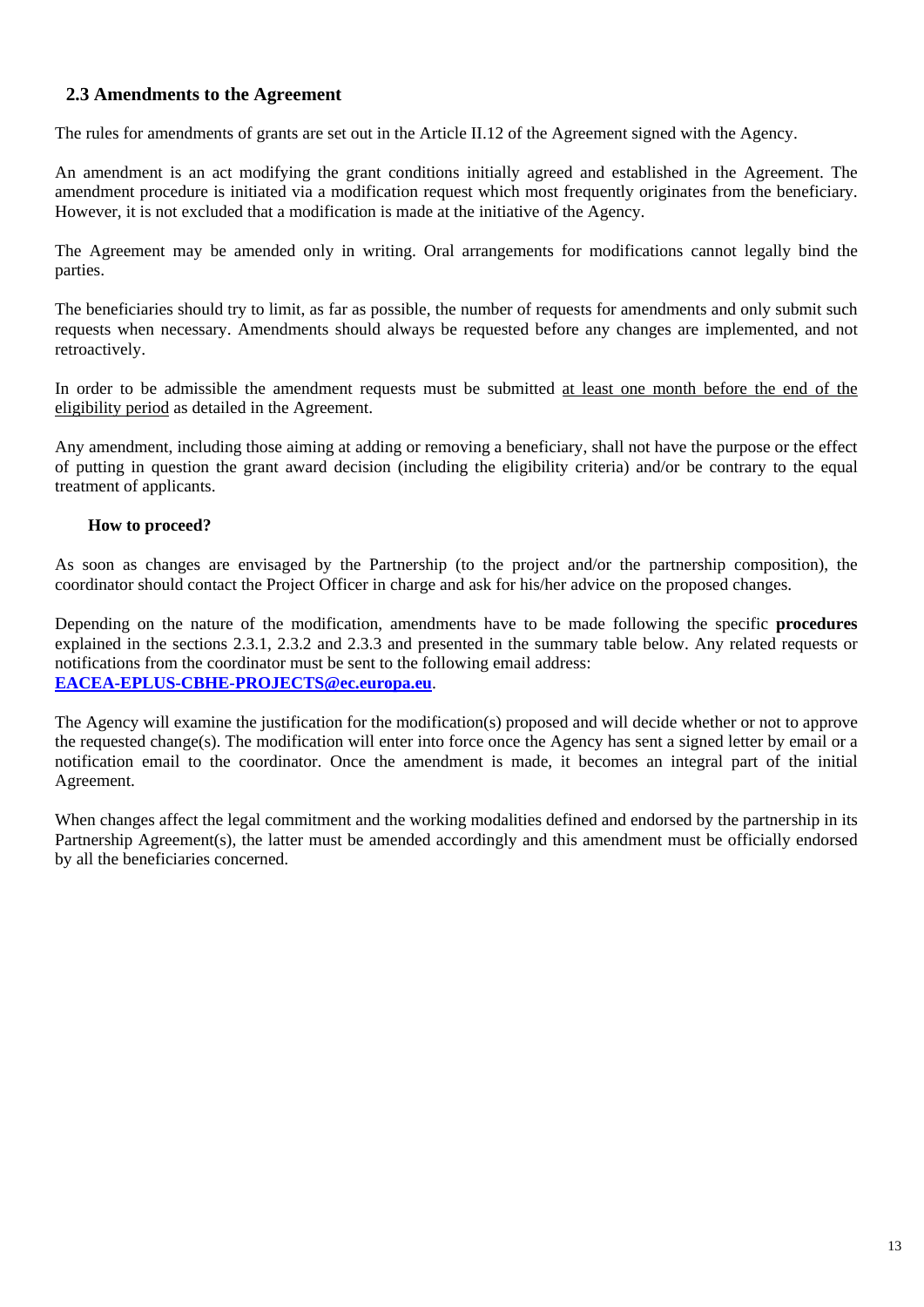## 2.3 Amendments to the Agreement

The rules for amendments of grants are set out in the Article II.12 of the Agreement signed with the Agency.

An amendment is an act modifying the grant conditions initially agreed and established in the Agreement. The amendment procedure is initiated via a modification request which most frequently originates from the beneficiary. However, it is not excluded that a modification is made at the initiative of the Agency.

The Agreement may be amended only in writing. Oral arrangements for modifications cannot legally bind the parties.

The beneficiaries should try to limit, as far as possible, the number of requests for amendments and only submit such requests when necessary. Amendments should always be requested before any changes are implemented, and not retroactively.

In order to be admissible the amendment requests must be submitted at least one month before the end of the eligibility period as detailed in the Agreement.

Any amendment, including those aiming at adding or removing a beneficiary, shall not have the purpose or the effect of putting in question the grant award decision (including the eligibility criteria) and/or be contrary to the equal treatment of applicants.

**How to proceed?**

As soon as changes are envisaged by the Partnership (to the project and/or the partnership composition), the coordinator should contact the Project Officer in charge and ask for his/her advice on the proposed changes.

Depending on the nature of the modification, amendments have to be made following the specific **procedures** explained in the sections 2.3.1, 2.3.2 and 2.3.3 and presented in the summary table below. Any related requests or notifications from the coordinator must be sent to the following email address: **EACEA-EPLUS-CBHE-PROJECTS@ec.europa.eu**.

The Agency will examine the justification for the modification(s) proposed and will decide whether or not to approve the requested change(s). The modification will enter into force once the Agency has sent a signed letter by email or a notification email to the coordinator. Once the amendment is made, it becomes an integral part of the initial Agreement.

When changes affect the legal commitment and the working modalities defined and endorsed by the partnership in its Partnership Agreement(s), the latter must be amended accordingly and this amendment must be officially endorsed by all the beneficiaries concerned.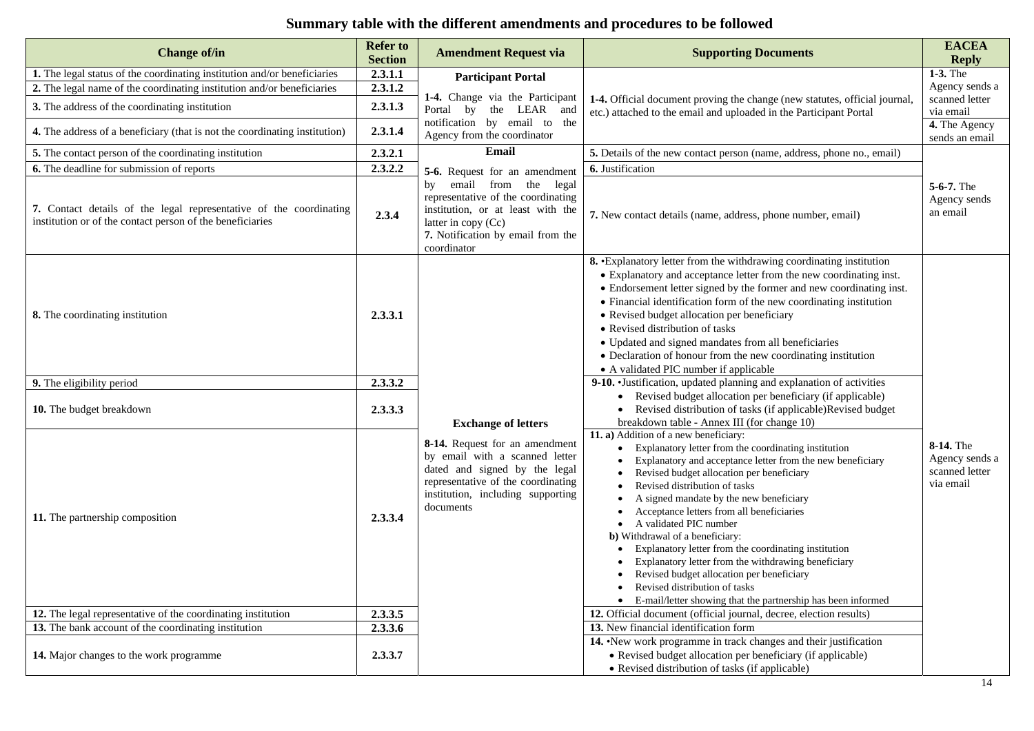## Summary table with the different amendments and procedures to be followed

| Change of/in | Refer to Section | Amendment Request via | Supporting Documents | EACEA Reply |
|---|---|---|---|---|
| **1.** The legal status of the coordinating institution and/or beneficiaries | 2.3.1.1 | **Participant Portal**<br>**1-4.** Change via the Participant Portal by the LEAR and notification by email to the Agency from the coordinator | **1-4.** Official document proving the change (new statutes, official journal, etc.) attached to the email and uploaded in the Participant Portal | **1-3.** The Agency sends a scanned letter via email |
| **2.** The legal name of the coordinating institution and/or beneficiaries | 2.3.1.2 | | | |
| **3.** The address of the coordinating institution | 2.3.1.3 | | | |
| **4.** The address of a beneficiary (that is not the coordinating institution) | 2.3.1.4 | | | **4.** The Agency sends an email |
| **5.** The contact person of the coordinating institution | 2.3.2.1 | **Email**<br>**5-6.** Request for an amendment by email from the legal representative of the coordinating institution, or at least with the latter in copy (Cc)<br>**7.** Notification by email from the coordinator | **5.** Details of the new contact person (name, address, phone no., email) | **5-6-7.** The Agency sends an email |
| **6.** The deadline for submission of reports | 2.3.2.2 | | **6.** Justification | |
| **7.** Contact details of the legal representative of the coordinating institution or of the contact person of the beneficiaries | 2.3.4 | | **7.** New contact details (name, address, phone number, email) | |
| **8.** The coordinating institution | 2.3.3.1 | **Exchange of letters**<br>**8-14.** Request for an amendment by email with a scanned letter dated and signed by the legal representative of the coordinating institution, including supporting documents | **8.** • Explanatory letter from the withdrawing coordinating institution<br>• Explanatory and acceptance letter from the new coordinating inst.<br>• Endorsement letter signed by the former and new coordinating inst.<br>• Financial identification form of the new coordinating institution<br>• Revised budget allocation per beneficiary<br>• Revised distribution of tasks<br>• Updated and signed mandates from all beneficiaries<br>• Declaration of honour from the new coordinating institution<br>• A validated PIC number if applicable | **8-14.** The Agency sends a scanned letter via email |
| **9.** The eligibility period | 2.3.3.2 | | **9-10.** • Justification, updated planning and explanation of activities<br>• Revised budget allocation per beneficiary (if applicable)<br>• Revised distribution of tasks (if applicable)Revised budget breakdown table - Annex III (for change 10) | |
| **10.** The budget breakdown | 2.3.3.3 | | | |
| **11.** The partnership composition | 2.3.3.4 | | **11. a)** Addition of a new beneficiary:<br>• Explanatory letter from the coordinating institution<br>• Explanatory and acceptance letter from the new beneficiary<br>• Revised budget allocation per beneficiary<br>• Revised distribution of tasks<br>• A signed mandate by the new beneficiary<br>• Acceptance letters from all beneficiaries<br>• A validated PIC number<br>**b)** Withdrawal of a beneficiary:<br>• Explanatory letter from the coordinating institution<br>• Explanatory letter from the withdrawing beneficiary<br>• Revised budget allocation per beneficiary<br>• Revised distribution of tasks<br>• E-mail/letter showing that the partnership has been informed | |
| **12.** The legal representative of the coordinating institution | 2.3.3.5 | | **12.** Official document (official journal, decree, election results) | |
| **13.** The bank account of the coordinating institution | 2.3.3.6 | | **13.** New financial identification form | |
| **14.** Major changes to the work programme | 2.3.3.7 | | **14.** • New work programme in track changes and their justification<br>• Revised budget allocation per beneficiary (if applicable)<br>• Revised distribution of tasks (if applicable) | |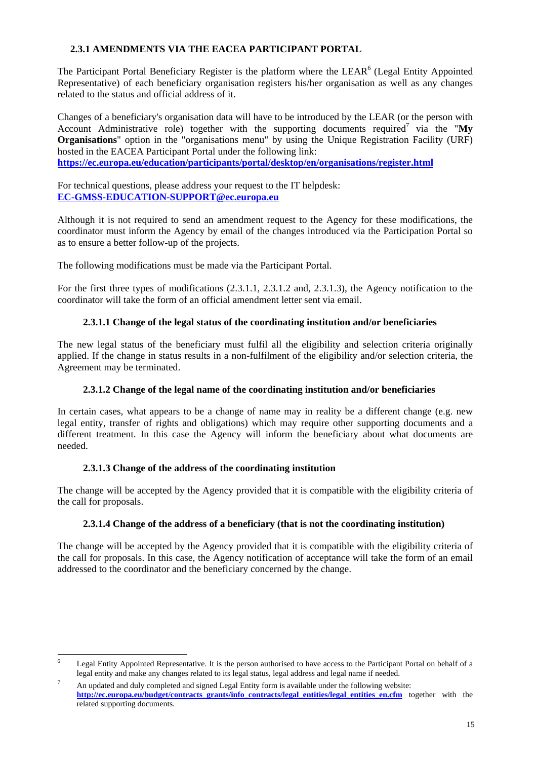### 2.3.1 AMENDMENTS VIA THE EACEA PARTICIPANT PORTAL

The Participant Portal Beneficiary Register is the platform where the LEAR[6] (Legal Entity Appointed Representative) of each beneficiary organisation registers his/her organisation as well as any changes related to the status and official address of it.

Changes of a beneficiary's organisation data will have to be introduced by the LEAR (or the person with Account Administrative role) together with the supporting documents required[7] via the "**My Organisations**" option in the "organisations menu" by using the Unique Registration Facility (URF) hosted in the EACEA Participant Portal under the following link:
**https://ec.europa.eu/education/participants/portal/desktop/en/organisations/register.html**

For technical questions, please address your request to the IT helpdesk:
**EC-GMSS-EDUCATION-SUPPORT@ec.europa.eu**

Although it is not required to send an amendment request to the Agency for these modifications, the coordinator must inform the Agency by email of the changes introduced via the Participation Portal so as to ensure a better follow-up of the projects.

The following modifications must be made via the Participant Portal.

For the first three types of modifications (2.3.1.1, 2.3.1.2 and, 2.3.1.3), the Agency notification to the coordinator will take the form of an official amendment letter sent via email.

#### 2.3.1.1 Change of the legal status of the coordinating institution and/or beneficiaries

The new legal status of the beneficiary must fulfil all the eligibility and selection criteria originally applied. If the change in status results in a non-fulfilment of the eligibility and/or selection criteria, the Agreement may be terminated.

#### 2.3.1.2 Change of the legal name of the coordinating institution and/or beneficiaries

In certain cases, what appears to be a change of name may in reality be a different change (e.g. new legal entity, transfer of rights and obligations) which may require other supporting documents and a different treatment. In this case the Agency will inform the beneficiary about what documents are needed.

#### 2.3.1.3 Change of the address of the coordinating institution

The change will be accepted by the Agency provided that it is compatible with the eligibility criteria of the call for proposals.

#### 2.3.1.4 Change of the address of a beneficiary (that is not the coordinating institution)

The change will be accepted by the Agency provided that it is compatible with the eligibility criteria of the call for proposals. In this case, the Agency notification of acceptance will take the form of an email addressed to the coordinator and the beneficiary concerned by the change.

---

[6] Legal Entity Appointed Representative. It is the person authorised to have access to the Participant Portal on behalf of a legal entity and make any changes related to its legal status, legal address and legal name if needed.

[7] An updated and duly completed and signed Legal Entity form is available under the following website: **http://ec.europa.eu/budget/contracts_grants/info_contracts/legal_entities/legal_entities_en.cfm** together with the related supporting documents.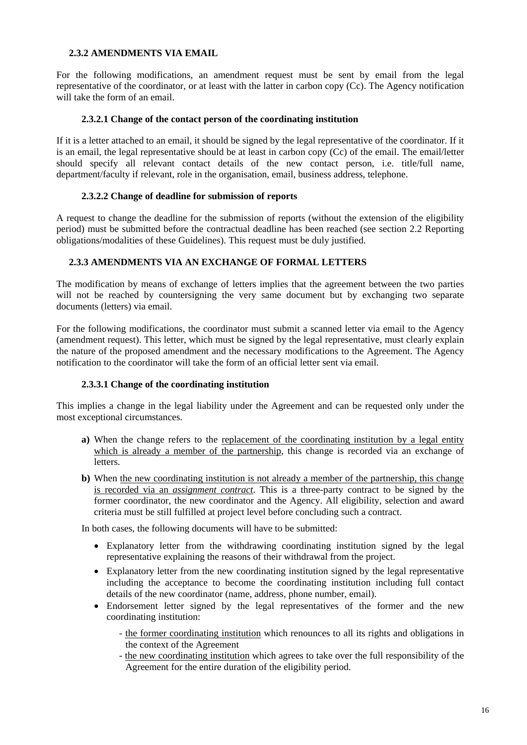### 2.3.2 AMENDMENTS VIA EMAIL

For the following modifications, an amendment request must be sent by email from the legal representative of the coordinator, or at least with the latter in carbon copy (Cc). The Agency notification will take the form of an email.

#### 2.3.2.1 Change of the contact person of the coordinating institution

If it is a letter attached to an email, it should be signed by the legal representative of the coordinator. If it is an email, the legal representative should be at least in carbon copy (Cc) of the email. The email/letter should specify all relevant contact details of the new contact person, i.e. title/full name, department/faculty if relevant, role in the organisation, email, business address, telephone.

#### 2.3.2.2 Change of deadline for submission of reports

A request to change the deadline for the submission of reports (without the extension of the eligibility period) must be submitted before the contractual deadline has been reached (see section 2.2 Reporting obligations/modalities of these Guidelines). This request must be duly justified.

### 2.3.3 AMENDMENTS VIA AN EXCHANGE OF FORMAL LETTERS

The modification by means of exchange of letters implies that the agreement between the two parties will not be reached by countersigning the very same document but by exchanging two separate documents (letters) via email.

For the following modifications, the coordinator must submit a scanned letter via email to the Agency (amendment request). This letter, which must be signed by the legal representative, must clearly explain the nature of the proposed amendment and the necessary modifications to the Agreement. The Agency notification to the coordinator will take the form of an official letter sent via email.

#### 2.3.3.1 Change of the coordinating institution

This implies a change in the legal liability under the Agreement and can be requested only under the most exceptional circumstances.

- **a)** When the change refers to the replacement of the coordinating institution by a legal entity which is already a member of the partnership, this change is recorded via an exchange of letters.
- **b)** When the new coordinating institution is not already a member of the partnership, this change is recorded via an *assignment contract*. This is a three-party contract to be signed by the former coordinator, the new coordinator and the Agency. All eligibility, selection and award criteria must be still fulfilled at project level before concluding such a contract.

In both cases, the following documents will have to be submitted:

- Explanatory letter from the withdrawing coordinating institution signed by the legal representative explaining the reasons of their withdrawal from the project.
- Explanatory letter from the new coordinating institution signed by the legal representative including the acceptance to become the coordinating institution including full contact details of the new coordinator (name, address, phone number, email).
- Endorsement letter signed by the legal representatives of the former and the new coordinating institution:
  - the former coordinating institution which renounces to all its rights and obligations in the context of the Agreement
  - the new coordinating institution which agrees to take over the full responsibility of the Agreement for the entire duration of the eligibility period.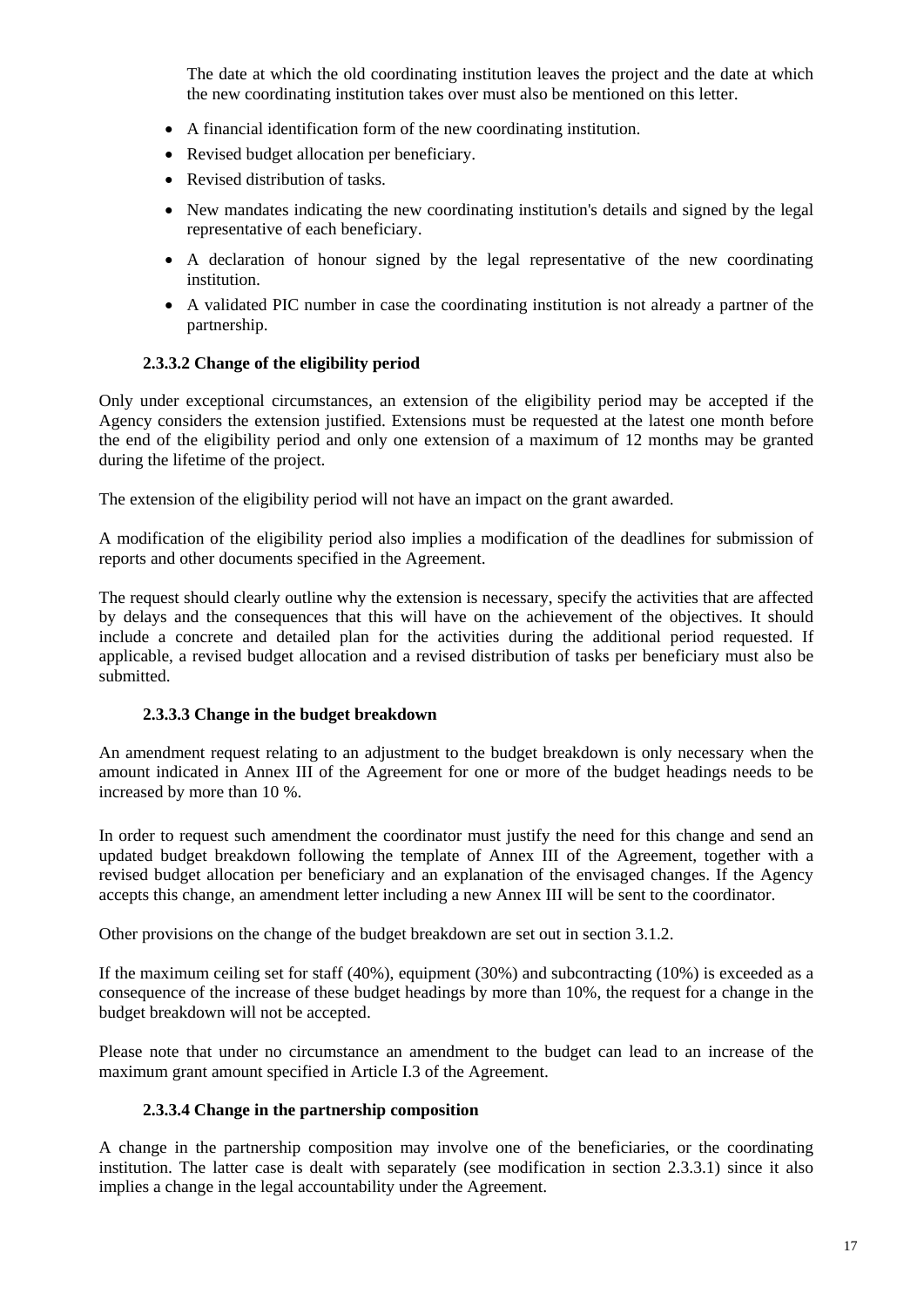The date at which the old coordinating institution leaves the project and the date at which the new coordinating institution takes over must also be mentioned on this letter.

- A financial identification form of the new coordinating institution.
- Revised budget allocation per beneficiary.
- Revised distribution of tasks.
- New mandates indicating the new coordinating institution's details and signed by the legal representative of each beneficiary.
- A declaration of honour signed by the legal representative of the new coordinating institution.
- A validated PIC number in case the coordinating institution is not already a partner of the partnership.

#### 2.3.3.2 Change of the eligibility period

Only under exceptional circumstances, an extension of the eligibility period may be accepted if the Agency considers the extension justified. Extensions must be requested at the latest one month before the end of the eligibility period and only one extension of a maximum of 12 months may be granted during the lifetime of the project.

The extension of the eligibility period will not have an impact on the grant awarded.

A modification of the eligibility period also implies a modification of the deadlines for submission of reports and other documents specified in the Agreement.

The request should clearly outline why the extension is necessary, specify the activities that are affected by delays and the consequences that this will have on the achievement of the objectives. It should include a concrete and detailed plan for the activities during the additional period requested. If applicable, a revised budget allocation and a revised distribution of tasks per beneficiary must also be submitted.

#### 2.3.3.3 Change in the budget breakdown

An amendment request relating to an adjustment to the budget breakdown is only necessary when the amount indicated in Annex III of the Agreement for one or more of the budget headings needs to be increased by more than 10 %.

In order to request such amendment the coordinator must justify the need for this change and send an updated budget breakdown following the template of Annex III of the Agreement, together with a revised budget allocation per beneficiary and an explanation of the envisaged changes. If the Agency accepts this change, an amendment letter including a new Annex III will be sent to the coordinator.

Other provisions on the change of the budget breakdown are set out in section 3.1.2.

If the maximum ceiling set for staff (40%), equipment (30%) and subcontracting (10%) is exceeded as a consequence of the increase of these budget headings by more than 10%, the request for a change in the budget breakdown will not be accepted.

Please note that under no circumstance an amendment to the budget can lead to an increase of the maximum grant amount specified in Article I.3 of the Agreement.

#### 2.3.3.4 Change in the partnership composition

A change in the partnership composition may involve one of the beneficiaries, or the coordinating institution. The latter case is dealt with separately (see modification in section 2.3.3.1) since it also implies a change in the legal accountability under the Agreement.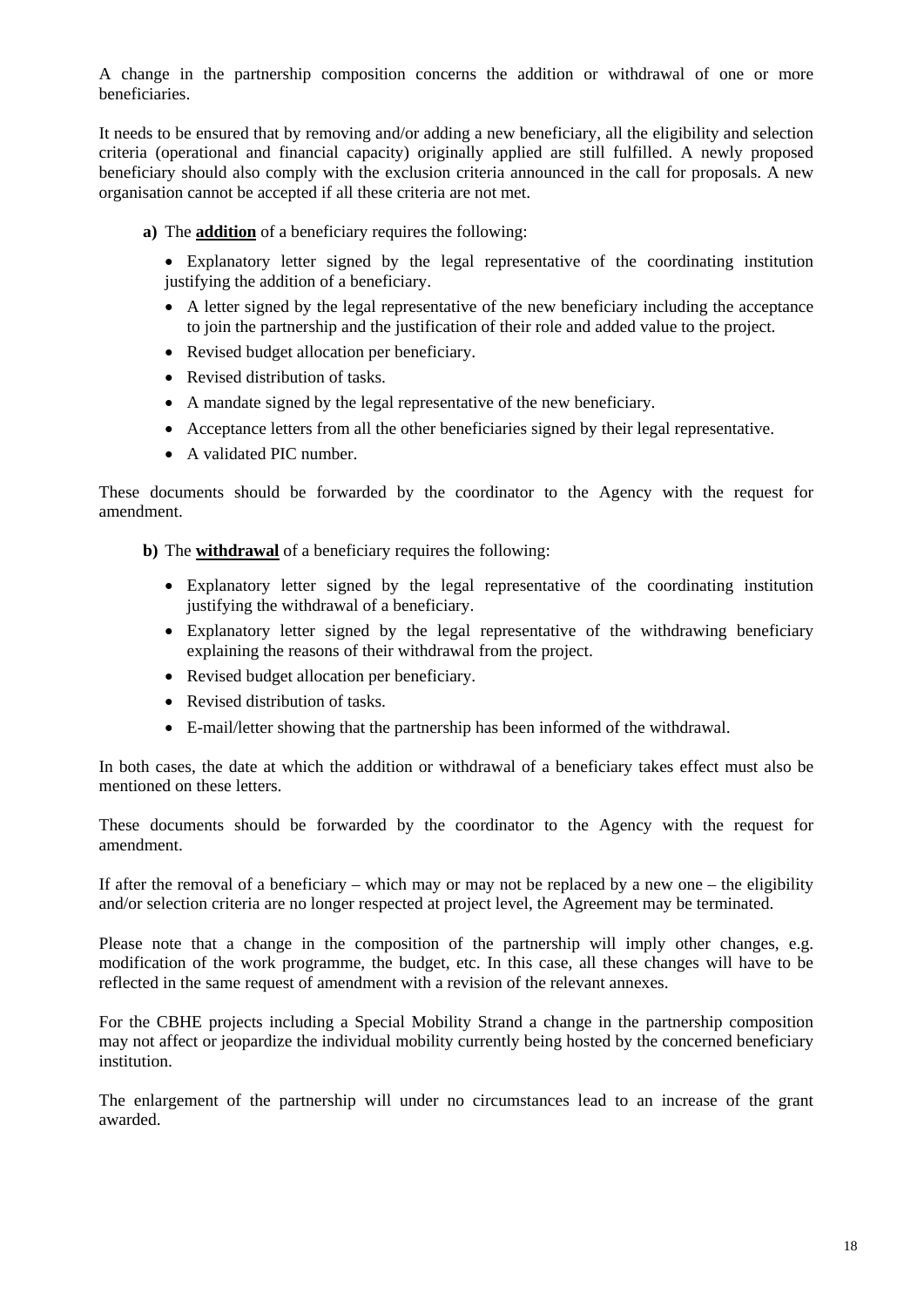A change in the partnership composition concerns the addition or withdrawal of one or more beneficiaries.

It needs to be ensured that by removing and/or adding a new beneficiary, all the eligibility and selection criteria (operational and financial capacity) originally applied are still fulfilled. A newly proposed beneficiary should also comply with the exclusion criteria announced in the call for proposals. A new organisation cannot be accepted if all these criteria are not met.

**a)** The **<u>addition</u>** of a beneficiary requires the following:

- Explanatory letter signed by the legal representative of the coordinating institution justifying the addition of a beneficiary.
- A letter signed by the legal representative of the new beneficiary including the acceptance to join the partnership and the justification of their role and added value to the project.
- Revised budget allocation per beneficiary.
- Revised distribution of tasks.
- A mandate signed by the legal representative of the new beneficiary.
- Acceptance letters from all the other beneficiaries signed by their legal representative.
- A validated PIC number.

These documents should be forwarded by the coordinator to the Agency with the request for amendment.

**b)** The **<u>withdrawal</u>** of a beneficiary requires the following:

- Explanatory letter signed by the legal representative of the coordinating institution justifying the withdrawal of a beneficiary.
- Explanatory letter signed by the legal representative of the withdrawing beneficiary explaining the reasons of their withdrawal from the project.
- Revised budget allocation per beneficiary.
- Revised distribution of tasks.
- E-mail/letter showing that the partnership has been informed of the withdrawal.

In both cases, the date at which the addition or withdrawal of a beneficiary takes effect must also be mentioned on these letters.

These documents should be forwarded by the coordinator to the Agency with the request for amendment.

If after the removal of a beneficiary – which may or may not be replaced by a new one – the eligibility and/or selection criteria are no longer respected at project level, the Agreement may be terminated.

Please note that a change in the composition of the partnership will imply other changes, e.g. modification of the work programme, the budget, etc. In this case, all these changes will have to be reflected in the same request of amendment with a revision of the relevant annexes.

For the CBHE projects including a Special Mobility Strand a change in the partnership composition may not affect or jeopardize the individual mobility currently being hosted by the concerned beneficiary institution.

The enlargement of the partnership will under no circumstances lead to an increase of the grant awarded.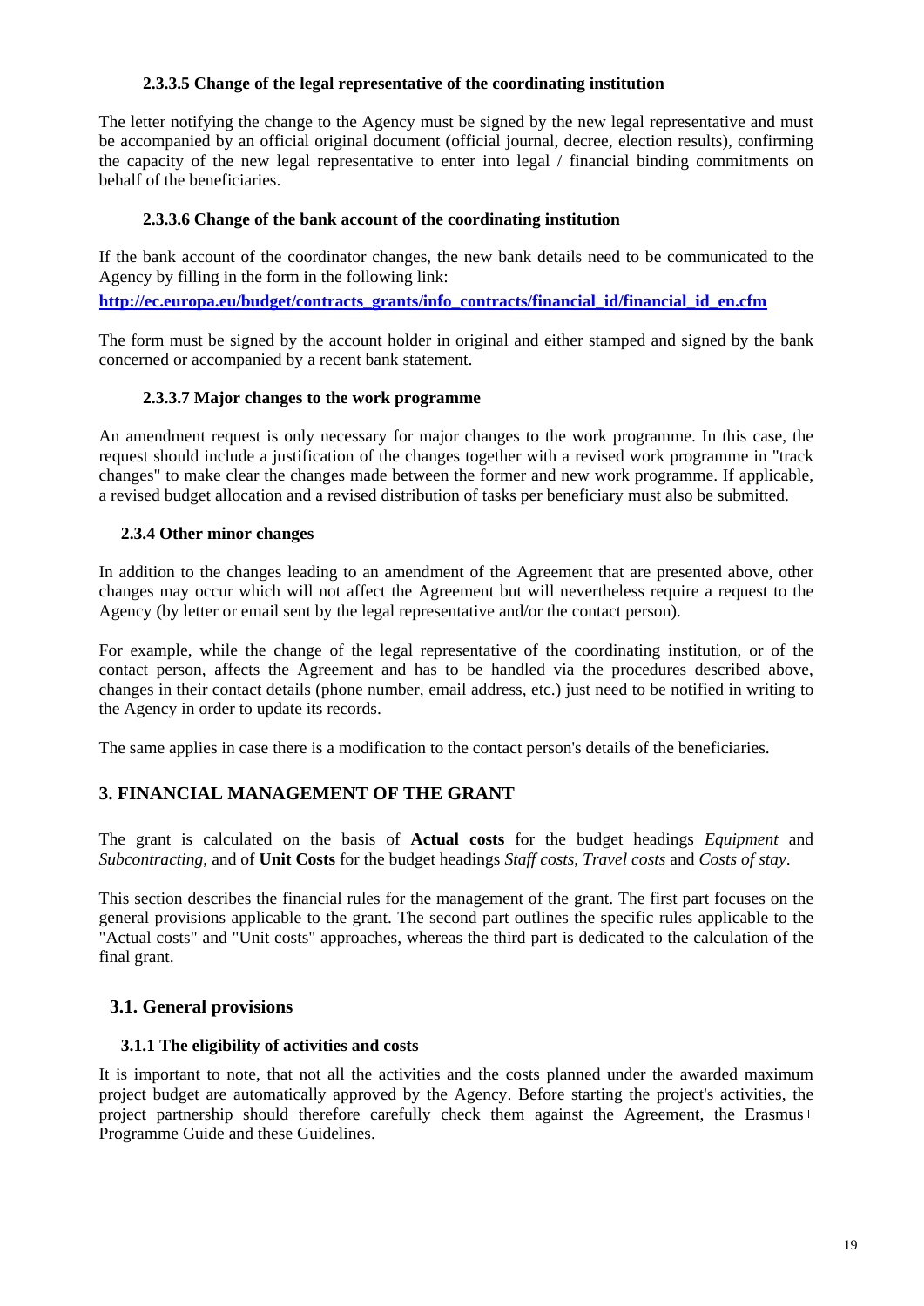#### 2.3.3.5 Change of the legal representative of the coordinating institution

The letter notifying the change to the Agency must be signed by the new legal representative and must be accompanied by an official original document (official journal, decree, election results), confirming the capacity of the new legal representative to enter into legal / financial binding commitments on behalf of the beneficiaries.

#### 2.3.3.6 Change of the bank account of the coordinating institution

If the bank account of the coordinator changes, the new bank details need to be communicated to the Agency by filling in the form in the following link:

**http://ec.europa.eu/budget/contracts_grants/info_contracts/financial_id/financial_id_en.cfm**

The form must be signed by the account holder in original and either stamped and signed by the bank concerned or accompanied by a recent bank statement.

#### 2.3.3.7 Major changes to the work programme

An amendment request is only necessary for major changes to the work programme. In this case, the request should include a justification of the changes together with a revised work programme in "track changes" to make clear the changes made between the former and new work programme. If applicable, a revised budget allocation and a revised distribution of tasks per beneficiary must also be submitted.

### 2.3.4 Other minor changes

In addition to the changes leading to an amendment of the Agreement that are presented above, other changes may occur which will not affect the Agreement but will nevertheless require a request to the Agency (by letter or email sent by the legal representative and/or the contact person).

For example, while the change of the legal representative of the coordinating institution, or of the contact person, affects the Agreement and has to be handled via the procedures described above, changes in their contact details (phone number, email address, etc.) just need to be notified in writing to the Agency in order to update its records.

The same applies in case there is a modification to the contact person's details of the beneficiaries.

# 3. FINANCIAL MANAGEMENT OF THE GRANT

The grant is calculated on the basis of **Actual costs** for the budget headings *Equipment* and *Subcontracting*, and of **Unit Costs** for the budget headings *Staff costs*, *Travel costs* and *Costs of stay*.

This section describes the financial rules for the management of the grant. The first part focuses on the general provisions applicable to the grant. The second part outlines the specific rules applicable to the "Actual costs" and "Unit costs" approaches, whereas the third part is dedicated to the calculation of the final grant.

## 3.1. General provisions

### 3.1.1 The eligibility of activities and costs

It is important to note, that not all the activities and the costs planned under the awarded maximum project budget are automatically approved by the Agency. Before starting the project's activities, the project partnership should therefore carefully check them against the Agreement, the Erasmus+ Programme Guide and these Guidelines.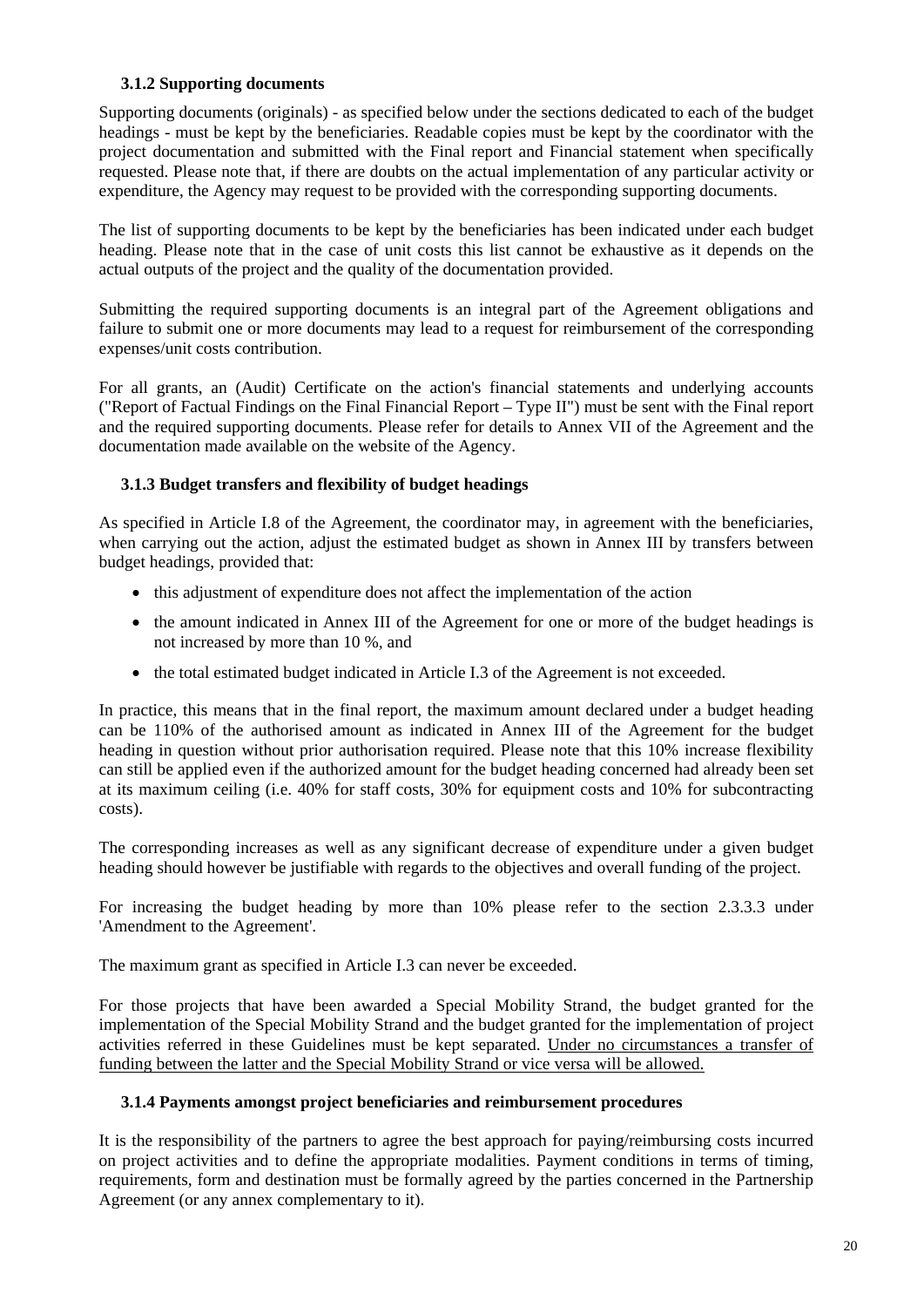### 3.1.2 Supporting documents

Supporting documents (originals) - as specified below under the sections dedicated to each of the budget headings - must be kept by the beneficiaries. Readable copies must be kept by the coordinator with the project documentation and submitted with the Final report and Financial statement when specifically requested. Please note that, if there are doubts on the actual implementation of any particular activity or expenditure, the Agency may request to be provided with the corresponding supporting documents.

The list of supporting documents to be kept by the beneficiaries has been indicated under each budget heading. Please note that in the case of unit costs this list cannot be exhaustive as it depends on the actual outputs of the project and the quality of the documentation provided.

Submitting the required supporting documents is an integral part of the Agreement obligations and failure to submit one or more documents may lead to a request for reimbursement of the corresponding expenses/unit costs contribution.

For all grants, an (Audit) Certificate on the action's financial statements and underlying accounts ("Report of Factual Findings on the Final Financial Report – Type II") must be sent with the Final report and the required supporting documents. Please refer for details to Annex VII of the Agreement and the documentation made available on the website of the Agency.

### 3.1.3 Budget transfers and flexibility of budget headings

As specified in Article I.8 of the Agreement, the coordinator may, in agreement with the beneficiaries, when carrying out the action, adjust the estimated budget as shown in Annex III by transfers between budget headings, provided that:

- this adjustment of expenditure does not affect the implementation of the action
- the amount indicated in Annex III of the Agreement for one or more of the budget headings is not increased by more than 10 %, and
- the total estimated budget indicated in Article I.3 of the Agreement is not exceeded.

In practice, this means that in the final report, the maximum amount declared under a budget heading can be 110% of the authorised amount as indicated in Annex III of the Agreement for the budget heading in question without prior authorisation required. Please note that this 10% increase flexibility can still be applied even if the authorized amount for the budget heading concerned had already been set at its maximum ceiling (i.e. 40% for staff costs, 30% for equipment costs and 10% for subcontracting costs).

The corresponding increases as well as any significant decrease of expenditure under a given budget heading should however be justifiable with regards to the objectives and overall funding of the project.

For increasing the budget heading by more than 10% please refer to the section 2.3.3.3 under 'Amendment to the Agreement'.

The maximum grant as specified in Article I.3 can never be exceeded.

For those projects that have been awarded a Special Mobility Strand, the budget granted for the implementation of the Special Mobility Strand and the budget granted for the implementation of project activities referred in these Guidelines must be kept separated. <u>Under no circumstances a transfer of funding between the latter and the Special Mobility Strand or vice versa will be allowed.</u>

### 3.1.4 Payments amongst project beneficiaries and reimbursement procedures

It is the responsibility of the partners to agree the best approach for paying/reimbursing costs incurred on project activities and to define the appropriate modalities. Payment conditions in terms of timing, requirements, form and destination must be formally agreed by the parties concerned in the Partnership Agreement (or any annex complementary to it).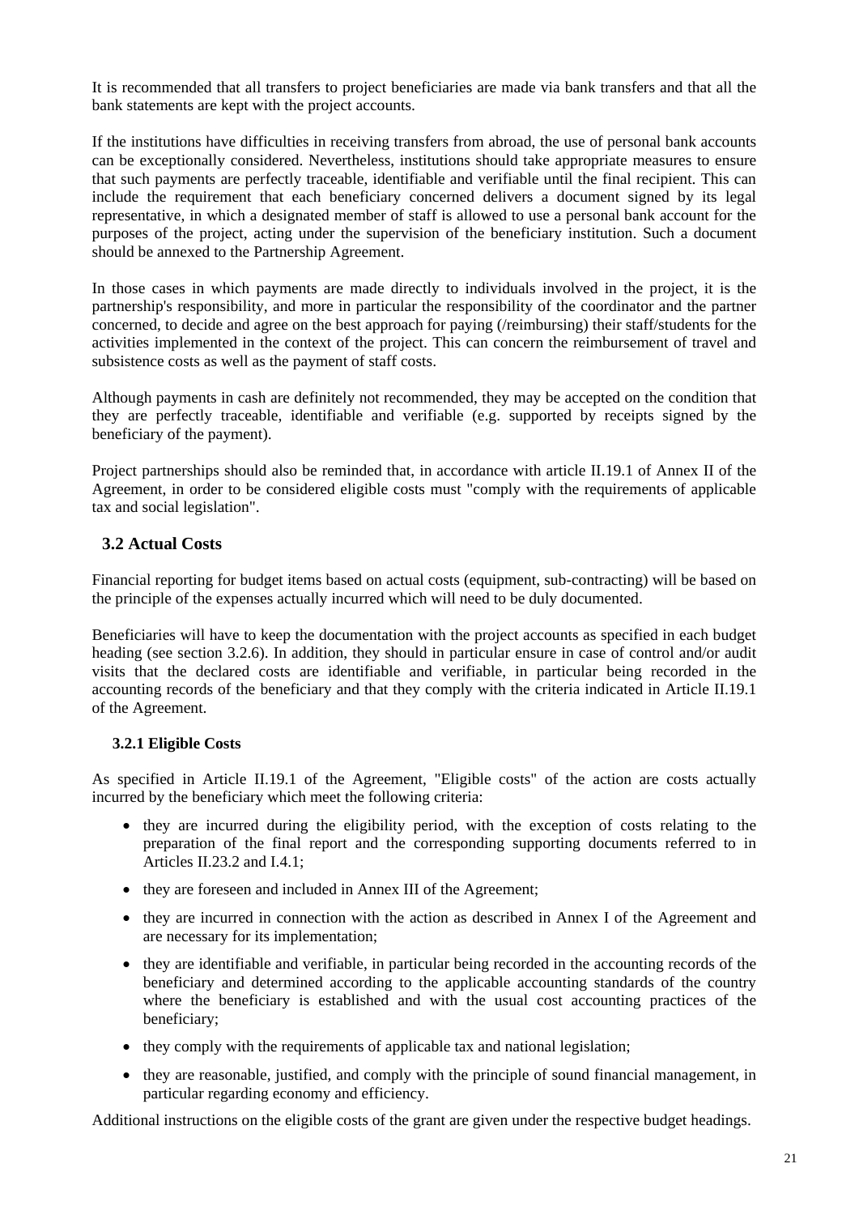It is recommended that all transfers to project beneficiaries are made via bank transfers and that all the bank statements are kept with the project accounts.

If the institutions have difficulties in receiving transfers from abroad, the use of personal bank accounts can be exceptionally considered. Nevertheless, institutions should take appropriate measures to ensure that such payments are perfectly traceable, identifiable and verifiable until the final recipient. This can include the requirement that each beneficiary concerned delivers a document signed by its legal representative, in which a designated member of staff is allowed to use a personal bank account for the purposes of the project, acting under the supervision of the beneficiary institution. Such a document should be annexed to the Partnership Agreement.

In those cases in which payments are made directly to individuals involved in the project, it is the partnership's responsibility, and more in particular the responsibility of the coordinator and the partner concerned, to decide and agree on the best approach for paying (/reimbursing) their staff/students for the activities implemented in the context of the project. This can concern the reimbursement of travel and subsistence costs as well as the payment of staff costs.

Although payments in cash are definitely not recommended, they may be accepted on the condition that they are perfectly traceable, identifiable and verifiable (e.g. supported by receipts signed by the beneficiary of the payment).

Project partnerships should also be reminded that, in accordance with article II.19.1 of Annex II of the Agreement, in order to be considered eligible costs must "comply with the requirements of applicable tax and social legislation".

## 3.2 Actual Costs

Financial reporting for budget items based on actual costs (equipment, sub-contracting) will be based on the principle of the expenses actually incurred which will need to be duly documented.

Beneficiaries will have to keep the documentation with the project accounts as specified in each budget heading (see section 3.2.6). In addition, they should in particular ensure in case of control and/or audit visits that the declared costs are identifiable and verifiable, in particular being recorded in the accounting records of the beneficiary and that they comply with the criteria indicated in Article II.19.1 of the Agreement.

### 3.2.1 Eligible Costs

As specified in Article II.19.1 of the Agreement, "Eligible costs" of the action are costs actually incurred by the beneficiary which meet the following criteria:

- they are incurred during the eligibility period, with the exception of costs relating to the preparation of the final report and the corresponding supporting documents referred to in Articles II.23.2 and I.4.1;
- they are foreseen and included in Annex III of the Agreement;
- they are incurred in connection with the action as described in Annex I of the Agreement and are necessary for its implementation;
- they are identifiable and verifiable, in particular being recorded in the accounting records of the beneficiary and determined according to the applicable accounting standards of the country where the beneficiary is established and with the usual cost accounting practices of the beneficiary;
- they comply with the requirements of applicable tax and national legislation;
- they are reasonable, justified, and comply with the principle of sound financial management, in particular regarding economy and efficiency.

Additional instructions on the eligible costs of the grant are given under the respective budget headings.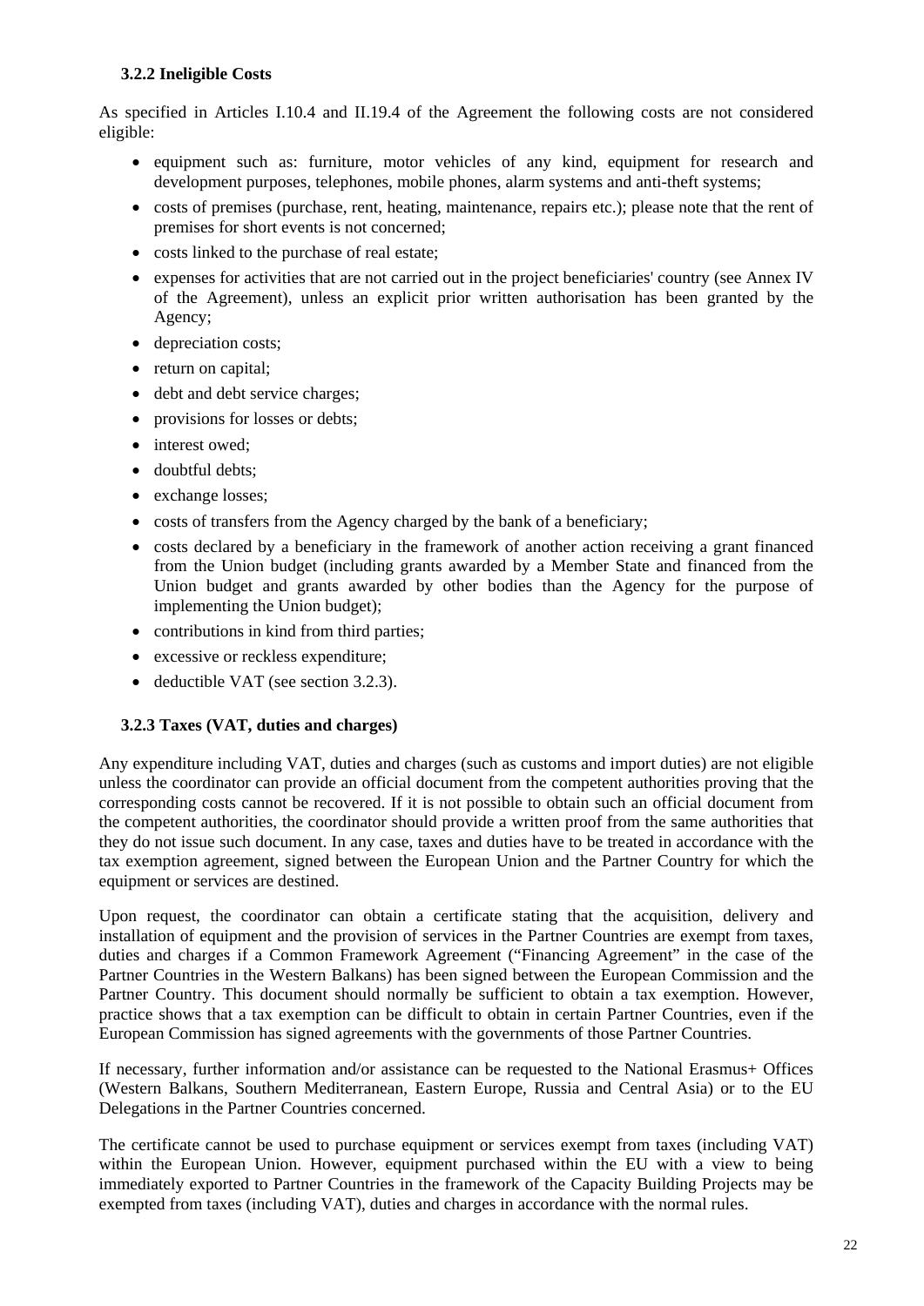### 3.2.2 Ineligible Costs

As specified in Articles I.10.4 and II.19.4 of the Agreement the following costs are not considered eligible:

- equipment such as: furniture, motor vehicles of any kind, equipment for research and development purposes, telephones, mobile phones, alarm systems and anti-theft systems;
- costs of premises (purchase, rent, heating, maintenance, repairs etc.); please note that the rent of premises for short events is not concerned;
- costs linked to the purchase of real estate;
- expenses for activities that are not carried out in the project beneficiaries' country (see Annex IV of the Agreement), unless an explicit prior written authorisation has been granted by the Agency;
- depreciation costs;
- return on capital;
- debt and debt service charges;
- provisions for losses or debts;
- interest owed;
- doubtful debts;
- exchange losses;
- costs of transfers from the Agency charged by the bank of a beneficiary;
- costs declared by a beneficiary in the framework of another action receiving a grant financed from the Union budget (including grants awarded by a Member State and financed from the Union budget and grants awarded by other bodies than the Agency for the purpose of implementing the Union budget);
- contributions in kind from third parties;
- excessive or reckless expenditure;
- deductible VAT (see section 3.2.3).

### 3.2.3 Taxes (VAT, duties and charges)

Any expenditure including VAT, duties and charges (such as customs and import duties) are not eligible unless the coordinator can provide an official document from the competent authorities proving that the corresponding costs cannot be recovered. If it is not possible to obtain such an official document from the competent authorities, the coordinator should provide a written proof from the same authorities that they do not issue such document. In any case, taxes and duties have to be treated in accordance with the tax exemption agreement, signed between the European Union and the Partner Country for which the equipment or services are destined.

Upon request, the coordinator can obtain a certificate stating that the acquisition, delivery and installation of equipment and the provision of services in the Partner Countries are exempt from taxes, duties and charges if a Common Framework Agreement ("Financing Agreement" in the case of the Partner Countries in the Western Balkans) has been signed between the European Commission and the Partner Country. This document should normally be sufficient to obtain a tax exemption. However, practice shows that a tax exemption can be difficult to obtain in certain Partner Countries, even if the European Commission has signed agreements with the governments of those Partner Countries.

If necessary, further information and/or assistance can be requested to the National Erasmus+ Offices (Western Balkans, Southern Mediterranean, Eastern Europe, Russia and Central Asia) or to the EU Delegations in the Partner Countries concerned.

The certificate cannot be used to purchase equipment or services exempt from taxes (including VAT) within the European Union. However, equipment purchased within the EU with a view to being immediately exported to Partner Countries in the framework of the Capacity Building Projects may be exempted from taxes (including VAT), duties and charges in accordance with the normal rules.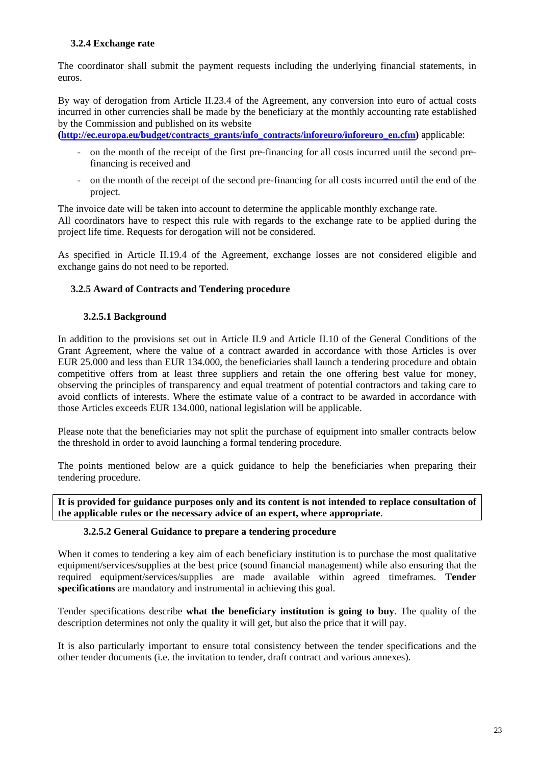### 3.2.4 Exchange rate

The coordinator shall submit the payment requests including the underlying financial statements, in euros.

By way of derogation from Article II.23.4 of the Agreement, any conversion into euro of actual costs incurred in other currencies shall be made by the beneficiary at the monthly accounting rate established by the Commission and published on its website **([http://ec.europa.eu/budget/contracts_grants/info_contracts/inforeuro/inforeuro_en.cfm](http://ec.europa.eu/budget/contracts_grants/info_contracts/inforeuro/inforeuro_en.cfm))** applicable:

- on the month of the receipt of the first pre-financing for all costs incurred until the second pre-financing is received and
- on the month of the receipt of the second pre-financing for all costs incurred until the end of the project.

The invoice date will be taken into account to determine the applicable monthly exchange rate.
All coordinators have to respect this rule with regards to the exchange rate to be applied during the project life time. Requests for derogation will not be considered.

As specified in Article II.19.4 of the Agreement, exchange losses are not considered eligible and exchange gains do not need to be reported.

### 3.2.5 Award of Contracts and Tendering procedure

#### 3.2.5.1 Background

In addition to the provisions set out in Article II.9 and Article II.10 of the General Conditions of the Grant Agreement, where the value of a contract awarded in accordance with those Articles is over EUR 25.000 and less than EUR 134.000, the beneficiaries shall launch a tendering procedure and obtain competitive offers from at least three suppliers and retain the one offering best value for money, observing the principles of transparency and equal treatment of potential contractors and taking care to avoid conflicts of interests. Where the estimate value of a contract to be awarded in accordance with those Articles exceeds EUR 134.000, national legislation will be applicable.

Please note that the beneficiaries may not split the purchase of equipment into smaller contracts below the threshold in order to avoid launching a formal tendering procedure.

The points mentioned below are a quick guidance to help the beneficiaries when preparing their tendering procedure.

**It is provided for guidance purposes only and its content is not intended to replace consultation of the applicable rules or the necessary advice of an expert, where appropriate**.

#### 3.2.5.2 General Guidance to prepare a tendering procedure

When it comes to tendering a key aim of each beneficiary institution is to purchase the most qualitative equipment/services/supplies at the best price (sound financial management) while also ensuring that the required equipment/services/supplies are made available within agreed timeframes. **Tender specifications** are mandatory and instrumental in achieving this goal.

Tender specifications describe **what the beneficiary institution is going to buy**. The quality of the description determines not only the quality it will get, but also the price that it will pay.

It is also particularly important to ensure total consistency between the tender specifications and the other tender documents (i.e. the invitation to tender, draft contract and various annexes).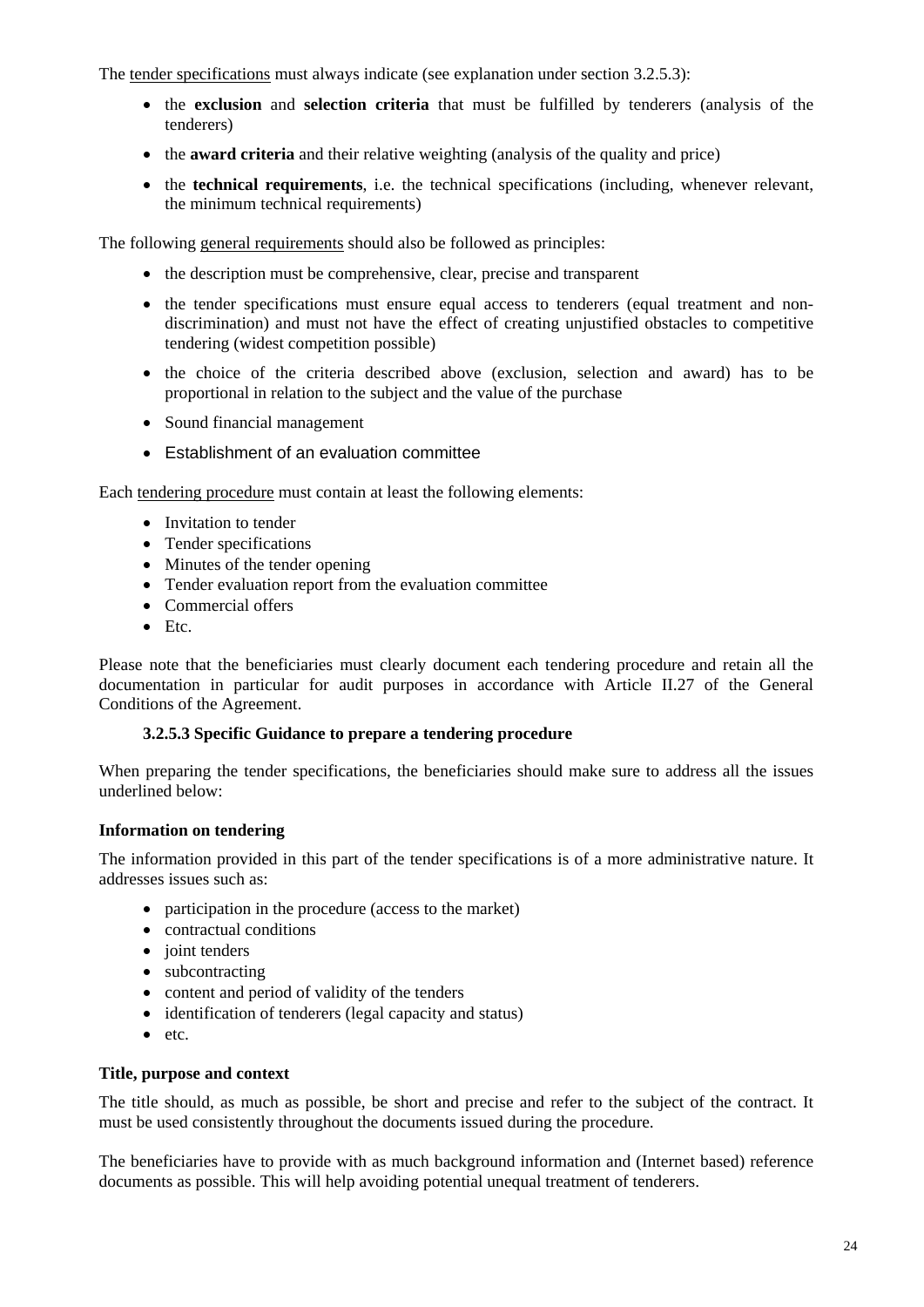The tender specifications must always indicate (see explanation under section 3.2.5.3):

- the **exclusion** and **selection criteria** that must be fulfilled by tenderers (analysis of the tenderers)
- the **award criteria** and their relative weighting (analysis of the quality and price)
- the **technical requirements**, i.e. the technical specifications (including, whenever relevant, the minimum technical requirements)

The following general requirements should also be followed as principles:

- the description must be comprehensive, clear, precise and transparent
- the tender specifications must ensure equal access to tenderers (equal treatment and non-discrimination) and must not have the effect of creating unjustified obstacles to competitive tendering (widest competition possible)
- the choice of the criteria described above (exclusion, selection and award) has to be proportional in relation to the subject and the value of the purchase
- Sound financial management
- Establishment of an evaluation committee

Each tendering procedure must contain at least the following elements:

- Invitation to tender
- Tender specifications
- Minutes of the tender opening
- Tender evaluation report from the evaluation committee
- Commercial offers
- Etc.

Please note that the beneficiaries must clearly document each tendering procedure and retain all the documentation in particular for audit purposes in accordance with Article II.27 of the General Conditions of the Agreement.

#### 3.2.5.3 Specific Guidance to prepare a tendering procedure

When preparing the tender specifications, the beneficiaries should make sure to address all the issues underlined below:

**Information on tendering**

The information provided in this part of the tender specifications is of a more administrative nature. It addresses issues such as:

- participation in the procedure (access to the market)
- contractual conditions
- joint tenders
- subcontracting
- content and period of validity of the tenders
- identification of tenderers (legal capacity and status)
- etc.

**Title, purpose and context**

The title should, as much as possible, be short and precise and refer to the subject of the contract. It must be used consistently throughout the documents issued during the procedure.

The beneficiaries have to provide with as much background information and (Internet based) reference documents as possible. This will help avoiding potential unequal treatment of tenderers.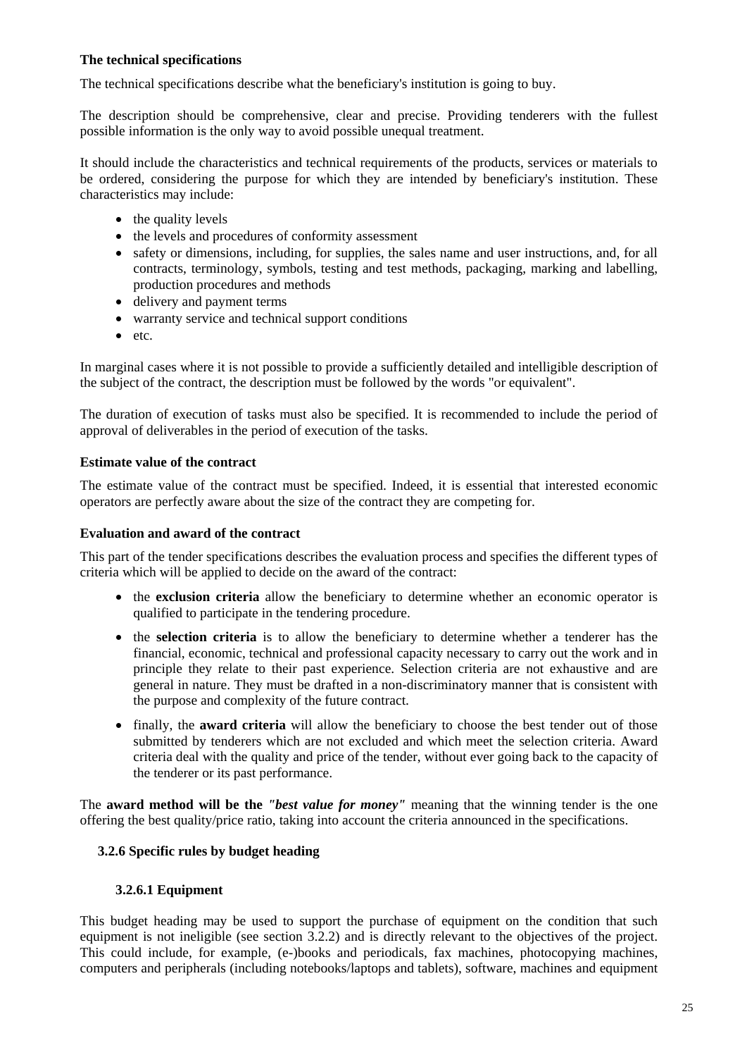**The technical specifications**

The technical specifications describe what the beneficiary's institution is going to buy.

The description should be comprehensive, clear and precise. Providing tenderers with the fullest possible information is the only way to avoid possible unequal treatment.

It should include the characteristics and technical requirements of the products, services or materials to be ordered, considering the purpose for which they are intended by beneficiary's institution. These characteristics may include:

- the quality levels
- the levels and procedures of conformity assessment
- safety or dimensions, including, for supplies, the sales name and user instructions, and, for all contracts, terminology, symbols, testing and test methods, packaging, marking and labelling, production procedures and methods
- delivery and payment terms
- warranty service and technical support conditions
- etc.

In marginal cases where it is not possible to provide a sufficiently detailed and intelligible description of the subject of the contract, the description must be followed by the words "or equivalent".

The duration of execution of tasks must also be specified. It is recommended to include the period of approval of deliverables in the period of execution of the tasks.

**Estimate value of the contract**

The estimate value of the contract must be specified. Indeed, it is essential that interested economic operators are perfectly aware about the size of the contract they are competing for.

**Evaluation and award of the contract**

This part of the tender specifications describes the evaluation process and specifies the different types of criteria which will be applied to decide on the award of the contract:

- the **exclusion criteria** allow the beneficiary to determine whether an economic operator is qualified to participate in the tendering procedure.
- the **selection criteria** is to allow the beneficiary to determine whether a tenderer has the financial, economic, technical and professional capacity necessary to carry out the work and in principle they relate to their past experience. Selection criteria are not exhaustive and are general in nature. They must be drafted in a non-discriminatory manner that is consistent with the purpose and complexity of the future contract.
- finally, the **award criteria** will allow the beneficiary to choose the best tender out of those submitted by tenderers which are not excluded and which meet the selection criteria. Award criteria deal with the quality and price of the tender, without ever going back to the capacity of the tenderer or its past performance.

The **award method will be the *"best value for money"*** meaning that the winning tender is the one offering the best quality/price ratio, taking into account the criteria announced in the specifications.

### 3.2.6 Specific rules by budget heading

#### 3.2.6.1 Equipment

This budget heading may be used to support the purchase of equipment on the condition that such equipment is not ineligible (see section 3.2.2) and is directly relevant to the objectives of the project. This could include, for example, (e-)books and periodicals, fax machines, photocopying machines, computers and peripherals (including notebooks/laptops and tablets), software, machines and equipment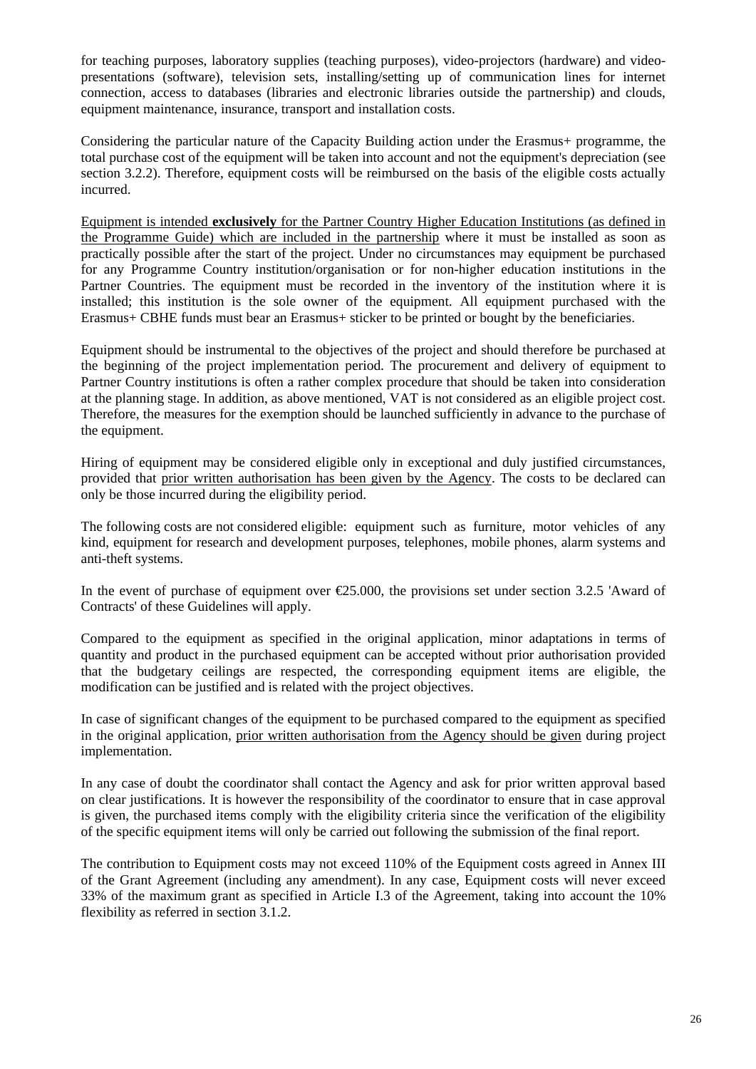for teaching purposes, laboratory supplies (teaching purposes), video-projectors (hardware) and video-presentations (software), television sets, installing/setting up of communication lines for internet connection, access to databases (libraries and electronic libraries outside the partnership) and clouds, equipment maintenance, insurance, transport and installation costs.

Considering the particular nature of the Capacity Building action under the Erasmus+ programme, the total purchase cost of the equipment will be taken into account and not the equipment's depreciation (see section 3.2.2). Therefore, equipment costs will be reimbursed on the basis of the eligible costs actually incurred.

Equipment is intended **exclusively** for the Partner Country Higher Education Institutions (as defined in the Programme Guide) which are included in the partnership where it must be installed as soon as practically possible after the start of the project. Under no circumstances may equipment be purchased for any Programme Country institution/organisation or for non-higher education institutions in the Partner Countries. The equipment must be recorded in the inventory of the institution where it is installed; this institution is the sole owner of the equipment. All equipment purchased with the Erasmus+ CBHE funds must bear an Erasmus+ sticker to be printed or bought by the beneficiaries.

Equipment should be instrumental to the objectives of the project and should therefore be purchased at the beginning of the project implementation period. The procurement and delivery of equipment to Partner Country institutions is often a rather complex procedure that should be taken into consideration at the planning stage. In addition, as above mentioned, VAT is not considered as an eligible project cost. Therefore, the measures for the exemption should be launched sufficiently in advance to the purchase of the equipment.

Hiring of equipment may be considered eligible only in exceptional and duly justified circumstances, provided that prior written authorisation has been given by the Agency. The costs to be declared can only be those incurred during the eligibility period.

The following costs are not considered eligible: equipment such as furniture, motor vehicles of any kind, equipment for research and development purposes, telephones, mobile phones, alarm systems and anti-theft systems.

In the event of purchase of equipment over €25.000, the provisions set under section 3.2.5 'Award of Contracts' of these Guidelines will apply.

Compared to the equipment as specified in the original application, minor adaptations in terms of quantity and product in the purchased equipment can be accepted without prior authorisation provided that the budgetary ceilings are respected, the corresponding equipment items are eligible, the modification can be justified and is related with the project objectives.

In case of significant changes of the equipment to be purchased compared to the equipment as specified in the original application, prior written authorisation from the Agency should be given during project implementation.

In any case of doubt the coordinator shall contact the Agency and ask for prior written approval based on clear justifications. It is however the responsibility of the coordinator to ensure that in case approval is given, the purchased items comply with the eligibility criteria since the verification of the eligibility of the specific equipment items will only be carried out following the submission of the final report.

The contribution to Equipment costs may not exceed 110% of the Equipment costs agreed in Annex III of the Grant Agreement (including any amendment). In any case, Equipment costs will never exceed 33% of the maximum grant as specified in Article I.3 of the Agreement, taking into account the 10% flexibility as referred in section 3.1.2.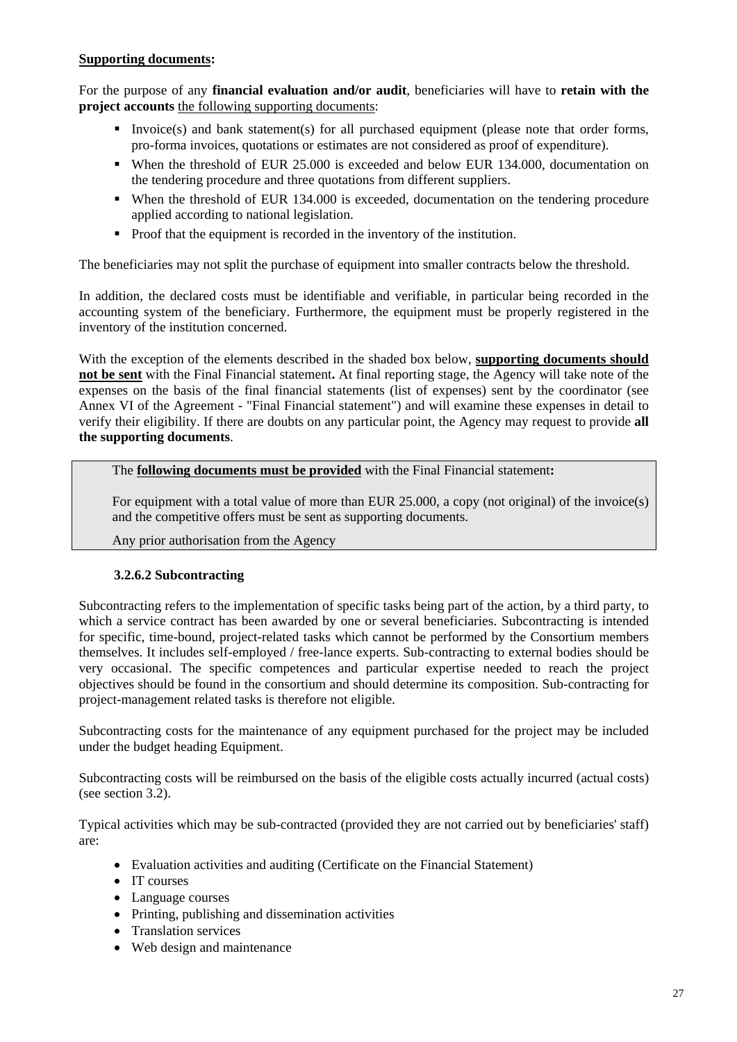**Supporting documents:**

For the purpose of any **financial evaluation and/or audit**, beneficiaries will have to **retain with the project accounts** the following supporting documents:

- Invoice(s) and bank statement(s) for all purchased equipment (please note that order forms, pro-forma invoices, quotations or estimates are not considered as proof of expenditure).
- When the threshold of EUR 25.000 is exceeded and below EUR 134.000, documentation on the tendering procedure and three quotations from different suppliers.
- When the threshold of EUR 134.000 is exceeded, documentation on the tendering procedure applied according to national legislation.
- Proof that the equipment is recorded in the inventory of the institution.

The beneficiaries may not split the purchase of equipment into smaller contracts below the threshold.

In addition, the declared costs must be identifiable and verifiable, in particular being recorded in the accounting system of the beneficiary. Furthermore, the equipment must be properly registered in the inventory of the institution concerned.

With the exception of the elements described in the shaded box below, **supporting documents should not be sent** with the Final Financial statement**.** At final reporting stage, the Agency will take note of the expenses on the basis of the final financial statements (list of expenses) sent by the coordinator (see Annex VI of the Agreement - "Final Financial statement") and will examine these expenses in detail to verify their eligibility. If there are doubts on any particular point, the Agency may request to provide **all the supporting documents**.

> The **following documents must be provided** with the Final Financial statement**:**
>
> For equipment with a total value of more than EUR 25.000, a copy (not original) of the invoice(s) and the competitive offers must be sent as supporting documents.
>
> Any prior authorisation from the Agency

#### 3.2.6.2 Subcontracting

Subcontracting refers to the implementation of specific tasks being part of the action, by a third party, to which a service contract has been awarded by one or several beneficiaries. Subcontracting is intended for specific, time-bound, project-related tasks which cannot be performed by the Consortium members themselves. It includes self-employed / free-lance experts. Sub-contracting to external bodies should be very occasional. The specific competences and particular expertise needed to reach the project objectives should be found in the consortium and should determine its composition. Sub-contracting for project-management related tasks is therefore not eligible.

Subcontracting costs for the maintenance of any equipment purchased for the project may be included under the budget heading Equipment.

Subcontracting costs will be reimbursed on the basis of the eligible costs actually incurred (actual costs) (see section 3.2).

Typical activities which may be sub-contracted (provided they are not carried out by beneficiaries' staff) are:

- Evaluation activities and auditing (Certificate on the Financial Statement)
- IT courses
- Language courses
- Printing, publishing and dissemination activities
- Translation services
- Web design and maintenance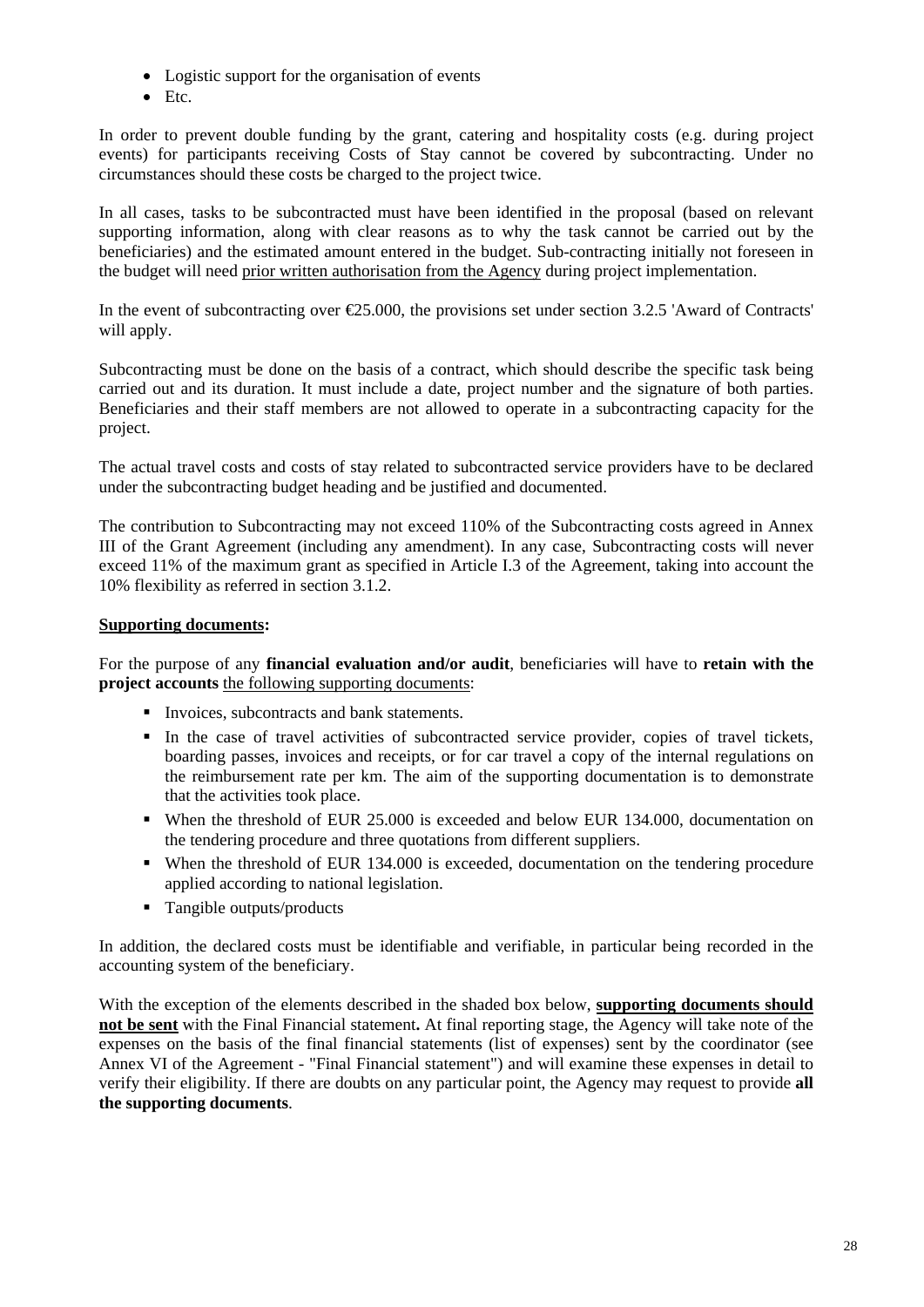- Logistic support for the organisation of events
- Etc.

In order to prevent double funding by the grant, catering and hospitality costs (e.g. during project events) for participants receiving Costs of Stay cannot be covered by subcontracting. Under no circumstances should these costs be charged to the project twice.

In all cases, tasks to be subcontracted must have been identified in the proposal (based on relevant supporting information, along with clear reasons as to why the task cannot be carried out by the beneficiaries) and the estimated amount entered in the budget. Sub-contracting initially not foreseen in the budget will need prior written authorisation from the Agency during project implementation.

In the event of subcontracting over €25.000, the provisions set under section 3.2.5 'Award of Contracts' will apply.

Subcontracting must be done on the basis of a contract, which should describe the specific task being carried out and its duration. It must include a date, project number and the signature of both parties. Beneficiaries and their staff members are not allowed to operate in a subcontracting capacity for the project.

The actual travel costs and costs of stay related to subcontracted service providers have to be declared under the subcontracting budget heading and be justified and documented.

The contribution to Subcontracting may not exceed 110% of the Subcontracting costs agreed in Annex III of the Grant Agreement (including any amendment). In any case, Subcontracting costs will never exceed 11% of the maximum grant as specified in Article I.3 of the Agreement, taking into account the 10% flexibility as referred in section 3.1.2.

**Supporting documents:**

For the purpose of any **financial evaluation and/or audit**, beneficiaries will have to **retain with the project accounts** the following supporting documents:

- Invoices, subcontracts and bank statements.
- In the case of travel activities of subcontracted service provider, copies of travel tickets, boarding passes, invoices and receipts, or for car travel a copy of the internal regulations on the reimbursement rate per km. The aim of the supporting documentation is to demonstrate that the activities took place.
- When the threshold of EUR 25.000 is exceeded and below EUR 134.000, documentation on the tendering procedure and three quotations from different suppliers.
- When the threshold of EUR 134.000 is exceeded, documentation on the tendering procedure applied according to national legislation.
- Tangible outputs/products

In addition, the declared costs must be identifiable and verifiable, in particular being recorded in the accounting system of the beneficiary.

With the exception of the elements described in the shaded box below, **supporting documents should not be sent** with the Final Financial statement**.** At final reporting stage, the Agency will take note of the expenses on the basis of the final financial statements (list of expenses) sent by the coordinator (see Annex VI of the Agreement - "Final Financial statement") and will examine these expenses in detail to verify their eligibility. If there are doubts on any particular point, the Agency may request to provide **all the supporting documents**.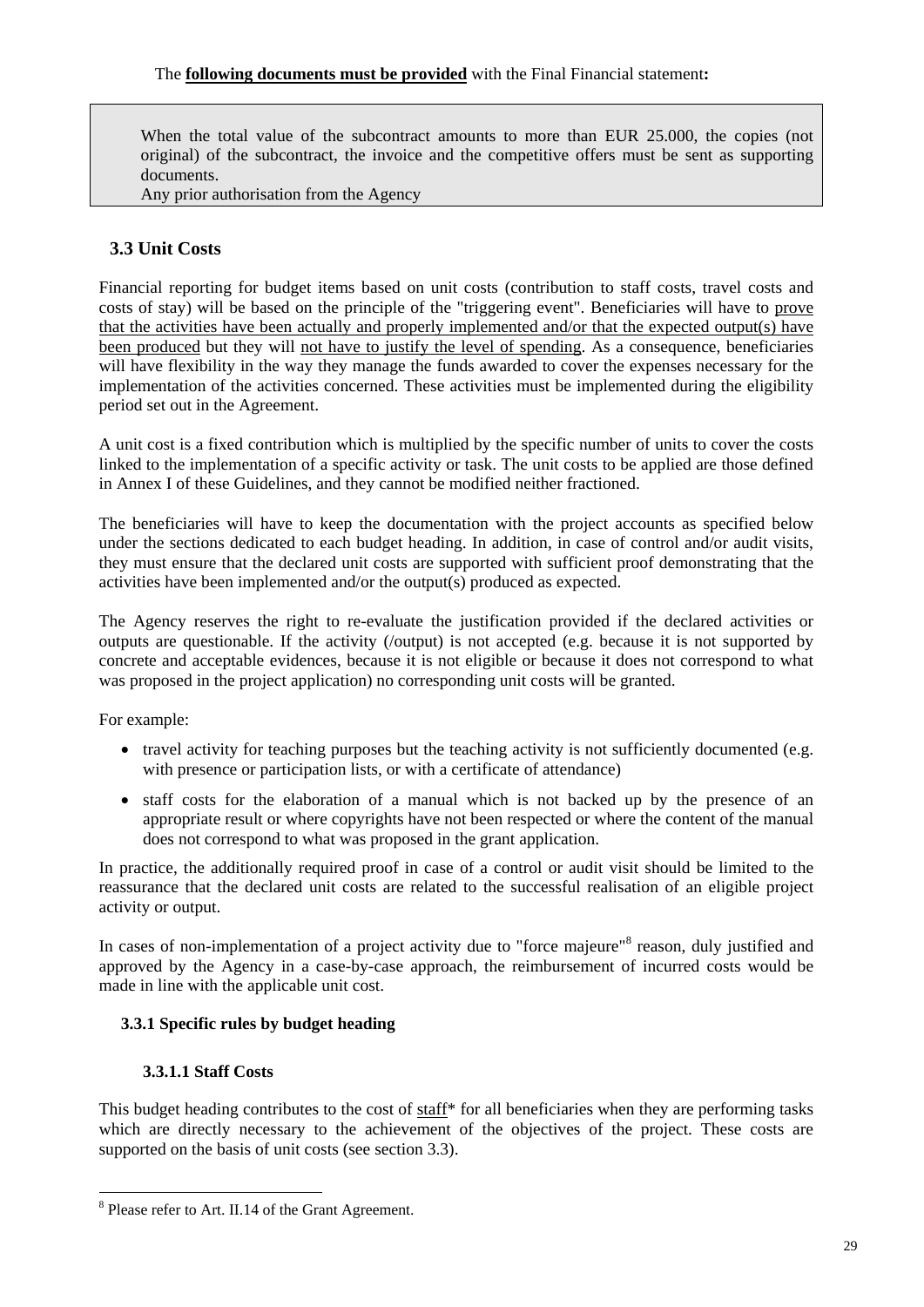The **following documents must be provided** with the Final Financial statement**:**

> When the total value of the subcontract amounts to more than EUR 25.000, the copies (not original) of the subcontract, the invoice and the competitive offers must be sent as supporting documents.
> Any prior authorisation from the Agency

## 3.3 Unit Costs

Financial reporting for budget items based on unit costs (contribution to staff costs, travel costs and costs of stay) will be based on the principle of the "triggering event". Beneficiaries will have to prove that the activities have been actually and properly implemented and/or that the expected output(s) have been produced but they will not have to justify the level of spending. As a consequence, beneficiaries will have flexibility in the way they manage the funds awarded to cover the expenses necessary for the implementation of the activities concerned. These activities must be implemented during the eligibility period set out in the Agreement.

A unit cost is a fixed contribution which is multiplied by the specific number of units to cover the costs linked to the implementation of a specific activity or task. The unit costs to be applied are those defined in Annex I of these Guidelines, and they cannot be modified neither fractioned.

The beneficiaries will have to keep the documentation with the project accounts as specified below under the sections dedicated to each budget heading. In addition, in case of control and/or audit visits, they must ensure that the declared unit costs are supported with sufficient proof demonstrating that the activities have been implemented and/or the output(s) produced as expected.

The Agency reserves the right to re-evaluate the justification provided if the declared activities or outputs are questionable. If the activity (/output) is not accepted (e.g. because it is not supported by concrete and acceptable evidences, because it is not eligible or because it does not correspond to what was proposed in the project application) no corresponding unit costs will be granted.

For example:

- travel activity for teaching purposes but the teaching activity is not sufficiently documented (e.g. with presence or participation lists, or with a certificate of attendance)
- staff costs for the elaboration of a manual which is not backed up by the presence of an appropriate result or where copyrights have not been respected or where the content of the manual does not correspond to what was proposed in the grant application.

In practice, the additionally required proof in case of a control or audit visit should be limited to the reassurance that the declared unit costs are related to the successful realisation of an eligible project activity or output.

In cases of non-implementation of a project activity due to "force majeure"[8] reason, duly justified and approved by the Agency in a case-by-case approach, the reimbursement of incurred costs would be made in line with the applicable unit cost.

### 3.3.1 Specific rules by budget heading

#### 3.3.1.1 Staff Costs

This budget heading contributes to the cost of staff* for all beneficiaries when they are performing tasks which are directly necessary to the achievement of the objectives of the project. These costs are supported on the basis of unit costs (see section 3.3).

[8] Please refer to Art. II.14 of the Grant Agreement.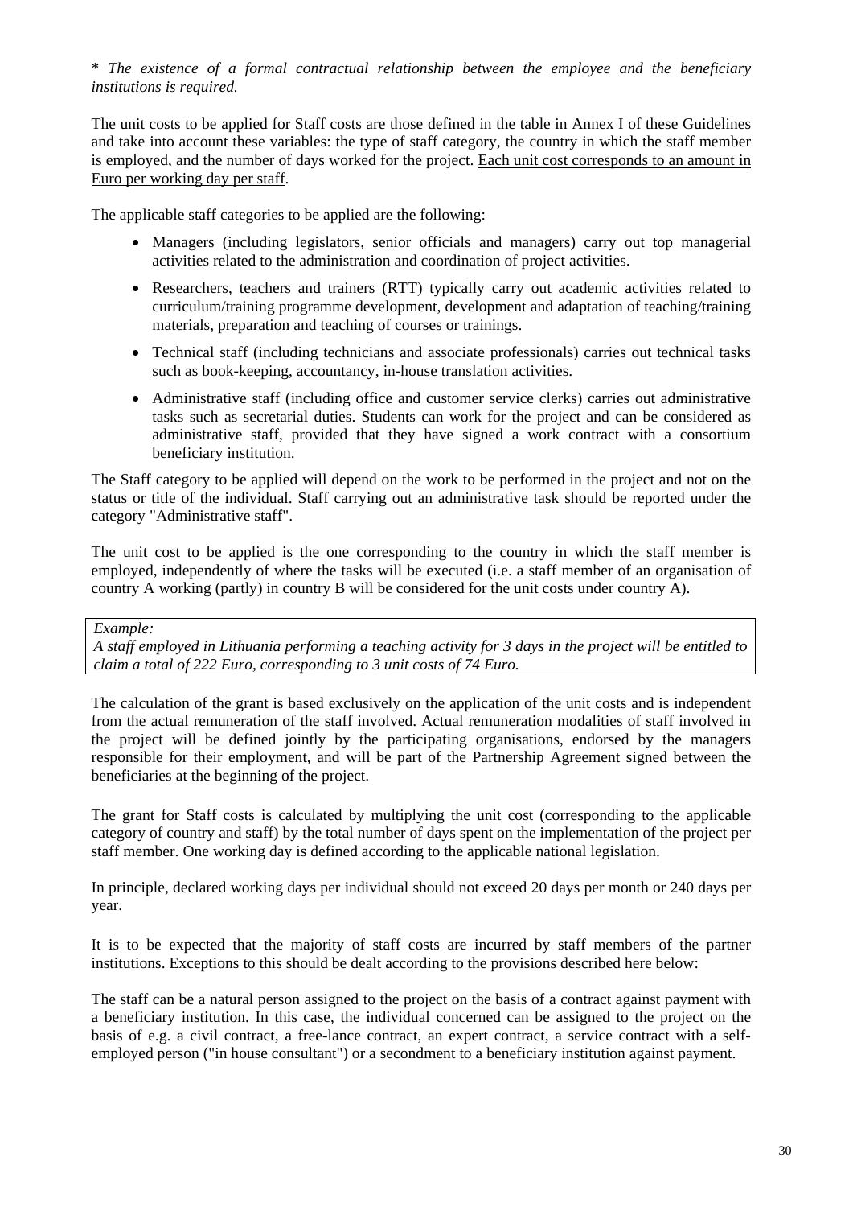\* *The existence of a formal contractual relationship between the employee and the beneficiary institutions is required.*

The unit costs to be applied for Staff costs are those defined in the table in Annex I of these Guidelines and take into account these variables: the type of staff category, the country in which the staff member is employed, and the number of days worked for the project. <u>Each unit cost corresponds to an amount in Euro per working day per staff</u>.

The applicable staff categories to be applied are the following:

- Managers (including legislators, senior officials and managers) carry out top managerial activities related to the administration and coordination of project activities.
- Researchers, teachers and trainers (RTT) typically carry out academic activities related to curriculum/training programme development, development and adaptation of teaching/training materials, preparation and teaching of courses or trainings.
- Technical staff (including technicians and associate professionals) carries out technical tasks such as book-keeping, accountancy, in-house translation activities.
- Administrative staff (including office and customer service clerks) carries out administrative tasks such as secretarial duties. Students can work for the project and can be considered as administrative staff, provided that they have signed a work contract with a consortium beneficiary institution.

The Staff category to be applied will depend on the work to be performed in the project and not on the status or title of the individual. Staff carrying out an administrative task should be reported under the category "Administrative staff".

The unit cost to be applied is the one corresponding to the country in which the staff member is employed, independently of where the tasks will be executed (i.e. a staff member of an organisation of country A working (partly) in country B will be considered for the unit costs under country A).

> *Example:*
> *A staff employed in Lithuania performing a teaching activity for 3 days in the project will be entitled to claim a total of 222 Euro, corresponding to 3 unit costs of 74 Euro.*

The calculation of the grant is based exclusively on the application of the unit costs and is independent from the actual remuneration of the staff involved. Actual remuneration modalities of staff involved in the project will be defined jointly by the participating organisations, endorsed by the managers responsible for their employment, and will be part of the Partnership Agreement signed between the beneficiaries at the beginning of the project.

The grant for Staff costs is calculated by multiplying the unit cost (corresponding to the applicable category of country and staff) by the total number of days spent on the implementation of the project per staff member. One working day is defined according to the applicable national legislation.

In principle, declared working days per individual should not exceed 20 days per month or 240 days per year.

It is to be expected that the majority of staff costs are incurred by staff members of the partner institutions. Exceptions to this should be dealt according to the provisions described here below:

The staff can be a natural person assigned to the project on the basis of a contract against payment with a beneficiary institution. In this case, the individual concerned can be assigned to the project on the basis of e.g. a civil contract, a free-lance contract, an expert contract, a service contract with a self-employed person ("in house consultant") or a secondment to a beneficiary institution against payment.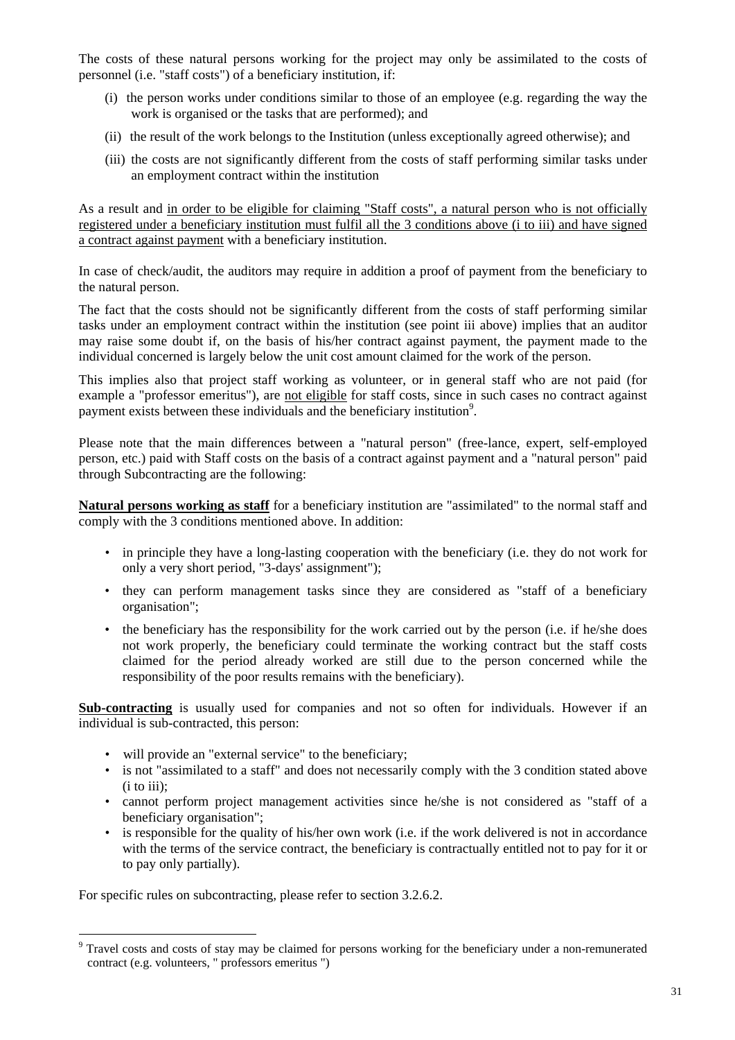The costs of these natural persons working for the project may only be assimilated to the costs of personnel (i.e. "staff costs") of a beneficiary institution, if:

(i) the person works under conditions similar to those of an employee (e.g. regarding the way the work is organised or the tasks that are performed); and

(ii) the result of the work belongs to the Institution (unless exceptionally agreed otherwise); and

(iii) the costs are not significantly different from the costs of staff performing similar tasks under an employment contract within the institution

As a result and <u>in order to be eligible for claiming "Staff costs", a natural person who is not officially registered under a beneficiary institution must fulfil all the 3 conditions above (i to iii) and have signed a contract against payment</u> with a beneficiary institution.

In case of check/audit, the auditors may require in addition a proof of payment from the beneficiary to the natural person.

The fact that the costs should not be significantly different from the costs of staff performing similar tasks under an employment contract within the institution (see point iii above) implies that an auditor may raise some doubt if, on the basis of his/her contract against payment, the payment made to the individual concerned is largely below the unit cost amount claimed for the work of the person.

This implies also that project staff working as volunteer, or in general staff who are not paid (for example a "professor emeritus"), are <u>not eligible</u> for staff costs, since in such cases no contract against payment exists between these individuals and the beneficiary institution[9].

Please note that the main differences between a "natural person" (free-lance, expert, self-employed person, etc.) paid with Staff costs on the basis of a contract against payment and a "natural person" paid through Subcontracting are the following:

**<u>Natural persons working as staff</u>** for a beneficiary institution are "assimilated" to the normal staff and comply with the 3 conditions mentioned above. In addition:

- in principle they have a long-lasting cooperation with the beneficiary (i.e. they do not work for only a very short period, "3-days' assignment");
- they can perform management tasks since they are considered as "staff of a beneficiary organisation";
- the beneficiary has the responsibility for the work carried out by the person (i.e. if he/she does not work properly, the beneficiary could terminate the working contract but the staff costs claimed for the period already worked are still due to the person concerned while the responsibility of the poor results remains with the beneficiary).

**<u>Sub-contracting</u>** is usually used for companies and not so often for individuals. However if an individual is sub-contracted, this person:

- will provide an "external service" to the beneficiary;
- is not "assimilated to a staff" and does not necessarily comply with the 3 condition stated above (i to iii);
- cannot perform project management activities since he/she is not considered as "staff of a beneficiary organisation";
- is responsible for the quality of his/her own work (i.e. if the work delivered is not in accordance with the terms of the service contract, the beneficiary is contractually entitled not to pay for it or to pay only partially).

For specific rules on subcontracting, please refer to section 3.2.6.2.

---

[9] Travel costs and costs of stay may be claimed for persons working for the beneficiary under a non-remunerated contract (e.g. volunteers, " professors emeritus ")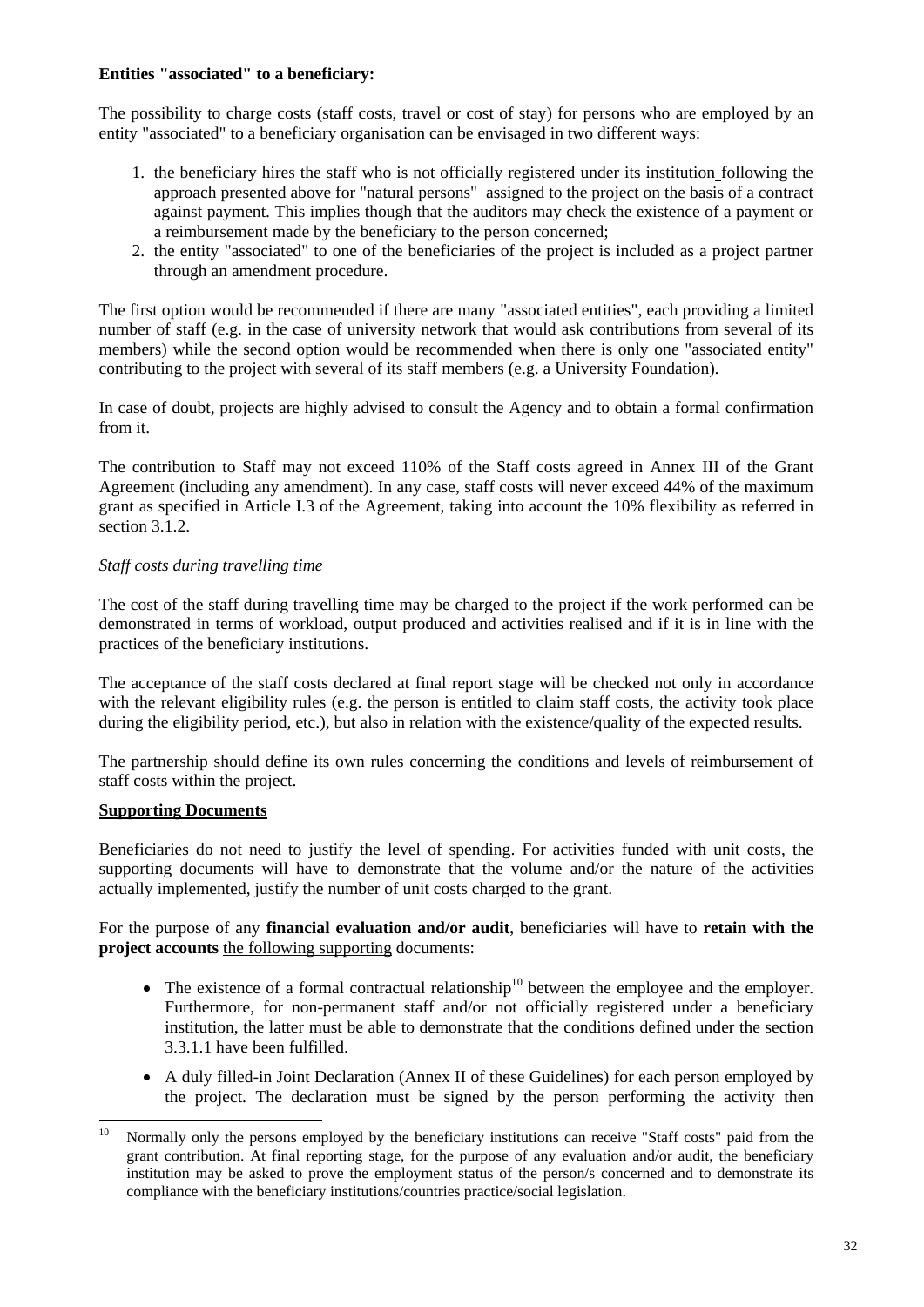**Entities "associated" to a beneficiary:**

The possibility to charge costs (staff costs, travel or cost of stay) for persons who are employed by an entity "associated" to a beneficiary organisation can be envisaged in two different ways:

1. the beneficiary hires the staff who is not officially registered under its institution following the approach presented above for "natural persons" assigned to the project on the basis of a contract against payment. This implies though that the auditors may check the existence of a payment or a reimbursement made by the beneficiary to the person concerned;
2. the entity "associated" to one of the beneficiaries of the project is included as a project partner through an amendment procedure.

The first option would be recommended if there are many "associated entities", each providing a limited number of staff (e.g. in the case of university network that would ask contributions from several of its members) while the second option would be recommended when there is only one "associated entity" contributing to the project with several of its staff members (e.g. a University Foundation).

In case of doubt, projects are highly advised to consult the Agency and to obtain a formal confirmation from it.

The contribution to Staff may not exceed 110% of the Staff costs agreed in Annex III of the Grant Agreement (including any amendment). In any case, staff costs will never exceed 44% of the maximum grant as specified in Article I.3 of the Agreement, taking into account the 10% flexibility as referred in section 3.1.2.

*Staff costs during travelling time*

The cost of the staff during travelling time may be charged to the project if the work performed can be demonstrated in terms of workload, output produced and activities realised and if it is in line with the practices of the beneficiary institutions.

The acceptance of the staff costs declared at final report stage will be checked not only in accordance with the relevant eligibility rules (e.g. the person is entitled to claim staff costs, the activity took place during the eligibility period, etc.), but also in relation with the existence/quality of the expected results.

The partnership should define its own rules concerning the conditions and levels of reimbursement of staff costs within the project.

**Supporting Documents**

Beneficiaries do not need to justify the level of spending. For activities funded with unit costs, the supporting documents will have to demonstrate that the volume and/or the nature of the activities actually implemented, justify the number of unit costs charged to the grant.

For the purpose of any **financial evaluation and/or audit**, beneficiaries will have to **retain with the project accounts** the following supporting documents:

- The existence of a formal contractual relationship[10] between the employee and the employer. Furthermore, for non-permanent staff and/or not officially registered under a beneficiary institution, the latter must be able to demonstrate that the conditions defined under the section 3.3.1.1 have been fulfilled.
- A duly filled-in Joint Declaration (Annex II of these Guidelines) for each person employed by the project. The declaration must be signed by the person performing the activity then

[10] Normally only the persons employed by the beneficiary institutions can receive "Staff costs" paid from the grant contribution. At final reporting stage, for the purpose of any evaluation and/or audit, the beneficiary institution may be asked to prove the employment status of the person/s concerned and to demonstrate its compliance with the beneficiary institutions/countries practice/social legislation.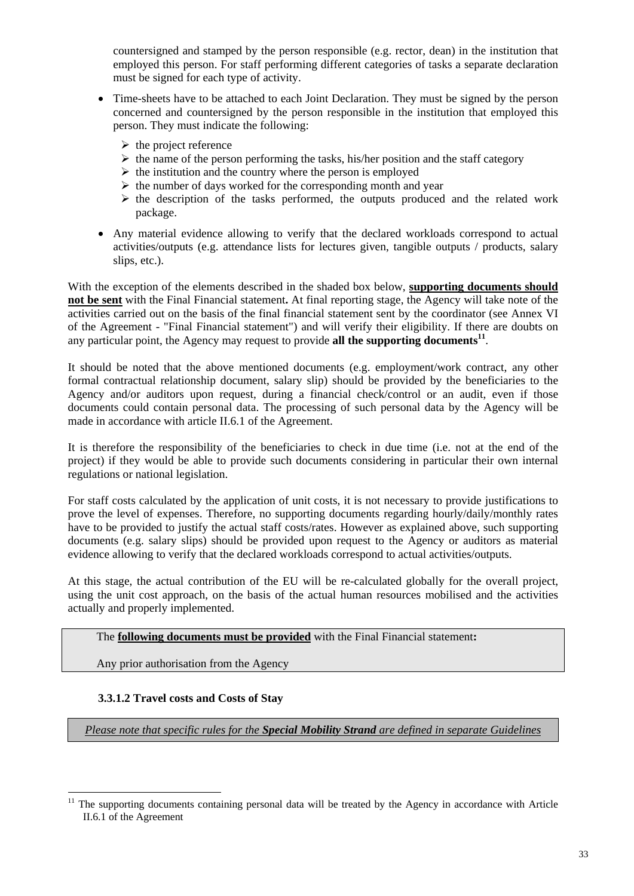countersigned and stamped by the person responsible (e.g. rector, dean) in the institution that employed this person. For staff performing different categories of tasks a separate declaration must be signed for each type of activity.

- Time-sheets have to be attached to each Joint Declaration. They must be signed by the person concerned and countersigned by the person responsible in the institution that employed this person. They must indicate the following:
  - the project reference
  - the name of the person performing the tasks, his/her position and the staff category
  - the institution and the country where the person is employed
  - the number of days worked for the corresponding month and year
  - the description of the tasks performed, the outputs produced and the related work package.
- Any material evidence allowing to verify that the declared workloads correspond to actual activities/outputs (e.g. attendance lists for lectures given, tangible outputs / products, salary slips, etc.).

With the exception of the elements described in the shaded box below, **supporting documents should not be sent** with the Final Financial statement**.** At final reporting stage, the Agency will take note of the activities carried out on the basis of the final financial statement sent by the coordinator (see Annex VI of the Agreement - "Final Financial statement") and will verify their eligibility. If there are doubts on any particular point, the Agency may request to provide **all the supporting documents**[11].

It should be noted that the above mentioned documents (e.g. employment/work contract, any other formal contractual relationship document, salary slip) should be provided by the beneficiaries to the Agency and/or auditors upon request, during a financial check/control or an audit, even if those documents could contain personal data. The processing of such personal data by the Agency will be made in accordance with article II.6.1 of the Agreement.

It is therefore the responsibility of the beneficiaries to check in due time (i.e. not at the end of the project) if they would be able to provide such documents considering in particular their own internal regulations or national legislation.

For staff costs calculated by the application of unit costs, it is not necessary to provide justifications to prove the level of expenses. Therefore, no supporting documents regarding hourly/daily/monthly rates have to be provided to justify the actual staff costs/rates. However as explained above, such supporting documents (e.g. salary slips) should be provided upon request to the Agency or auditors as material evidence allowing to verify that the declared workloads correspond to actual activities/outputs.

At this stage, the actual contribution of the EU will be re-calculated globally for the overall project, using the unit cost approach, on the basis of the actual human resources mobilised and the activities actually and properly implemented.

> The **following documents must be provided** with the Final Financial statement**:**
>
> Any prior authorisation from the Agency

#### 3.3.1.2 Travel costs and Costs of Stay

> *Please note that specific rules for the **Special Mobility Strand** are defined in separate Guidelines*

[11] The supporting documents containing personal data will be treated by the Agency in accordance with Article II.6.1 of the Agreement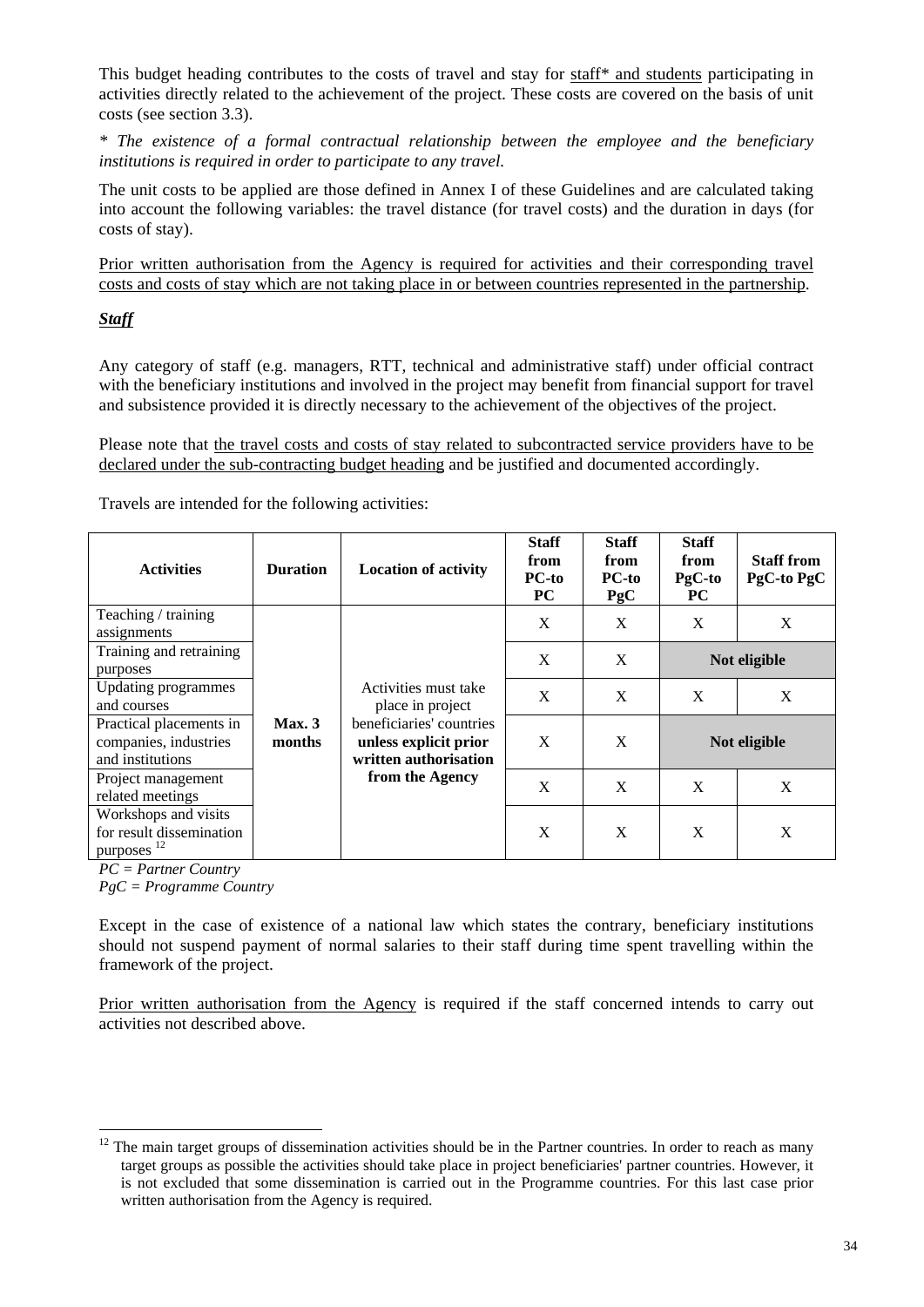This budget heading contributes to the costs of travel and stay for staff* and students participating in activities directly related to the achievement of the project. These costs are covered on the basis of unit costs (see section 3.3).

*\* The existence of a formal contractual relationship between the employee and the beneficiary institutions is required in order to participate to any travel.*

The unit costs to be applied are those defined in Annex I of these Guidelines and are calculated taking into account the following variables: the travel distance (for travel costs) and the duration in days (for costs of stay).

Prior written authorisation from the Agency is required for activities and their corresponding travel costs and costs of stay which are not taking place in or between countries represented in the partnership.

***Staff***

Any category of staff (e.g. managers, RTT, technical and administrative staff) under official contract with the beneficiary institutions and involved in the project may benefit from financial support for travel and subsistence provided it is directly necessary to the achievement of the objectives of the project.

Please note that the travel costs and costs of stay related to subcontracted service providers have to be declared under the sub-contracting budget heading and be justified and documented accordingly.

Travels are intended for the following activities:

| Activities | Duration | Location of activity | Staff from PC-to PC | Staff from PC-to PgC | Staff from PgC-to PC | Staff from PgC-to PgC |
|---|---|---|---|---|---|---|
| Teaching / training assignments | **Max. 3 months** | Activities must take place in project beneficiaries' countries **unless explicit prior written authorisation from the Agency** | X | X | X | X |
| Training and retraining purposes | | | X | X | **Not eligible** | |
| Updating programmes and courses | | | X | X | X | X |
| Practical placements in companies, industries and institutions | | | X | X | **Not eligible** | |
| Project management related meetings | | | X | X | X | X |
| Workshops and visits for result dissemination purposes [12] | | | X | X | X | X |

*PC = Partner Country*
*PgC = Programme Country*

Except in the case of existence of a national law which states the contrary, beneficiary institutions should not suspend payment of normal salaries to their staff during time spent travelling within the framework of the project.

Prior written authorisation from the Agency is required if the staff concerned intends to carry out activities not described above.

[12] The main target groups of dissemination activities should be in the Partner countries. In order to reach as many target groups as possible the activities should take place in project beneficiaries' partner countries. However, it is not excluded that some dissemination is carried out in the Programme countries. For this last case prior written authorisation from the Agency is required.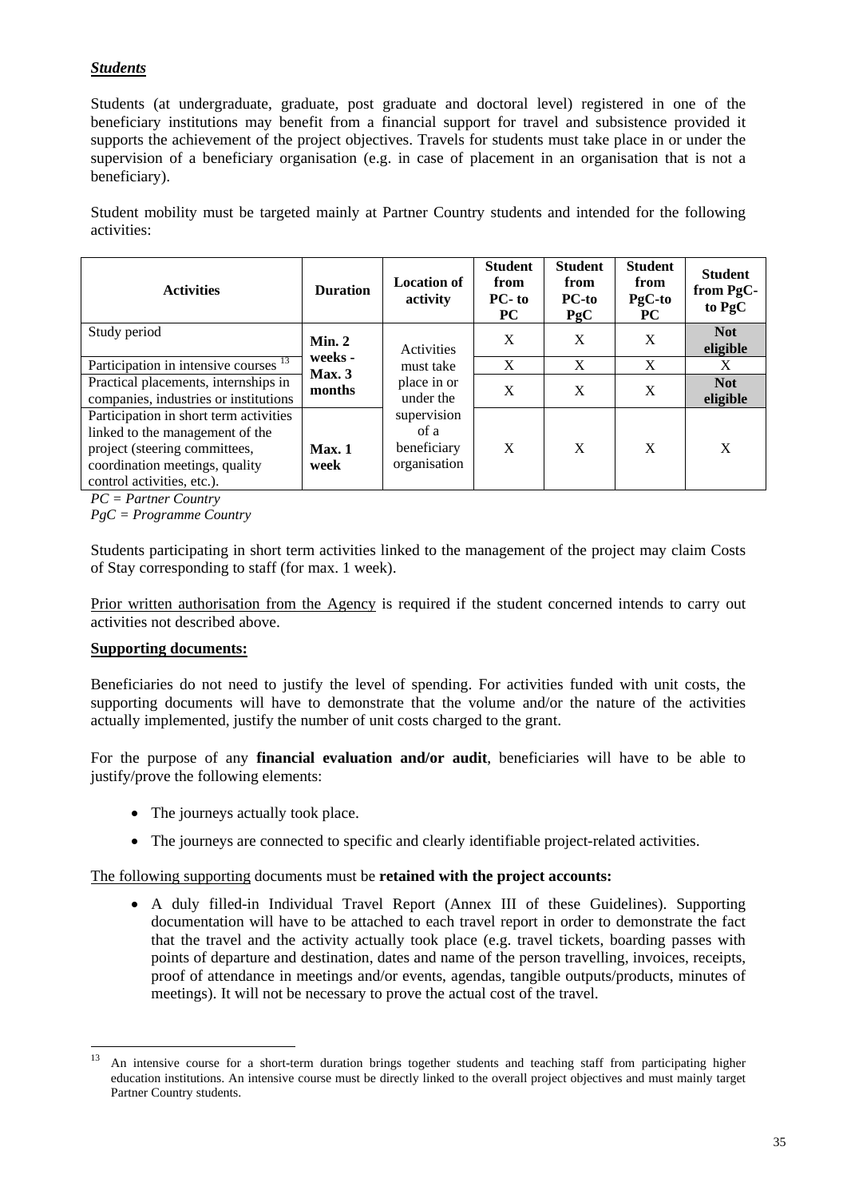***Students***

Students (at undergraduate, graduate, post graduate and doctoral level) registered in one of the beneficiary institutions may benefit from a financial support for travel and subsistence provided it supports the achievement of the project objectives. Travels for students must take place in or under the supervision of a beneficiary organisation (e.g. in case of placement in an organisation that is not a beneficiary).

Student mobility must be targeted mainly at Partner Country students and intended for the following activities:

| Activities | Duration | Location of activity | Student from PC- to PC | Student from PC-to PgC | Student from PgC-to PC | Student from PgC-to PgC |
|---|---|---|---|---|---|---|
| Study period | Min. 2 weeks - Max. 3 months | Activities must take place in or under the supervision of a beneficiary organisation | X | X | X | **Not eligible** |
| Participation in intensive courses [13] | | | X | X | X | X |
| Practical placements, internships in companies, industries or institutions | | | X | X | X | **Not eligible** |
| Participation in short term activities linked to the management of the project (steering committees, coordination meetings, quality control activities, etc.). | Max. 1 week | | X | X | X | X |

*PC = Partner Country*
*PgC = Programme Country*

Students participating in short term activities linked to the management of the project may claim Costs of Stay corresponding to staff (for max. 1 week).

Prior written authorisation from the Agency is required if the student concerned intends to carry out activities not described above.

**Supporting documents:**

Beneficiaries do not need to justify the level of spending. For activities funded with unit costs, the supporting documents will have to demonstrate that the volume and/or the nature of the activities actually implemented, justify the number of unit costs charged to the grant.

For the purpose of any **financial evaluation and/or audit**, beneficiaries will have to be able to justify/prove the following elements:

- The journeys actually took place.
- The journeys are connected to specific and clearly identifiable project-related activities.

The following supporting documents must be **retained with the project accounts:**

- A duly filled-in Individual Travel Report (Annex III of these Guidelines). Supporting documentation will have to be attached to each travel report in order to demonstrate the fact that the travel and the activity actually took place (e.g. travel tickets, boarding passes with points of departure and destination, dates and name of the person travelling, invoices, receipts, proof of attendance in meetings and/or events, agendas, tangible outputs/products, minutes of meetings). It will not be necessary to prove the actual cost of the travel.

[13] An intensive course for a short-term duration brings together students and teaching staff from participating higher education institutions. An intensive course must be directly linked to the overall project objectives and must mainly target Partner Country students.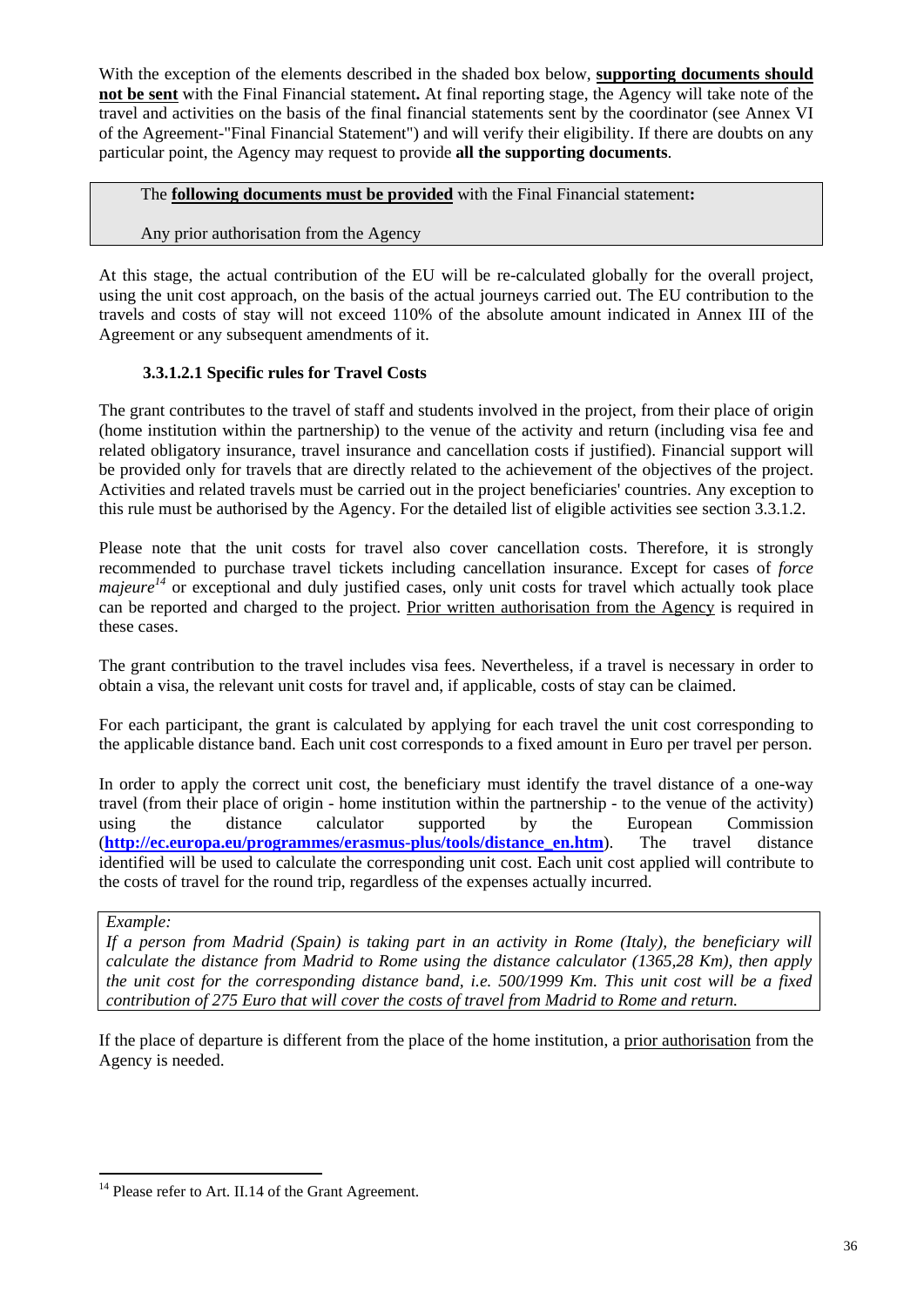With the exception of the elements described in the shaded box below, **supporting documents should not be sent** with the Final Financial statement**.** At final reporting stage, the Agency will take note of the travel and activities on the basis of the final financial statements sent by the coordinator (see Annex VI of the Agreement-"Final Financial Statement") and will verify their eligibility. If there are doubts on any particular point, the Agency may request to provide **all the supporting documents**.

> The **following documents must be provided** with the Final Financial statement**:**
>
> Any prior authorisation from the Agency

At this stage, the actual contribution of the EU will be re-calculated globally for the overall project, using the unit cost approach, on the basis of the actual journeys carried out. The EU contribution to the travels and costs of stay will not exceed 110% of the absolute amount indicated in Annex III of the Agreement or any subsequent amendments of it.

#### 3.3.1.2.1 Specific rules for Travel Costs

The grant contributes to the travel of staff and students involved in the project, from their place of origin (home institution within the partnership) to the venue of the activity and return (including visa fee and related obligatory insurance, travel insurance and cancellation costs if justified). Financial support will be provided only for travels that are directly related to the achievement of the objectives of the project. Activities and related travels must be carried out in the project beneficiaries' countries. Any exception to this rule must be authorised by the Agency. For the detailed list of eligible activities see section 3.3.1.2.

Please note that the unit costs for travel also cover cancellation costs. Therefore, it is strongly recommended to purchase travel tickets including cancellation insurance. Except for cases of *force majeure*[14] or exceptional and duly justified cases, only unit costs for travel which actually took place can be reported and charged to the project. Prior written authorisation from the Agency is required in these cases.

The grant contribution to the travel includes visa fees. Nevertheless, if a travel is necessary in order to obtain a visa, the relevant unit costs for travel and, if applicable, costs of stay can be claimed.

For each participant, the grant is calculated by applying for each travel the unit cost corresponding to the applicable distance band. Each unit cost corresponds to a fixed amount in Euro per travel per person.

In order to apply the correct unit cost, the beneficiary must identify the travel distance of a one-way travel (from their place of origin - home institution within the partnership - to the venue of the activity) using the distance calculator supported by the European Commission (**http://ec.europa.eu/programmes/erasmus-plus/tools/distance_en.htm**). The travel distance identified will be used to calculate the corresponding unit cost. Each unit cost applied will contribute to the costs of travel for the round trip, regardless of the expenses actually incurred.

> *Example:*
>
> *If a person from Madrid (Spain) is taking part in an activity in Rome (Italy), the beneficiary will calculate the distance from Madrid to Rome using the distance calculator (1365,28 Km), then apply the unit cost for the corresponding distance band, i.e. 500/1999 Km. This unit cost will be a fixed contribution of 275 Euro that will cover the costs of travel from Madrid to Rome and return.*

If the place of departure is different from the place of the home institution, a prior authorisation from the Agency is needed.

---

[14] Please refer to Art. II.14 of the Grant Agreement.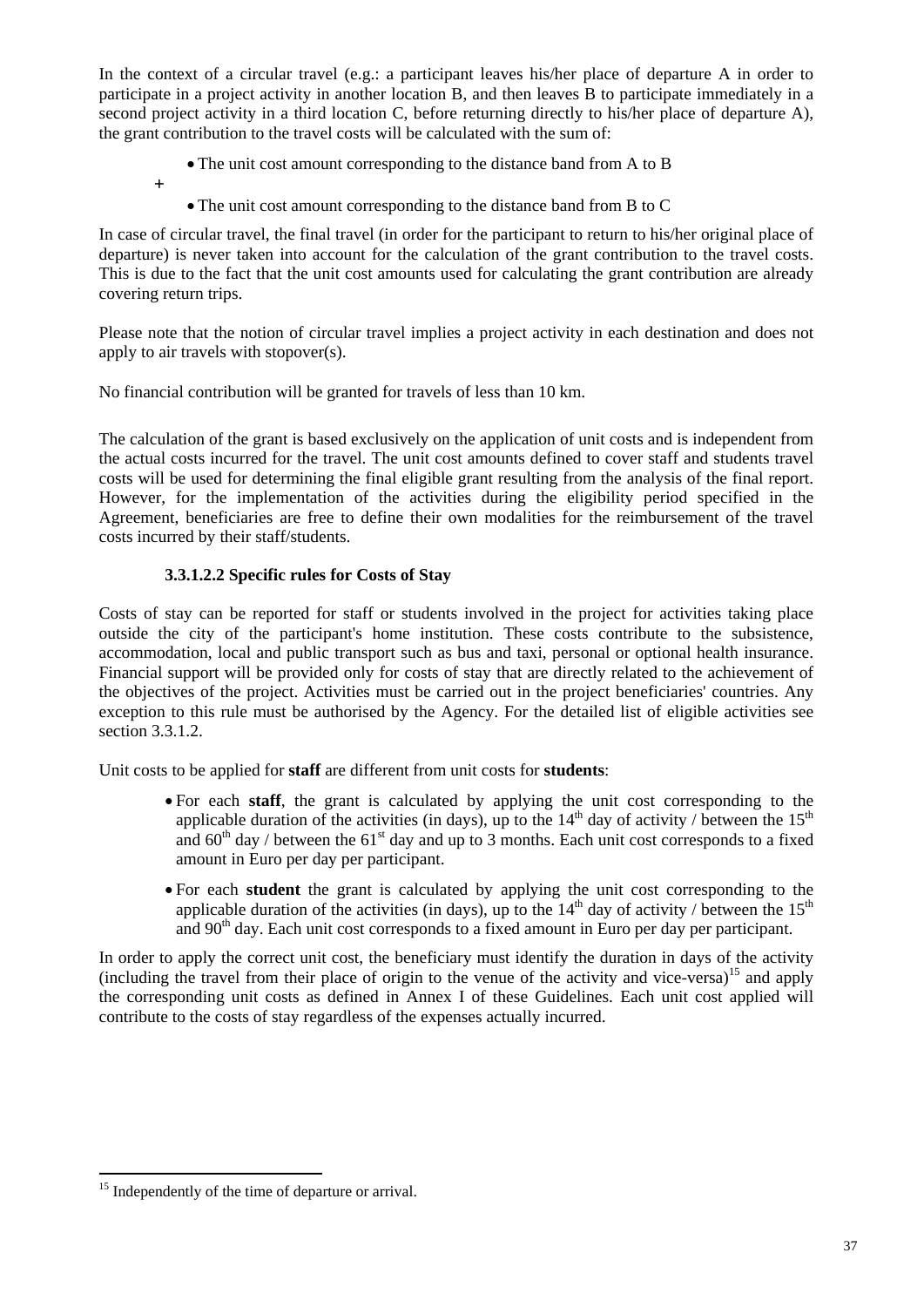In the context of a circular travel (e.g.: a participant leaves his/her place of departure A in order to participate in a project activity in another location B, and then leaves B to participate immediately in a second project activity in a third location C, before returning directly to his/her place of departure A), the grant contribution to the travel costs will be calculated with the sum of:

- The unit cost amount corresponding to the distance band from A to B

+

- The unit cost amount corresponding to the distance band from B to C

In case of circular travel, the final travel (in order for the participant to return to his/her original place of departure) is never taken into account for the calculation of the grant contribution to the travel costs. This is due to the fact that the unit cost amounts used for calculating the grant contribution are already covering return trips.

Please note that the notion of circular travel implies a project activity in each destination and does not apply to air travels with stopover(s).

No financial contribution will be granted for travels of less than 10 km.

The calculation of the grant is based exclusively on the application of unit costs and is independent from the actual costs incurred for the travel. The unit cost amounts defined to cover staff and students travel costs will be used for determining the final eligible grant resulting from the analysis of the final report. However, for the implementation of the activities during the eligibility period specified in the Agreement, beneficiaries are free to define their own modalities for the reimbursement of the travel costs incurred by their staff/students.

#### 3.3.1.2.2 Specific rules for Costs of Stay

Costs of stay can be reported for staff or students involved in the project for activities taking place outside the city of the participant's home institution. These costs contribute to the subsistence, accommodation, local and public transport such as bus and taxi, personal or optional health insurance. Financial support will be provided only for costs of stay that are directly related to the achievement of the objectives of the project. Activities must be carried out in the project beneficiaries' countries. Any exception to this rule must be authorised by the Agency. For the detailed list of eligible activities see section 3.3.1.2.

Unit costs to be applied for **staff** are different from unit costs for **students**:

- For each **staff**, the grant is calculated by applying the unit cost corresponding to the applicable duration of the activities (in days), up to the 14th day of activity / between the 15th and 60th day / between the 61st day and up to 3 months. Each unit cost corresponds to a fixed amount in Euro per day per participant.
- For each **student** the grant is calculated by applying the unit cost corresponding to the applicable duration of the activities (in days), up to the 14th day of activity / between the 15th and 90th day. Each unit cost corresponds to a fixed amount in Euro per day per participant.

In order to apply the correct unit cost, the beneficiary must identify the duration in days of the activity (including the travel from their place of origin to the venue of the activity and vice-versa)[15] and apply the corresponding unit costs as defined in Annex I of these Guidelines. Each unit cost applied will contribute to the costs of stay regardless of the expenses actually incurred.

[15] Independently of the time of departure or arrival.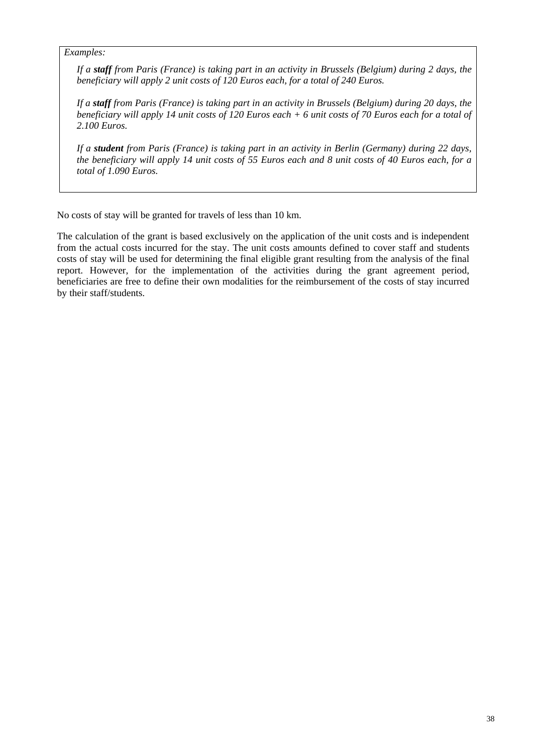*Examples:*

*If a **staff** from Paris (France) is taking part in an activity in Brussels (Belgium) during 2 days, the beneficiary will apply 2 unit costs of 120 Euros each, for a total of 240 Euros.*

*If a **staff** from Paris (France) is taking part in an activity in Brussels (Belgium) during 20 days, the beneficiary will apply 14 unit costs of 120 Euros each + 6 unit costs of 70 Euros each for a total of 2.100 Euros.*

*If a **student** from Paris (France) is taking part in an activity in Berlin (Germany) during 22 days, the beneficiary will apply 14 unit costs of 55 Euros each and 8 unit costs of 40 Euros each, for a total of 1.090 Euros.*

No costs of stay will be granted for travels of less than 10 km.

The calculation of the grant is based exclusively on the application of the unit costs and is independent from the actual costs incurred for the stay. The unit costs amounts defined to cover staff and students costs of stay will be used for determining the final eligible grant resulting from the analysis of the final report. However, for the implementation of the activities during the grant agreement period, beneficiaries are free to define their own modalities for the reimbursement of the costs of stay incurred by their staff/students.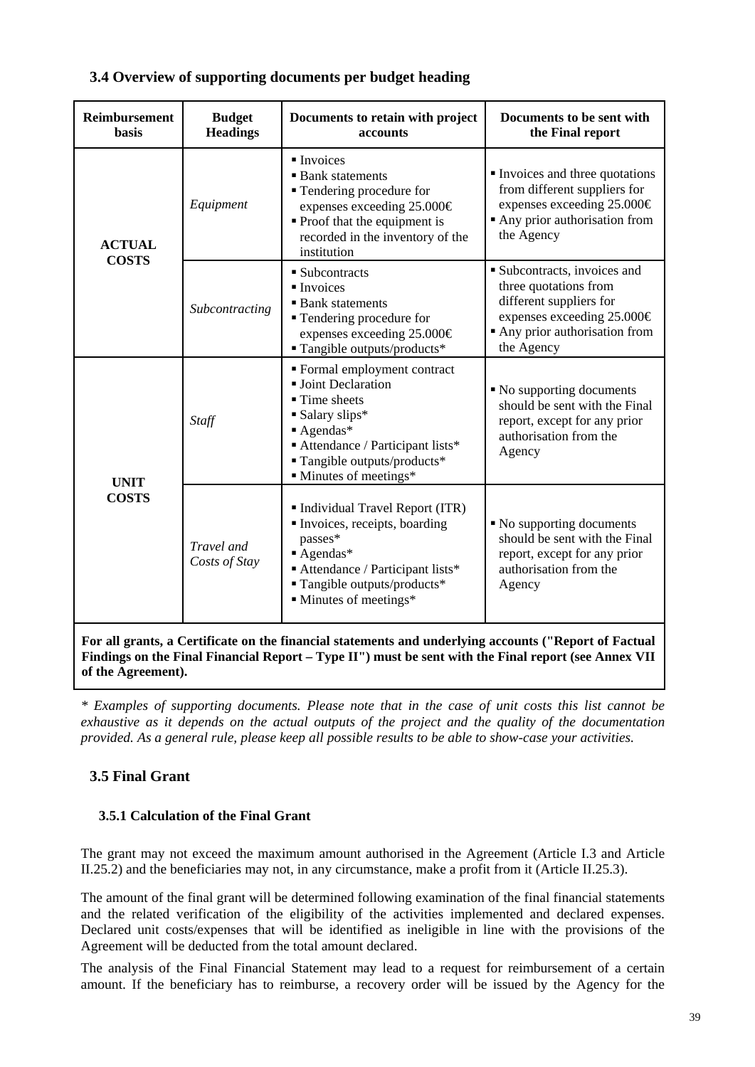### 3.4 Overview of supporting documents per budget heading

| Reimbursement basis | Budget Headings | Documents to retain with project accounts | Documents to be sent with the Final report |
|---|---|---|---|
| **ACTUAL COSTS** | *Equipment* | ▪ Invoices<br>▪ Bank statements<br>▪ Tendering procedure for expenses exceeding 25.000€<br>▪ Proof that the equipment is recorded in the inventory of the institution | ▪ Invoices and three quotations from different suppliers for expenses exceeding 25.000€<br>▪ Any prior authorisation from the Agency |
| | *Subcontracting* | ▪ Subcontracts<br>▪ Invoices<br>▪ Bank statements<br>▪ Tendering procedure for expenses exceeding 25.000€<br>▪ Tangible outputs/products* | ▪ Subcontracts, invoices and three quotations from different suppliers for expenses exceeding 25.000€<br>▪ Any prior authorisation from the Agency |
| **UNIT COSTS** | *Staff* | ▪ Formal employment contract<br>▪ Joint Declaration<br>▪ Time sheets<br>▪ Salary slips*<br>▪ Agendas*<br>▪ Attendance / Participant lists*<br>▪ Tangible outputs/products*<br>▪ Minutes of meetings* | ▪ No supporting documents should be sent with the Final report, except for any prior authorisation from the Agency |
| | *Travel and Costs of Stay* | ▪ Individual Travel Report (ITR)<br>▪ Invoices, receipts, boarding passes*<br>▪ Agendas*<br>▪ Attendance / Participant lists*<br>▪ Tangible outputs/products*<br>▪ Minutes of meetings* | ▪ No supporting documents should be sent with the Final report, except for any prior authorisation from the Agency |
| **For all grants, a Certificate on the financial statements and underlying accounts ("Report of Factual Findings on the Final Financial Report – Type II") must be sent with the Final report (see Annex VII of the Agreement).** | | | |

*\* Examples of supporting documents. Please note that in the case of unit costs this list cannot be exhaustive as it depends on the actual outputs of the project and the quality of the documentation provided. As a general rule, please keep all possible results to be able to show-case your activities.*

### 3.5 Final Grant

#### 3.5.1 Calculation of the Final Grant

The grant may not exceed the maximum amount authorised in the Agreement (Article I.3 and Article II.25.2) and the beneficiaries may not, in any circumstance, make a profit from it (Article II.25.3).

The amount of the final grant will be determined following examination of the final financial statements and the related verification of the eligibility of the activities implemented and declared expenses. Declared unit costs/expenses that will be identified as ineligible in line with the provisions of the Agreement will be deducted from the total amount declared.

The analysis of the Final Financial Statement may lead to a request for reimbursement of a certain amount. If the beneficiary has to reimburse, a recovery order will be issued by the Agency for the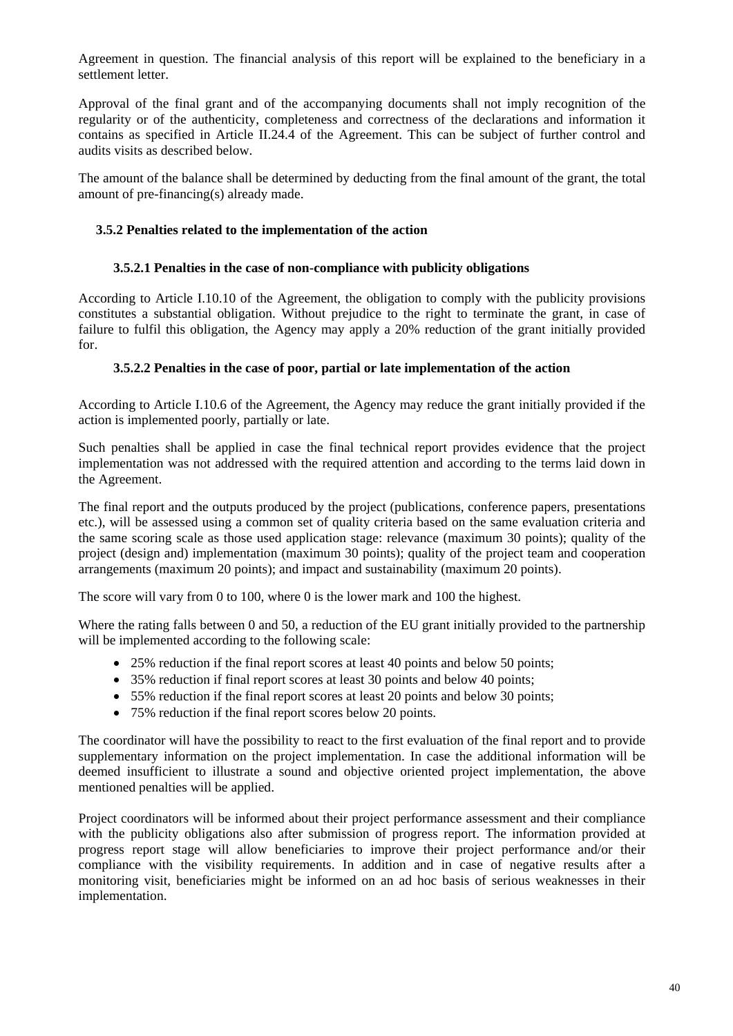Agreement in question. The financial analysis of this report will be explained to the beneficiary in a settlement letter.

Approval of the final grant and of the accompanying documents shall not imply recognition of the regularity or of the authenticity, completeness and correctness of the declarations and information it contains as specified in Article II.24.4 of the Agreement. This can be subject of further control and audits visits as described below.

The amount of the balance shall be determined by deducting from the final amount of the grant, the total amount of pre-financing(s) already made.

### 3.5.2 Penalties related to the implementation of the action

#### 3.5.2.1 Penalties in the case of non-compliance with publicity obligations

According to Article I.10.10 of the Agreement, the obligation to comply with the publicity provisions constitutes a substantial obligation. Without prejudice to the right to terminate the grant, in case of failure to fulfil this obligation, the Agency may apply a 20% reduction of the grant initially provided for.

#### 3.5.2.2 Penalties in the case of poor, partial or late implementation of the action

According to Article I.10.6 of the Agreement, the Agency may reduce the grant initially provided if the action is implemented poorly, partially or late.

Such penalties shall be applied in case the final technical report provides evidence that the project implementation was not addressed with the required attention and according to the terms laid down in the Agreement.

The final report and the outputs produced by the project (publications, conference papers, presentations etc.), will be assessed using a common set of quality criteria based on the same evaluation criteria and the same scoring scale as those used application stage: relevance (maximum 30 points); quality of the project (design and) implementation (maximum 30 points); quality of the project team and cooperation arrangements (maximum 20 points); and impact and sustainability (maximum 20 points).

The score will vary from 0 to 100, where 0 is the lower mark and 100 the highest.

Where the rating falls between 0 and 50, a reduction of the EU grant initially provided to the partnership will be implemented according to the following scale:

- 25% reduction if the final report scores at least 40 points and below 50 points;
- 35% reduction if final report scores at least 30 points and below 40 points;
- 55% reduction if the final report scores at least 20 points and below 30 points;
- 75% reduction if the final report scores below 20 points.

The coordinator will have the possibility to react to the first evaluation of the final report and to provide supplementary information on the project implementation. In case the additional information will be deemed insufficient to illustrate a sound and objective oriented project implementation, the above mentioned penalties will be applied.

Project coordinators will be informed about their project performance assessment and their compliance with the publicity obligations also after submission of progress report. The information provided at progress report stage will allow beneficiaries to improve their project performance and/or their compliance with the visibility requirements. In addition and in case of negative results after a monitoring visit, beneficiaries might be informed on an ad hoc basis of serious weaknesses in their implementation.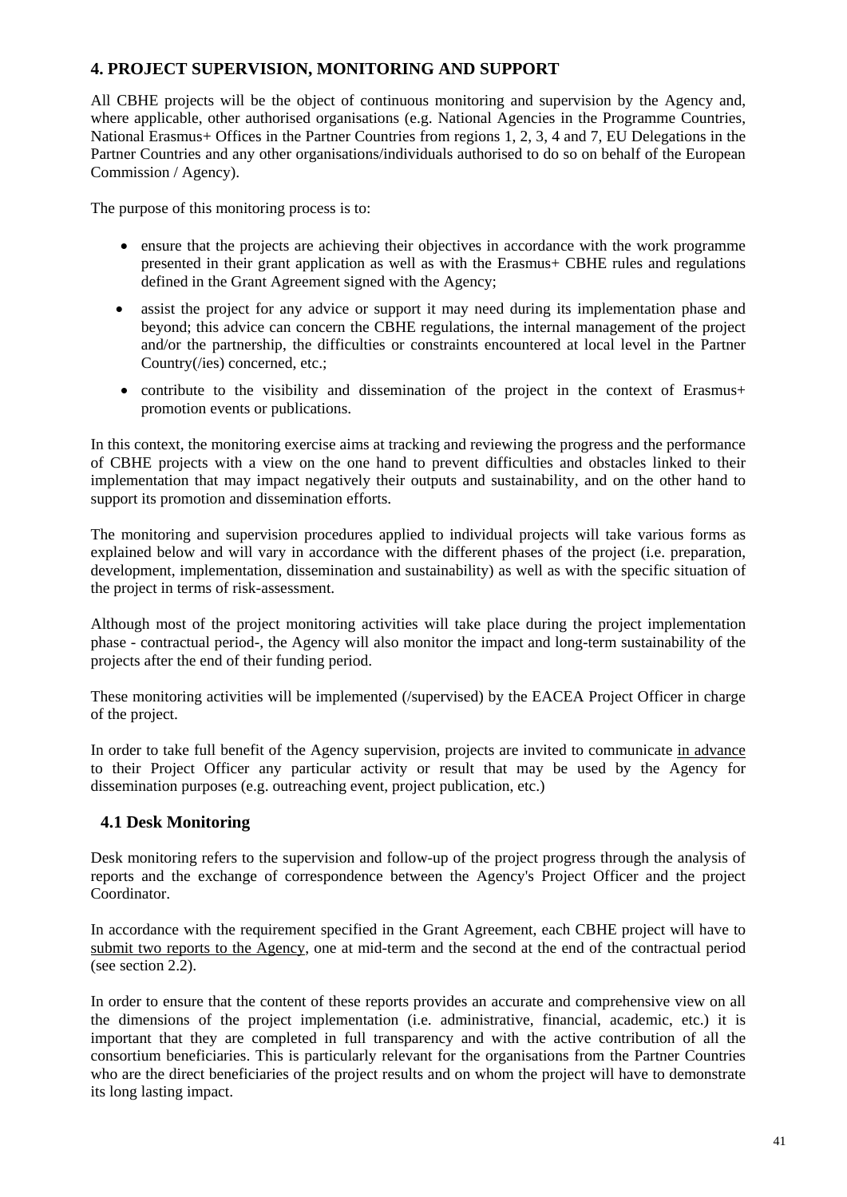## 4. PROJECT SUPERVISION, MONITORING AND SUPPORT

All CBHE projects will be the object of continuous monitoring and supervision by the Agency and, where applicable, other authorised organisations (e.g. National Agencies in the Programme Countries, National Erasmus+ Offices in the Partner Countries from regions 1, 2, 3, 4 and 7, EU Delegations in the Partner Countries and any other organisations/individuals authorised to do so on behalf of the European Commission / Agency).

The purpose of this monitoring process is to:

- ensure that the projects are achieving their objectives in accordance with the work programme presented in their grant application as well as with the Erasmus+ CBHE rules and regulations defined in the Grant Agreement signed with the Agency;
- assist the project for any advice or support it may need during its implementation phase and beyond; this advice can concern the CBHE regulations, the internal management of the project and/or the partnership, the difficulties or constraints encountered at local level in the Partner Country(/ies) concerned, etc.;
- contribute to the visibility and dissemination of the project in the context of Erasmus+ promotion events or publications.

In this context, the monitoring exercise aims at tracking and reviewing the progress and the performance of CBHE projects with a view on the one hand to prevent difficulties and obstacles linked to their implementation that may impact negatively their outputs and sustainability, and on the other hand to support its promotion and dissemination efforts.

The monitoring and supervision procedures applied to individual projects will take various forms as explained below and will vary in accordance with the different phases of the project (i.e. preparation, development, implementation, dissemination and sustainability) as well as with the specific situation of the project in terms of risk-assessment.

Although most of the project monitoring activities will take place during the project implementation phase - contractual period-, the Agency will also monitor the impact and long-term sustainability of the projects after the end of their funding period.

These monitoring activities will be implemented (/supervised) by the EACEA Project Officer in charge of the project.

In order to take full benefit of the Agency supervision, projects are invited to communicate in advance to their Project Officer any particular activity or result that may be used by the Agency for dissemination purposes (e.g. outreaching event, project publication, etc.)

### 4.1 Desk Monitoring

Desk monitoring refers to the supervision and follow-up of the project progress through the analysis of reports and the exchange of correspondence between the Agency's Project Officer and the project Coordinator.

In accordance with the requirement specified in the Grant Agreement, each CBHE project will have to submit two reports to the Agency, one at mid-term and the second at the end of the contractual period (see section 2.2).

In order to ensure that the content of these reports provides an accurate and comprehensive view on all the dimensions of the project implementation (i.e. administrative, financial, academic, etc.) it is important that they are completed in full transparency and with the active contribution of all the consortium beneficiaries. This is particularly relevant for the organisations from the Partner Countries who are the direct beneficiaries of the project results and on whom the project will have to demonstrate its long lasting impact.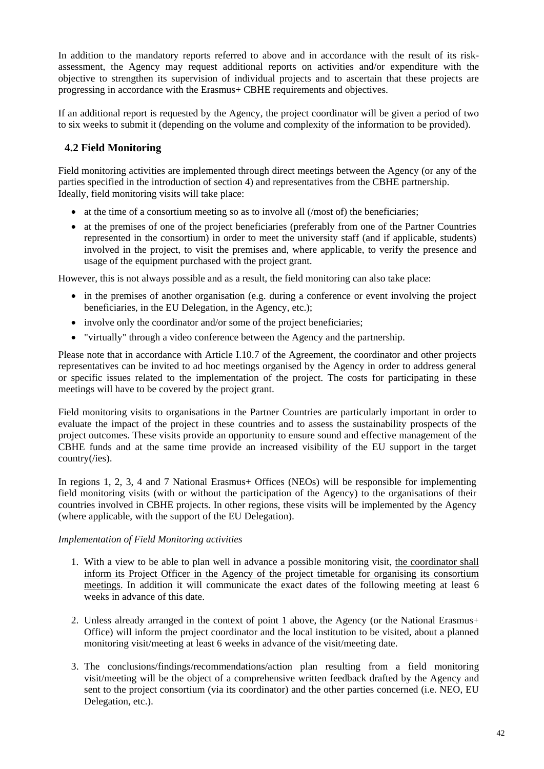In addition to the mandatory reports referred to above and in accordance with the result of its risk-assessment, the Agency may request additional reports on activities and/or expenditure with the objective to strengthen its supervision of individual projects and to ascertain that these projects are progressing in accordance with the Erasmus+ CBHE requirements and objectives.

If an additional report is requested by the Agency, the project coordinator will be given a period of two to six weeks to submit it (depending on the volume and complexity of the information to be provided).

## 4.2 Field Monitoring

Field monitoring activities are implemented through direct meetings between the Agency (or any of the parties specified in the introduction of section 4) and representatives from the CBHE partnership. Ideally, field monitoring visits will take place:

- at the time of a consortium meeting so as to involve all (/most of) the beneficiaries;
- at the premises of one of the project beneficiaries (preferably from one of the Partner Countries represented in the consortium) in order to meet the university staff (and if applicable, students) involved in the project, to visit the premises and, where applicable, to verify the presence and usage of the equipment purchased with the project grant.

However, this is not always possible and as a result, the field monitoring can also take place:

- in the premises of another organisation (e.g. during a conference or event involving the project beneficiaries, in the EU Delegation, in the Agency, etc.);
- involve only the coordinator and/or some of the project beneficiaries;
- "virtually" through a video conference between the Agency and the partnership.

Please note that in accordance with Article I.10.7 of the Agreement, the coordinator and other projects representatives can be invited to ad hoc meetings organised by the Agency in order to address general or specific issues related to the implementation of the project. The costs for participating in these meetings will have to be covered by the project grant.

Field monitoring visits to organisations in the Partner Countries are particularly important in order to evaluate the impact of the project in these countries and to assess the sustainability prospects of the project outcomes. These visits provide an opportunity to ensure sound and effective management of the CBHE funds and at the same time provide an increased visibility of the EU support in the target country(/ies).

In regions 1, 2, 3, 4 and 7 National Erasmus+ Offices (NEOs) will be responsible for implementing field monitoring visits (with or without the participation of the Agency) to the organisations of their countries involved in CBHE projects. In other regions, these visits will be implemented by the Agency (where applicable, with the support of the EU Delegation).

*Implementation of Field Monitoring activities*

1. With a view to be able to plan well in advance a possible monitoring visit, the coordinator shall inform its Project Officer in the Agency of the project timetable for organising its consortium meetings. In addition it will communicate the exact dates of the following meeting at least 6 weeks in advance of this date.

2. Unless already arranged in the context of point 1 above, the Agency (or the National Erasmus+ Office) will inform the project coordinator and the local institution to be visited, about a planned monitoring visit/meeting at least 6 weeks in advance of the visit/meeting date.

3. The conclusions/findings/recommendations/action plan resulting from a field monitoring visit/meeting will be the object of a comprehensive written feedback drafted by the Agency and sent to the project consortium (via its coordinator) and the other parties concerned (i.e. NEO, EU Delegation, etc.).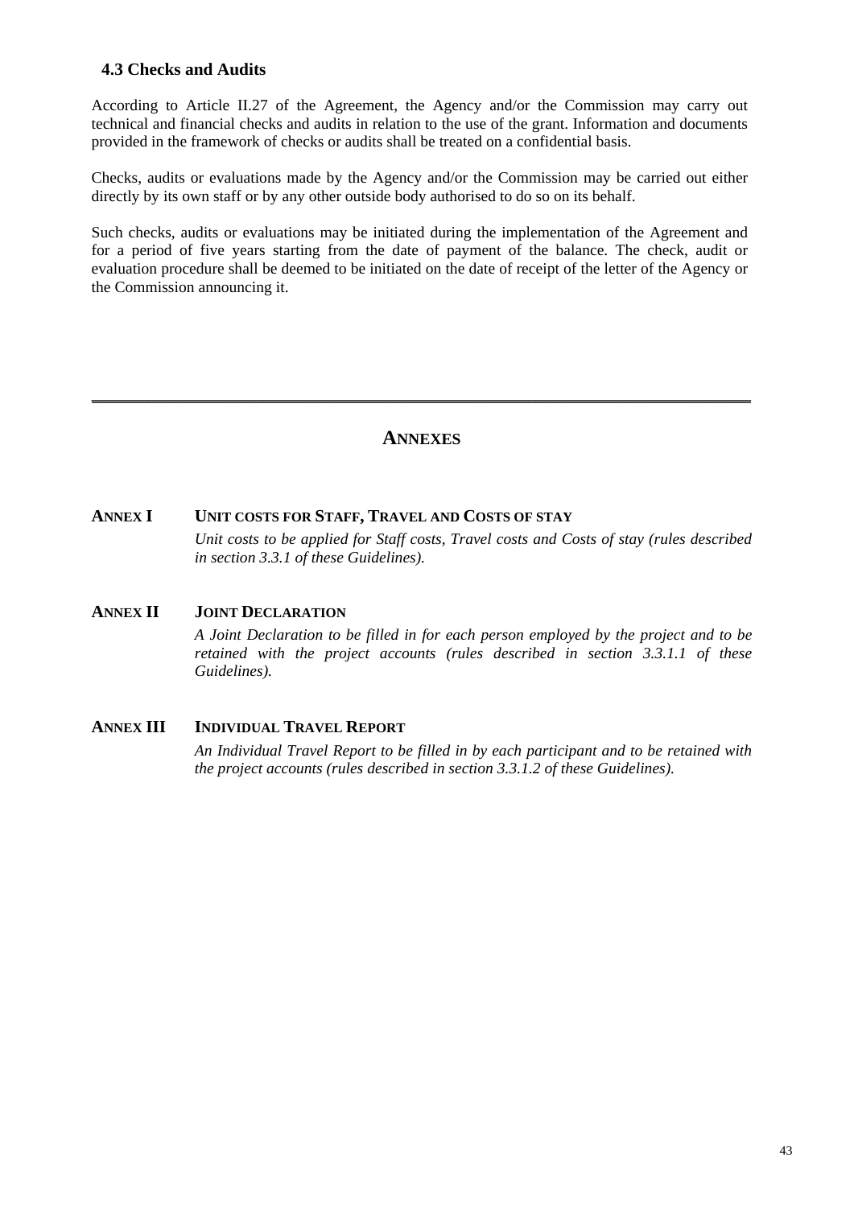### 4.3 Checks and Audits

According to Article II.27 of the Agreement, the Agency and/or the Commission may carry out technical and financial checks and audits in relation to the use of the grant. Information and documents provided in the framework of checks or audits shall be treated on a confidential basis.

Checks, audits or evaluations made by the Agency and/or the Commission may be carried out either directly by its own staff or by any other outside body authorised to do so on its behalf.

Such checks, audits or evaluations may be initiated during the implementation of the Agreement and for a period of five years starting from the date of payment of the balance. The check, audit or evaluation procedure shall be deemed to be initiated on the date of receipt of the letter of the Agency or the Commission announcing it.

---

## ANNEXES

**ANNEX I UNIT COSTS FOR STAFF, TRAVEL AND COSTS OF STAY**

*Unit costs to be applied for Staff costs, Travel costs and Costs of stay (rules described in section 3.3.1 of these Guidelines).*

**ANNEX II JOINT DECLARATION**

*A Joint Declaration to be filled in for each person employed by the project and to be retained with the project accounts (rules described in section 3.3.1.1 of these Guidelines).*

**ANNEX III INDIVIDUAL TRAVEL REPORT**

*An Individual Travel Report to be filled in by each participant and to be retained with the project accounts (rules described in section 3.3.1.2 of these Guidelines).*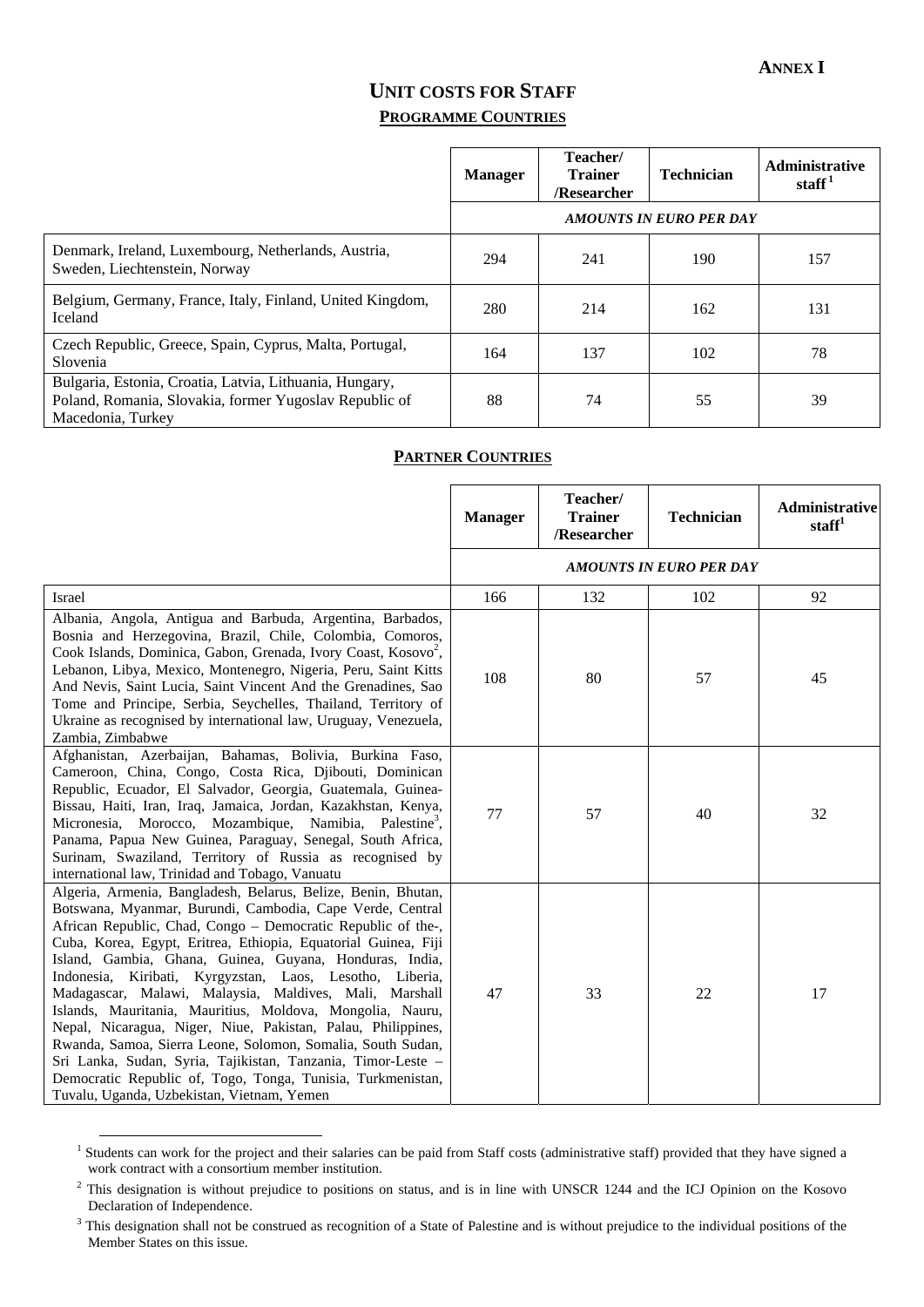**ANNEX I**

# UNIT COSTS FOR STAFF

## PROGRAMME COUNTRIES

| | Manager | Teacher/ Trainer /Researcher | Technician | Administrative staff [1] |
|---|---|---|---|---|
| | *AMOUNTS IN EURO PER DAY* | | | |
| Denmark, Ireland, Luxembourg, Netherlands, Austria, Sweden, Liechtenstein, Norway | 294 | 241 | 190 | 157 |
| Belgium, Germany, France, Italy, Finland, United Kingdom, Iceland | 280 | 214 | 162 | 131 |
| Czech Republic, Greece, Spain, Cyprus, Malta, Portugal, Slovenia | 164 | 137 | 102 | 78 |
| Bulgaria, Estonia, Croatia, Latvia, Lithuania, Hungary, Poland, Romania, Slovakia, former Yugoslav Republic of Macedonia, Turkey | 88 | 74 | 55 | 39 |

## PARTNER COUNTRIES

| | Manager | Teacher/ Trainer /Researcher | Technician | Administrative staff[1] |
|---|---|---|---|---|
| | *AMOUNTS IN EURO PER DAY* | | | |
| Israel | 166 | 132 | 102 | 92 |
| Albania, Angola, Antigua and Barbuda, Argentina, Barbados, Bosnia and Herzegovina, Brazil, Chile, Colombia, Comoros, Cook Islands, Dominica, Gabon, Grenada, Ivory Coast, Kosovo[2], Lebanon, Libya, Mexico, Montenegro, Nigeria, Peru, Saint Kitts And Nevis, Saint Lucia, Saint Vincent And the Grenadines, Sao Tome and Principe, Serbia, Seychelles, Thailand, Territory of Ukraine as recognised by international law, Uruguay, Venezuela, Zambia, Zimbabwe | 108 | 80 | 57 | 45 |
| Afghanistan, Azerbaijan, Bahamas, Bolivia, Burkina Faso, Cameroon, China, Congo, Costa Rica, Djibouti, Dominican Republic, Ecuador, El Salvador, Georgia, Guatemala, Guinea-Bissau, Haiti, Iran, Iraq, Jamaica, Jordan, Kazakhstan, Kenya, Micronesia, Morocco, Mozambique, Namibia, Palestine[3], Panama, Papua New Guinea, Paraguay, Senegal, South Africa, Surinam, Swaziland, Territory of Russia as recognised by international law, Trinidad and Tobago, Vanuatu | 77 | 57 | 40 | 32 |
| Algeria, Armenia, Bangladesh, Belarus, Belize, Benin, Bhutan, Botswana, Myanmar, Burundi, Cambodia, Cape Verde, Central African Republic, Chad, Congo – Democratic Republic of the-, Cuba, Korea, Egypt, Eritrea, Ethiopia, Equatorial Guinea, Fiji Island, Gambia, Ghana, Guinea, Guyana, Honduras, India, Indonesia, Kiribati, Kyrgyzstan, Laos, Lesotho, Liberia, Madagascar, Malawi, Malaysia, Maldives, Mali, Marshall Islands, Mauritania, Mauritius, Moldova, Mongolia, Nauru, Nepal, Nicaragua, Niger, Niue, Pakistan, Palau, Philippines, Rwanda, Samoa, Sierra Leone, Solomon, Somalia, South Sudan, Sri Lanka, Sudan, Syria, Tajikistan, Tanzania, Timor-Leste – Democratic Republic of, Togo, Tonga, Tunisia, Turkmenistan, Tuvalu, Uganda, Uzbekistan, Vietnam, Yemen | 47 | 33 | 22 | 17 |

[1] Students can work for the project and their salaries can be paid from Staff costs (administrative staff) provided that they have signed a work contract with a consortium member institution.

[2] This designation is without prejudice to positions on status, and is in line with UNSCR 1244 and the ICJ Opinion on the Kosovo Declaration of Independence.

[3] This designation shall not be construed as recognition of a State of Palestine and is without prejudice to the individual positions of the Member States on this issue.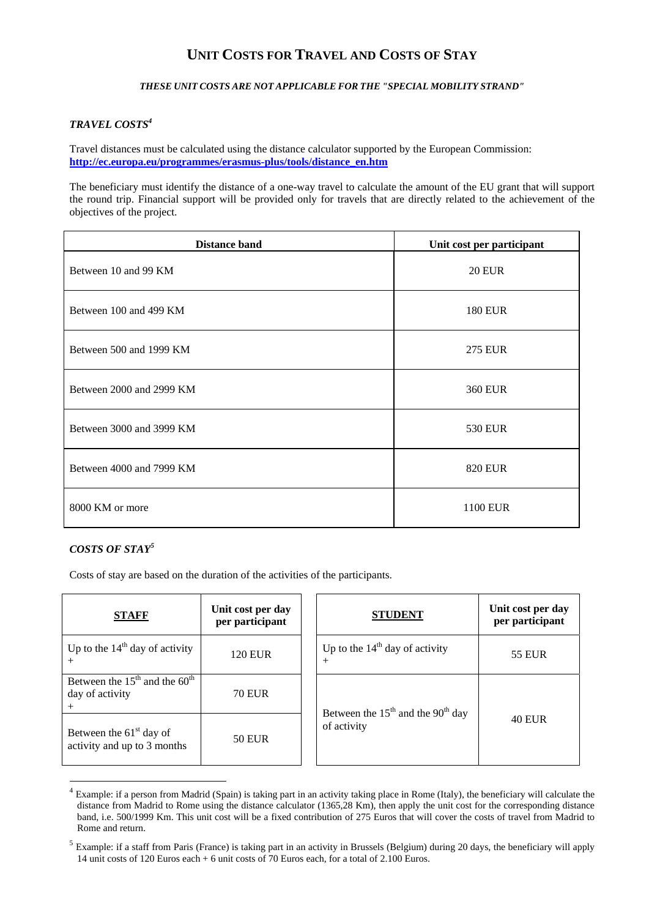# UNIT COSTS FOR TRAVEL AND COSTS OF STAY

***THESE UNIT COSTS ARE NOT APPLICABLE FOR THE "SPECIAL MOBILITY STRAND"***

### *TRAVEL COSTS*[4]

Travel distances must be calculated using the distance calculator supported by the European Commission: **http://ec.europa.eu/programmes/erasmus-plus/tools/distance_en.htm**

The beneficiary must identify the distance of a one-way travel to calculate the amount of the EU grant that will support the round trip. Financial support will be provided only for travels that are directly related to the achievement of the objectives of the project.

| Distance band | Unit cost per participant |
|---|---|
| Between 10 and 99 KM | 20 EUR |
| Between 100 and 499 KM | 180 EUR |
| Between 500 and 1999 KM | 275 EUR |
| Between 2000 and 2999 KM | 360 EUR |
| Between 3000 and 3999 KM | 530 EUR |
| Between 4000 and 7999 KM | 820 EUR |
| 8000 KM or more | 1100 EUR |

### *COSTS OF STAY*[5]

Costs of stay are based on the duration of the activities of the participants.

| **STAFF** | Unit cost per day per participant |
|---|---|
| Up to the 14th day of activity + | 120 EUR |
| Between the 15th and the 60th day of activity + | 70 EUR |
| Between the 61st day of activity and up to 3 months | 50 EUR |

| **STUDENT** | Unit cost per day per participant |
|---|---|
| Up to the 14th day of activity + | 55 EUR |
| Between the 15th and the 90th day of activity | 40 EUR |

---

[4] Example: if a person from Madrid (Spain) is taking part in an activity taking place in Rome (Italy), the beneficiary will calculate the distance from Madrid to Rome using the distance calculator (1365,28 Km), then apply the unit cost for the corresponding distance band, i.e. 500/1999 Km. This unit cost will be a fixed contribution of 275 Euros that will cover the costs of travel from Madrid to Rome and return.

[5] Example: if a staff from Paris (France) is taking part in an activity in Brussels (Belgium) during 20 days, the beneficiary will apply 14 unit costs of 120 Euros each + 6 unit costs of 70 Euros each, for a total of 2.100 Euros.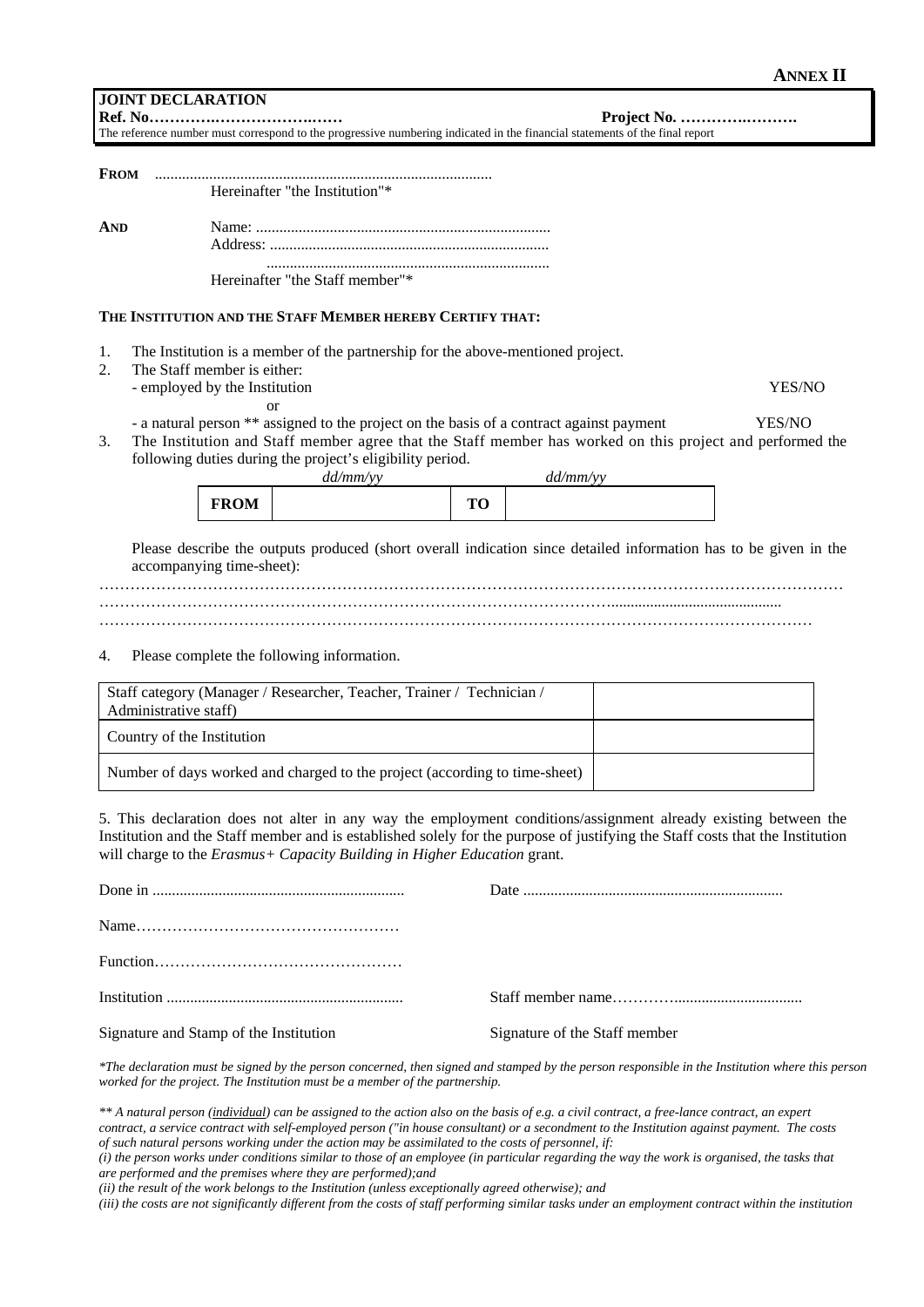**ANNEX II**

**JOINT DECLARATION**

**Ref. No………………………….……** **Project No. ………….……….**

The reference number must correspond to the progressive numbering indicated in the financial statements of the final report

**FROM** ......................................................................................

Hereinafter "the Institution"*

**AND** Name: ...........................................................................

Address: .......................................................................

.........................................................................

Hereinafter "the Staff member"*

**THE INSTITUTION AND THE STAFF MEMBER HEREBY CERTIFY THAT:**

1. The Institution is a member of the partnership for the above-mentioned project.
2. The Staff member is either:
   - employed by the Institution YES/NO

   or

   - a natural person ** assigned to the project on the basis of a contract against payment YES/NO
3. The Institution and Staff member agree that the Staff member has worked on this project and performed the following duties during the project's eligibility period.

| | *dd/mm/yy* | | *dd/mm/yy* |
|---|---|---|---|
| **FROM** | | **TO** | |

Please describe the outputs produced (short overall indication since detailed information has to be given in the accompanying time-sheet):

………………………………………………………………………………………………………………………

………………………………………………………………………………………….........................................

……………………………………………………………………………………………………………………

4. Please complete the following information.

| Staff category (Manager / Researcher, Teacher, Trainer / Technician / Administrative staff) | |
|---|---|
| Country of the Institution | |
| Number of days worked and charged to the project (according to time-sheet) | |

5. This declaration does not alter in any way the employment conditions/assignment already existing between the Institution and the Staff member and is established solely for the purpose of justifying the Staff costs that the Institution will charge to the *Erasmus+ Capacity Building in Higher Education* grant.

Done in ................................................................ Date ..................................................................

Name……………………………………………

Function…………………………………………

Institution ............................................................ Staff member name…………................................

Signature and Stamp of the Institution Signature of the Staff member

*\*The declaration must be signed by the person concerned, then signed and stamped by the person responsible in the Institution where this person worked for the project. The Institution must be a member of the partnership.*

*\*\* A natural person (individual) can be assigned to the action also on the basis of e.g. a civil contract, a free-lance contract, an expert contract, a service contract with self-employed person ("in house consultant) or a secondment to the Institution against payment. The costs of such natural persons working under the action may be assimilated to the costs of personnel, if:*

*(i) the person works under conditions similar to those of an employee (in particular regarding the way the work is organised, the tasks that are performed and the premises where they are performed);and*

*(ii) the result of the work belongs to the Institution (unless exceptionally agreed otherwise); and*

*(iii) the costs are not significantly different from the costs of staff performing similar tasks under an employment contract within the institution*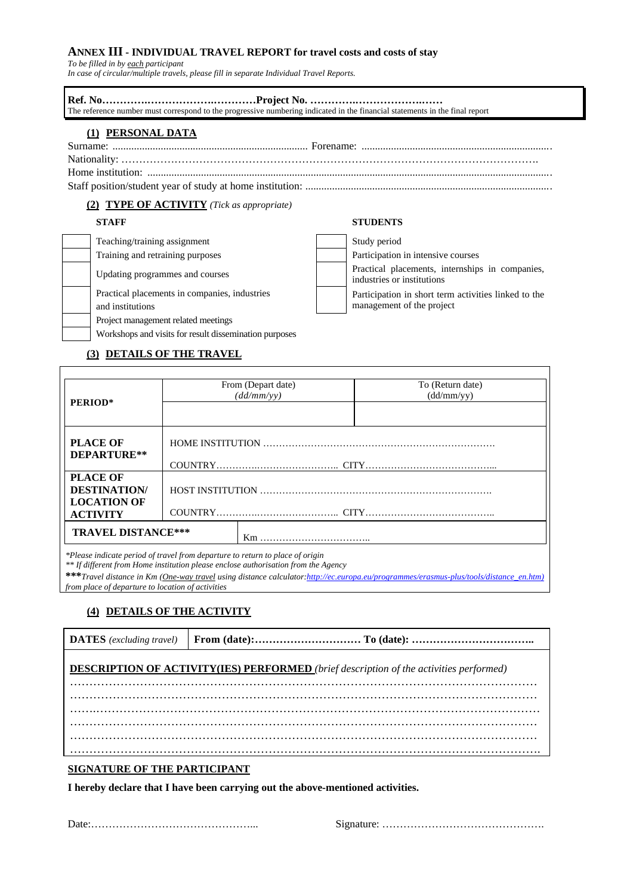# ANNEX III - INDIVIDUAL TRAVEL REPORT for travel costs and costs of stay

*To be filled in by each participant*
*In case of circular/multiple travels, please fill in separate Individual Travel Reports.*

**Ref. No.…………….……………….…………Project No. ……………….…………….……**
The reference number must correspond to the progressive numbering indicated in the financial statements in the final report

## (1) PERSONAL DATA

Surname: ........................................................................ Forename: ......................................................................

Nationality: …………………………………………………………………………………………………….

Home institution: ...................................................................................................................................................

Staff position/student year of study at home institution: ...........................................................................................

## (2) TYPE OF ACTIVITY *(Tick as appropriate)*

| | STAFF | | STUDENTS |
|---|---|---|---|
| | Teaching/training assignment | | Study period |
| | Training and retraining purposes | | Participation in intensive courses |
| | Updating programmes and courses | | Practical placements, internships in companies, industries or institutions |
| | Practical placements in companies, industries and institutions | | Participation in short term activities linked to the management of the project |
| | Project management related meetings | | |
| | Workshops and visits for result dissemination purposes | | |

## (3) DETAILS OF THE TRAVEL

| | | |
|---|---|---|
| **PERIOD*** | From (Depart date) *(dd/mm/yy)* | To (Return date) (dd/mm/yy) |
| | | |
| **PLACE OF DEPARTURE**** | HOME INSTITUTION ………………………………………………………………<br>COUNTRY……………………………….. CITY………………………………….. | |
| **PLACE OF DESTINATION/ LOCATION OF ACTIVITY** | HOST INSTITUTION ……………………………………………………………….<br>COUNTRY……………………………….. CITY………………………………….. | |
| **TRAVEL DISTANCE***** | Km …………………………….. | |

*\*Please indicate period of travel from departure to return to place of origin*
*\*\* If different from Home institution please enclose authorisation from the Agency*
***\*\*\****Travel distance in Km (One-way travel using distance calculator: http://ec.europa.eu/programmes/erasmus-plus/tools/distance_en.htm) from place of departure to location of activities*

## (4) DETAILS OF THE ACTIVITY

| | |
|---|---|
| **DATES** *(excluding travel)* | **From (date):………………………… To (date): ……………………………..** |

**DESCRIPTION OF ACTIVITY(IES) PERFORMED** *(brief description of the activities performed)*
…………………………………………………………………………………………………………
…………………………………………………………………………………………………………
…………………………………………………………………………………………………………
…………………………………………………………………………………………………………
…………………………………………………………………………………………………………
…………………………………………………………………………………………………………

## SIGNATURE OF THE PARTICIPANT

**I hereby declare that I have been carrying out the above-mentioned activities.**

Date:………………………………………... Signature: ……………………………………….